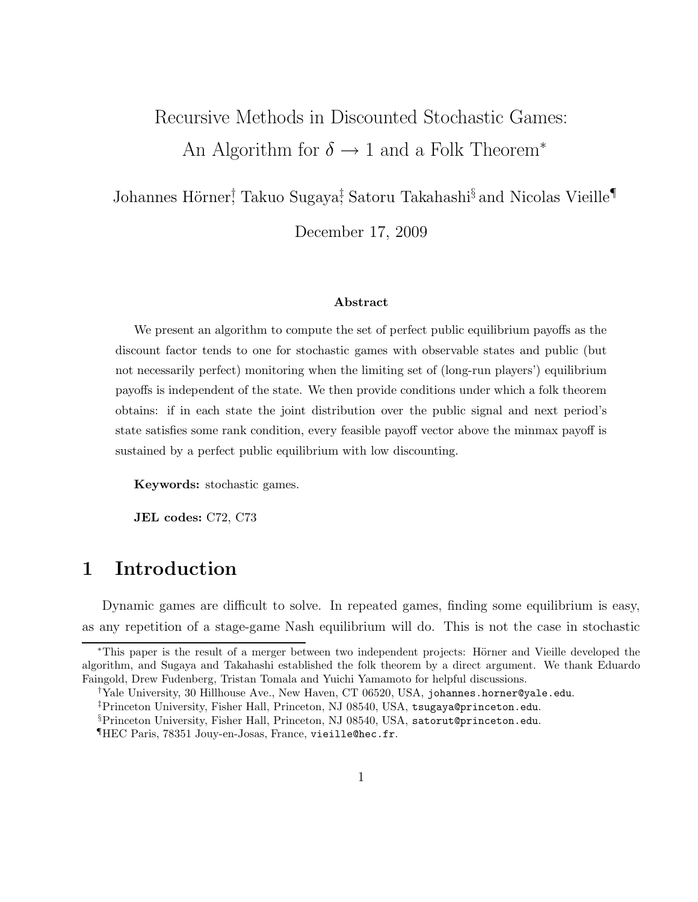# Recursive Methods in Discounted Stochastic Games: An Algorithm for $\delta \to 1$ and a Folk Theorem[*]

Johannes Hörner[†], Takuo Sugaya[‡], Satoru Takahashi[§] and Nicolas Vieille[¶]

December 17, 2009

### Abstract

We present an algorithm to compute the set of perfect public equilibrium payoffs as the discount factor tends to one for stochastic games with observable states and public (but not necessarily perfect) monitoring when the limiting set of (long-run players') equilibrium payoffs is independent of the state. We then provide conditions under which a folk theorem obtains: if in each state the joint distribution over the public signal and next period's state satisfies some rank condition, every feasible payoff vector above the minmax payoff is sustained by a perfect public equilibrium with low discounting.

**Keywords:** stochastic games.

**JEL codes:** C72, C73

## 1 Introduction

Dynamic games are difficult to solve. In repeated games, finding some equilibrium is easy, as any repetition of a stage-game Nash equilibrium will do. This is not the case in stochastic

---

[*]This paper is the result of a merger between two independent projects: Hörner and Vieille developed the algorithm, and Sugaya and Takahashi established the folk theorem by a direct argument. We thank Eduardo Faingold, Drew Fudenberg, Tristan Tomala and Yuichi Yamamoto for helpful discussions.

[†]Yale University, 30 Hillhouse Ave., New Haven, CT 06520, USA, johannes.horner@yale.edu.

[‡]Princeton University, Fisher Hall, Princeton, NJ 08540, USA, tsugaya@princeton.edu.

[§]Princeton University, Fisher Hall, Princeton, NJ 08540, USA, satorut@princeton.edu.

[¶]HEC Paris, 78351 Jouy-en-Josas, France, vieille@hec.fr.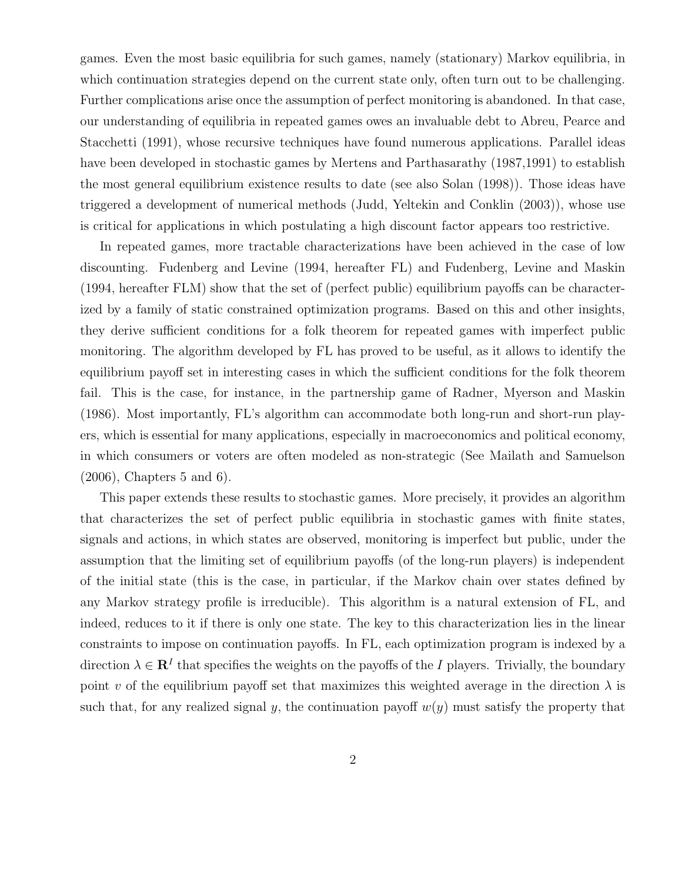games. Even the most basic equilibria for such games, namely (stationary) Markov equilibria, in which continuation strategies depend on the current state only, often turn out to be challenging. Further complications arise once the assumption of perfect monitoring is abandoned. In that case, our understanding of equilibria in repeated games owes an invaluable debt to Abreu, Pearce and Stacchetti (1991), whose recursive techniques have found numerous applications. Parallel ideas have been developed in stochastic games by Mertens and Parthasarathy (1987,1991) to establish the most general equilibrium existence results to date (see also Solan (1998)). Those ideas have triggered a development of numerical methods (Judd, Yeltekin and Conklin (2003)), whose use is critical for applications in which postulating a high discount factor appears too restrictive.

In repeated games, more tractable characterizations have been achieved in the case of low discounting. Fudenberg and Levine (1994, hereafter FL) and Fudenberg, Levine and Maskin (1994, hereafter FLM) show that the set of (perfect public) equilibrium payoffs can be characterized by a family of static constrained optimization programs. Based on this and other insights, they derive sufficient conditions for a folk theorem for repeated games with imperfect public monitoring. The algorithm developed by FL has proved to be useful, as it allows to identify the equilibrium payoff set in interesting cases in which the sufficient conditions for the folk theorem fail. This is the case, for instance, in the partnership game of Radner, Myerson and Maskin (1986). Most importantly, FL's algorithm can accommodate both long-run and short-run players, which is essential for many applications, especially in macroeconomics and political economy, in which consumers or voters are often modeled as non-strategic (See Mailath and Samuelson (2006), Chapters 5 and 6).

This paper extends these results to stochastic games. More precisely, it provides an algorithm that characterizes the set of perfect public equilibria in stochastic games with finite states, signals and actions, in which states are observed, monitoring is imperfect but public, under the assumption that the limiting set of equilibrium payoffs (of the long-run players) is independent of the initial state (this is the case, in particular, if the Markov chain over states defined by any Markov strategy profile is irreducible). This algorithm is a natural extension of FL, and indeed, reduces to it if there is only one state. The key to this characterization lies in the linear constraints to impose on continuation payoffs. In FL, each optimization program is indexed by a direction $\lambda \in \mathbf{R}^I$ that specifies the weights on the payoffs of the $I$ players. Trivially, the boundary point $v$ of the equilibrium payoff set that maximizes this weighted average in the direction $\lambda$ is such that, for any realized signal $y$, the continuation payoff $w(y)$ must satisfy the property that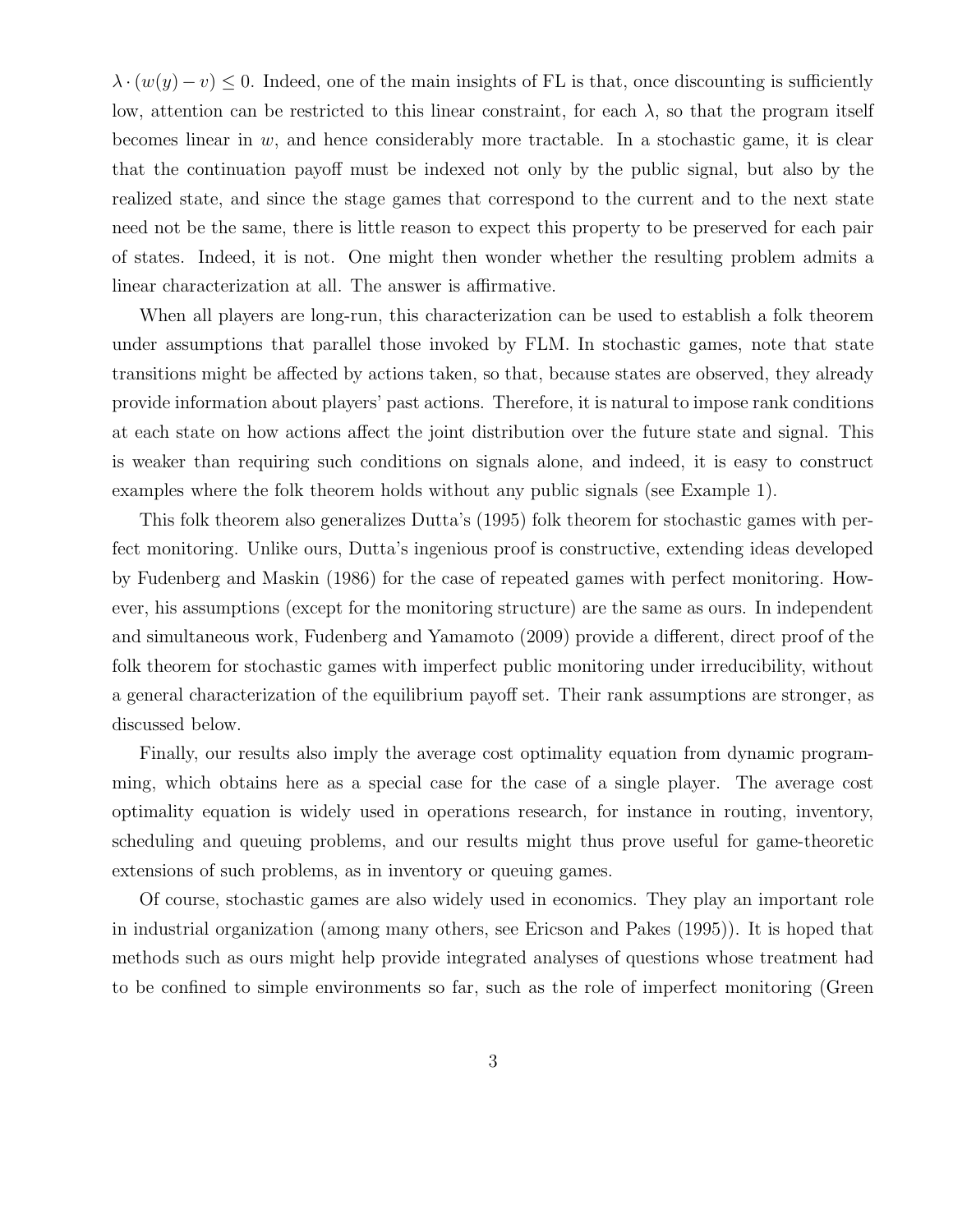$\lambda \cdot (w(y) - v) \leq 0$. Indeed, one of the main insights of FL is that, once discounting is sufficiently low, attention can be restricted to this linear constraint, for each $\lambda$, so that the program itself becomes linear in $w$, and hence considerably more tractable. In a stochastic game, it is clear that the continuation payoff must be indexed not only by the public signal, but also by the realized state, and since the stage games that correspond to the current and to the next state need not be the same, there is little reason to expect this property to be preserved for each pair of states. Indeed, it is not. One might then wonder whether the resulting problem admits a linear characterization at all. The answer is affirmative.

When all players are long-run, this characterization can be used to establish a folk theorem under assumptions that parallel those invoked by FLM. In stochastic games, note that state transitions might be affected by actions taken, so that, because states are observed, they already provide information about players' past actions. Therefore, it is natural to impose rank conditions at each state on how actions affect the joint distribution over the future state and signal. This is weaker than requiring such conditions on signals alone, and indeed, it is easy to construct examples where the folk theorem holds without any public signals (see Example 1).

This folk theorem also generalizes Dutta's (1995) folk theorem for stochastic games with perfect monitoring. Unlike ours, Dutta's ingenious proof is constructive, extending ideas developed by Fudenberg and Maskin (1986) for the case of repeated games with perfect monitoring. However, his assumptions (except for the monitoring structure) are the same as ours. In independent and simultaneous work, Fudenberg and Yamamoto (2009) provide a different, direct proof of the folk theorem for stochastic games with imperfect public monitoring under irreducibility, without a general characterization of the equilibrium payoff set. Their rank assumptions are stronger, as discussed below.

Finally, our results also imply the average cost optimality equation from dynamic programming, which obtains here as a special case for the case of a single player. The average cost optimality equation is widely used in operations research, for instance in routing, inventory, scheduling and queuing problems, and our results might thus prove useful for game-theoretic extensions of such problems, as in inventory or queuing games.

Of course, stochastic games are also widely used in economics. They play an important role in industrial organization (among many others, see Ericson and Pakes (1995)). It is hoped that methods such as ours might help provide integrated analyses of questions whose treatment had to be confined to simple environments so far, such as the role of imperfect monitoring (Green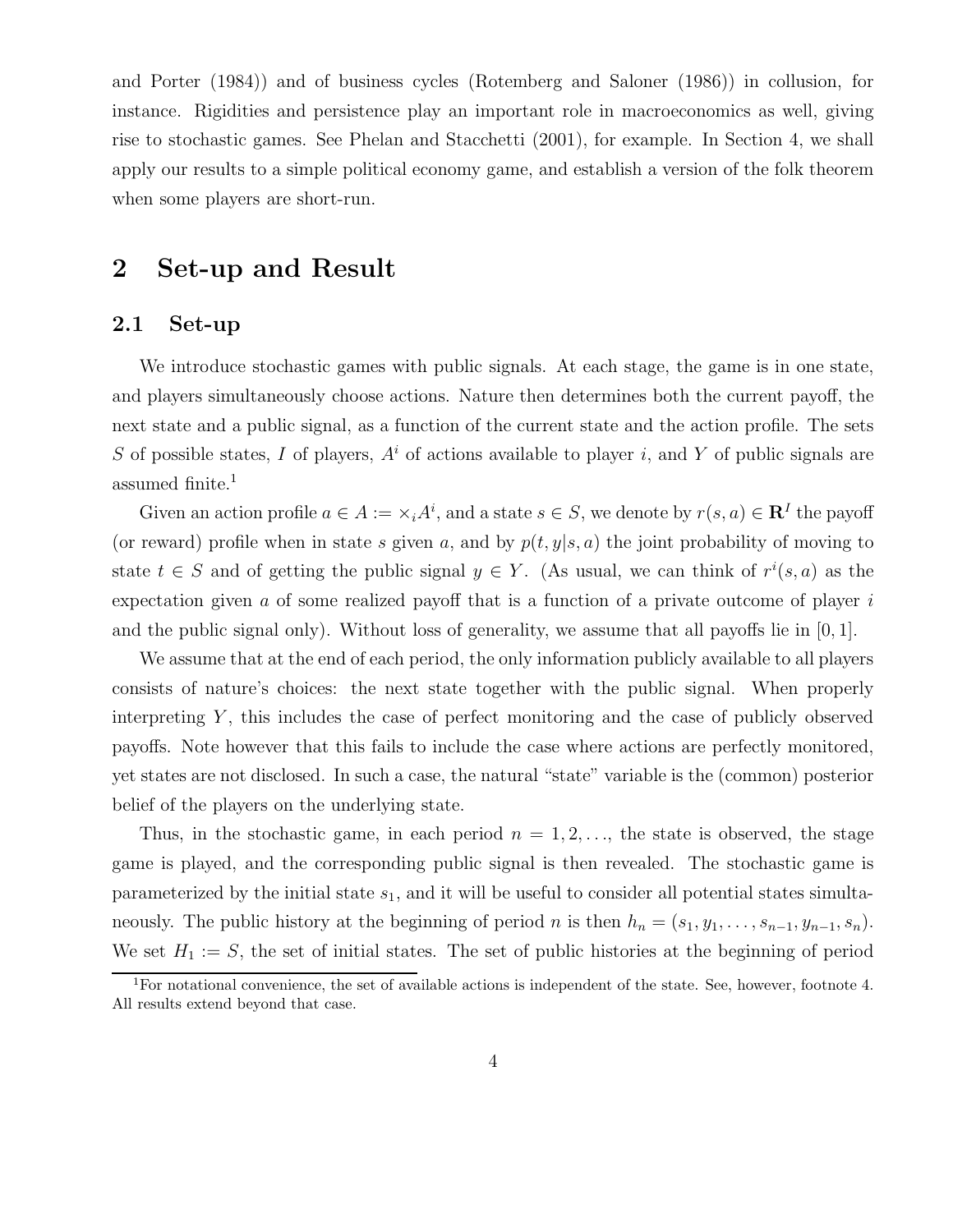and Porter (1984)) and of business cycles (Rotemberg and Saloner (1986)) in collusion, for instance. Rigidities and persistence play an important role in macroeconomics as well, giving rise to stochastic games. See Phelan and Stacchetti (2001), for example. In Section 4, we shall apply our results to a simple political economy game, and establish a version of the folk theorem when some players are short-run.

## 2 Set-up and Result

### 2.1 Set-up

We introduce stochastic games with public signals. At each stage, the game is in one state, and players simultaneously choose actions. Nature then determines both the current payoff, the next state and a public signal, as a function of the current state and the action profile. The sets $S$ of possible states, $I$ of players, $A^i$ of actions available to player $i$, and $Y$ of public signals are assumed finite.[1]

Given an action profile $a \in A := \times_i A^i$, and a state $s \in S$, we denote by $r(s, a) \in \mathbf{R}^I$ the payoff (or reward) profile when in state $s$ given $a$, and by $p(t, y|s, a)$ the joint probability of moving to state $t \in S$ and of getting the public signal $y \in Y$. (As usual, we can think of $r^i(s, a)$ as the expectation given $a$ of some realized payoff that is a function of a private outcome of player $i$ and the public signal only). Without loss of generality, we assume that all payoffs lie in $[0, 1]$.

We assume that at the end of each period, the only information publicly available to all players consists of nature's choices: the next state together with the public signal. When properly interpreting $Y$, this includes the case of perfect monitoring and the case of publicly observed payoffs. Note however that this fails to include the case where actions are perfectly monitored, yet states are not disclosed. In such a case, the natural "state" variable is the (common) posterior belief of the players on the underlying state.

Thus, in the stochastic game, in each period $n = 1, 2, \ldots$, the state is observed, the stage game is played, and the corresponding public signal is then revealed. The stochastic game is parameterized by the initial state $s_1$, and it will be useful to consider all potential states simultaneously. The public history at the beginning of period $n$ is then $h_n = (s_1, y_1, \ldots, s_{n-1}, y_{n-1}, s_n)$. We set $H_1 := S$, the set of initial states. The set of public histories at the beginning of period

[1] For notational convenience, the set of available actions is independent of the state. See, however, footnote 4. All results extend beyond that case.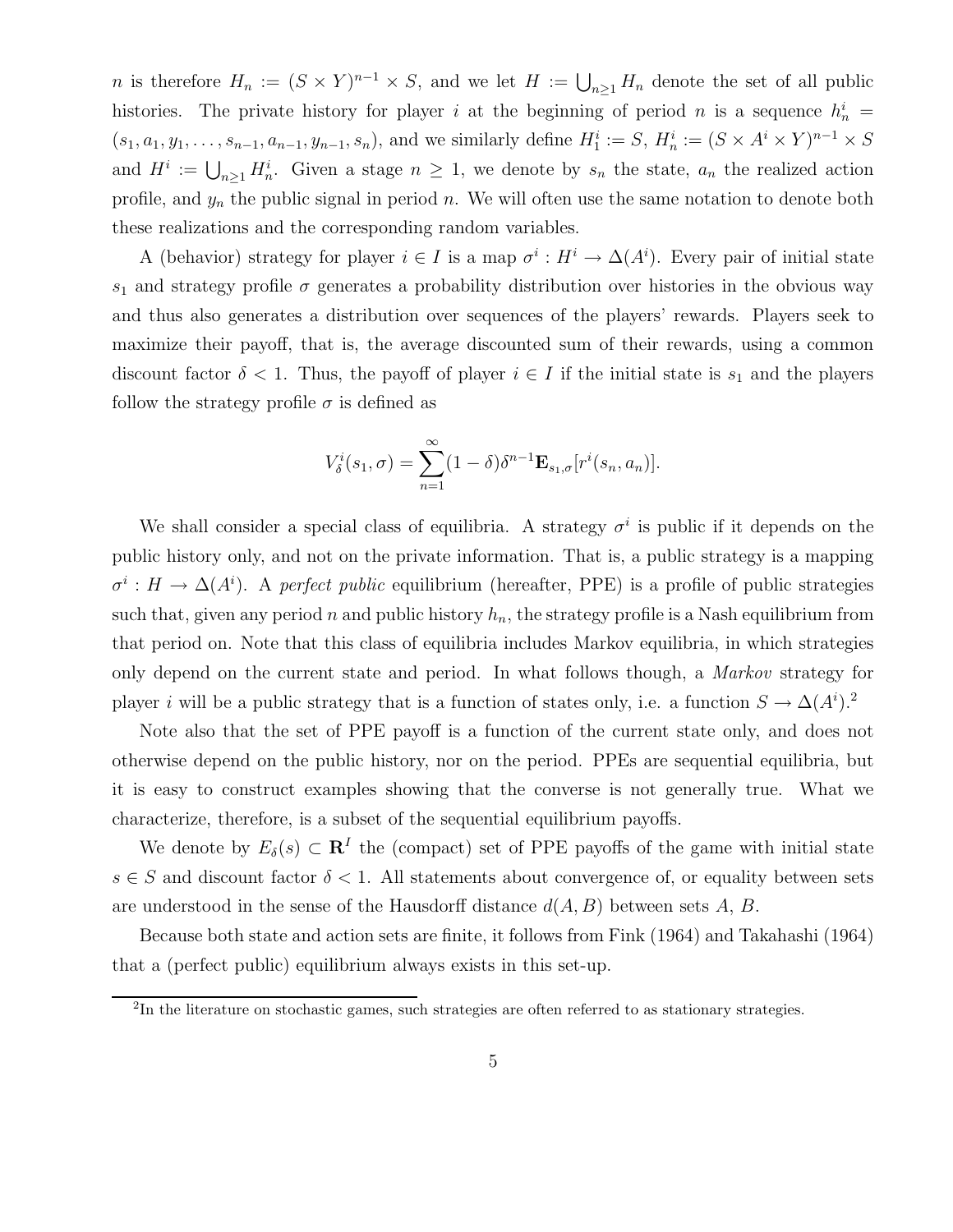$n$ is therefore $H_n := (S \times Y)^{n-1} \times S$, and we let $H := \bigcup_{n \geq 1} H_n$ denote the set of all public histories. The private history for player $i$ at the beginning of period $n$ is a sequence $h_n^i = (s_1, a_1, y_1, \ldots, s_{n-1}, a_{n-1}, y_{n-1}, s_n)$, and we similarly define $H_1^i := S$, $H_n^i := (S \times A^i \times Y)^{n-1} \times S$ and $H^i := \bigcup_{n \geq 1} H_n^i$. Given a stage $n \geq 1$, we denote by $s_n$ the state, $a_n$ the realized action profile, and $y_n$ the public signal in period $n$. We will often use the same notation to denote both these realizations and the corresponding random variables.

A (behavior) strategy for player $i \in I$ is a map $\sigma^i : H^i \to \Delta(A^i)$. Every pair of initial state $s_1$ and strategy profile $\sigma$ generates a probability distribution over histories in the obvious way and thus also generates a distribution over sequences of the players' rewards. Players seek to maximize their payoff, that is, the average discounted sum of their rewards, using a common discount factor $\delta < 1$. Thus, the payoff of player $i \in I$ if the initial state is $s_1$ and the players follow the strategy profile $\sigma$ is defined as

$$V_\delta^i(s_1, \sigma) = \sum_{n=1}^{\infty} (1-\delta)\delta^{n-1} \mathbf{E}_{s_1,\sigma}[r^i(s_n, a_n)].$$

We shall consider a special class of equilibria. A strategy $\sigma^i$ is public if it depends on the public history only, and not on the private information. That is, a public strategy is a mapping $\sigma^i : H \to \Delta(A^i)$. A *perfect public* equilibrium (hereafter, PPE) is a profile of public strategies such that, given any period $n$ and public history $h_n$, the strategy profile is a Nash equilibrium from that period on. Note that this class of equilibria includes Markov equilibria, in which strategies only depend on the current state and period. In what follows though, a *Markov* strategy for player $i$ will be a public strategy that is a function of states only, i.e. a function $S \to \Delta(A^i)$.[2]

Note also that the set of PPE payoff is a function of the current state only, and does not otherwise depend on the public history, nor on the period. PPEs are sequential equilibria, but it is easy to construct examples showing that the converse is not generally true. What we characterize, therefore, is a subset of the sequential equilibrium payoffs.

We denote by $E_\delta(s) \subset \mathbf{R}^I$ the (compact) set of PPE payoffs of the game with initial state $s \in S$ and discount factor $\delta < 1$. All statements about convergence of, or equality between sets are understood in the sense of the Hausdorff distance $d(A, B)$ between sets $A$, $B$.

Because both state and action sets are finite, it follows from Fink (1964) and Takahashi (1964) that a (perfect public) equilibrium always exists in this set-up.

---

[2] In the literature on stochastic games, such strategies are often referred to as stationary strategies.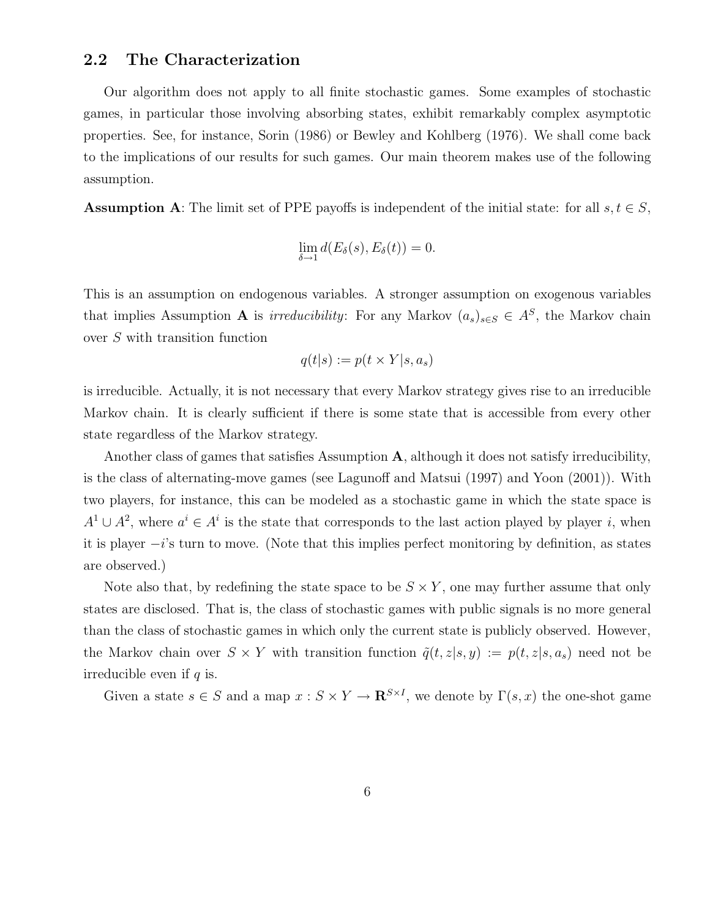## 2.2 The Characterization

Our algorithm does not apply to all finite stochastic games. Some examples of stochastic games, in particular those involving absorbing states, exhibit remarkably complex asymptotic properties. See, for instance, Sorin (1986) or Bewley and Kohlberg (1976). We shall come back to the implications of our results for such games. Our main theorem makes use of the following assumption.

**Assumption A**: The limit set of PPE payoffs is independent of the initial state: for all $s, t \in S$,

$$\lim_{\delta \to 1} d(E_\delta(s), E_\delta(t)) = 0.$$

This is an assumption on endogenous variables. A stronger assumption on exogenous variables that implies Assumption **A** is *irreducibility*: For any Markov $(a_s)_{s \in S} \in A^S$, the Markov chain over $S$ with transition function

$$q(t|s) := p(t \times Y | s, a_s)$$

is irreducible. Actually, it is not necessary that every Markov strategy gives rise to an irreducible Markov chain. It is clearly sufficient if there is some state that is accessible from every other state regardless of the Markov strategy.

Another class of games that satisfies Assumption **A**, although it does not satisfy irreducibility, is the class of alternating-move games (see Lagunoff and Matsui (1997) and Yoon (2001)). With two players, for instance, this can be modeled as a stochastic game in which the state space is $A^1 \cup A^2$, where $a^i \in A^i$ is the state that corresponds to the last action played by player $i$, when it is player $-i$'s turn to move. (Note that this implies perfect monitoring by definition, as states are observed.)

Note also that, by redefining the state space to be $S \times Y$, one may further assume that only states are disclosed. That is, the class of stochastic games with public signals is no more general than the class of stochastic games in which only the current state is publicly observed. However, the Markov chain over $S \times Y$ with transition function $\tilde{q}(t, z | s, y) := p(t, z | s, a_s)$ need not be irreducible even if $q$ is.

Given a state $s \in S$ and a map $x : S \times Y \to \mathbf{R}^{S \times I}$, we denote by $\Gamma(s, x)$ the one-shot game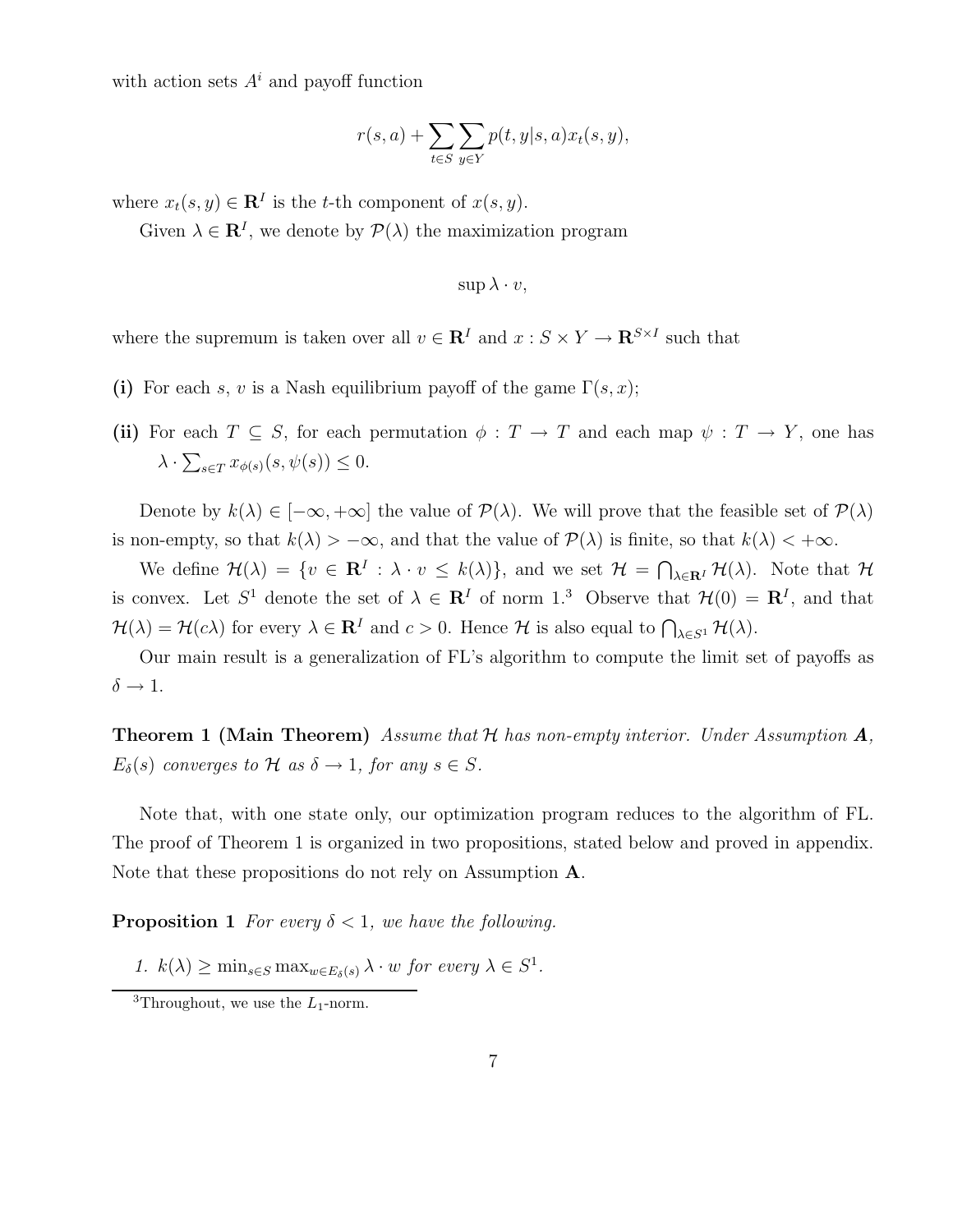with action sets $A^i$ and payoff function

$$r(s,a) + \sum_{t \in S} \sum_{y \in Y} p(t,y|s,a) x_t(s,y),$$

where $x_t(s,y) \in \mathbf{R}^I$ is the $t$-th component of $x(s,y)$.

Given $\lambda \in \mathbf{R}^I$, we denote by $\mathcal{P}(\lambda)$ the maximization program

$$\sup \lambda \cdot v,$$

where the supremum is taken over all $v \in \mathbf{R}^I$ and $x : S \times Y \to \mathbf{R}^{S \times I}$ such that

**(i)** For each $s$, $v$ is a Nash equilibrium payoff of the game $\Gamma(s,x)$;

**(ii)** For each $T \subseteq S$, for each permutation $\phi : T \to T$ and each map $\psi : T \to Y$, one has $\lambda \cdot \sum_{s \in T} x_{\phi(s)}(s, \psi(s)) \leq 0$.

Denote by $k(\lambda) \in [-\infty, +\infty]$ the value of $\mathcal{P}(\lambda)$. We will prove that the feasible set of $\mathcal{P}(\lambda)$ is non-empty, so that $k(\lambda) > -\infty$, and that the value of $\mathcal{P}(\lambda)$ is finite, so that $k(\lambda) < +\infty$.

We define $\mathcal{H}(\lambda) = \{v \in \mathbf{R}^I : \lambda \cdot v \leq k(\lambda)\}$, and we set $\mathcal{H} = \bigcap_{\lambda \in \mathbf{R}^I} \mathcal{H}(\lambda)$. Note that $\mathcal{H}$ is convex. Let $S^1$ denote the set of $\lambda \in \mathbf{R}^I$ of norm 1.[3] Observe that $\mathcal{H}(0) = \mathbf{R}^I$, and that $\mathcal{H}(\lambda) = \mathcal{H}(c\lambda)$ for every $\lambda \in \mathbf{R}^I$ and $c > 0$. Hence $\mathcal{H}$ is also equal to $\bigcap_{\lambda \in S^1} \mathcal{H}(\lambda)$.

Our main result is a generalization of FL's algorithm to compute the limit set of payoffs as $\delta \to 1$.

**Theorem 1 (Main Theorem)** *Assume that $\mathcal{H}$ has non-empty interior. Under Assumption **A**, $E_\delta(s)$ converges to $\mathcal{H}$ as $\delta \to 1$, for any $s \in S$.*

Note that, with one state only, our optimization program reduces to the algorithm of FL. The proof of Theorem 1 is organized in two propositions, stated below and proved in appendix. Note that these propositions do not rely on Assumption **A**.

**Proposition 1** *For every $\delta < 1$, we have the following.*

1. *$k(\lambda) \geq \min_{s \in S} \max_{w \in E_\delta(s)} \lambda \cdot w$ for every $\lambda \in S^1$.*

[3] Throughout, we use the $L_1$-norm.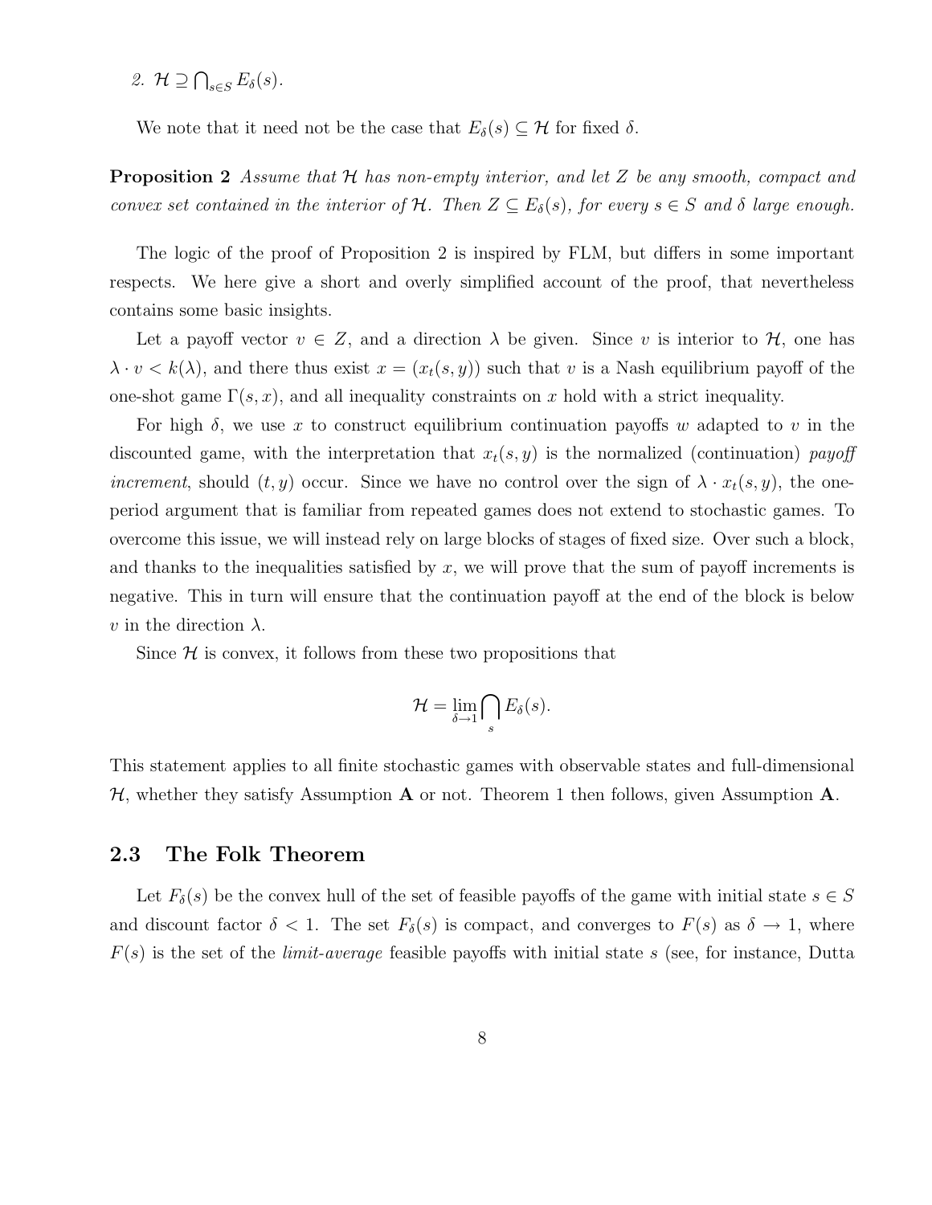2. $\mathcal{H} \supseteq \bigcap_{s \in S} E_\delta(s)$.

We note that it need not be the case that $E_\delta(s) \subseteq \mathcal{H}$ for fixed $\delta$.

**Proposition 2** *Assume that $\mathcal{H}$ has non-empty interior, and let $Z$ be any smooth, compact and convex set contained in the interior of $\mathcal{H}$. Then $Z \subseteq E_\delta(s)$, for every $s \in S$ and $\delta$ large enough.*

The logic of the proof of Proposition 2 is inspired by FLM, but differs in some important respects. We here give a short and overly simplified account of the proof, that nevertheless contains some basic insights.

Let a payoff vector $v \in Z$, and a direction $\lambda$ be given. Since $v$ is interior to $\mathcal{H}$, one has $\lambda \cdot v < k(\lambda)$, and there thus exist $x = (x_t(s,y))$ such that $v$ is a Nash equilibrium payoff of the one-shot game $\Gamma(s,x)$, and all inequality constraints on $x$ hold with a strict inequality.

For high $\delta$, we use $x$ to construct equilibrium continuation payoffs $w$ adapted to $v$ in the discounted game, with the interpretation that $x_t(s,y)$ is the normalized (continuation) *payoff increment*, should $(t,y)$ occur. Since we have no control over the sign of $\lambda \cdot x_t(s,y)$, the one-period argument that is familiar from repeated games does not extend to stochastic games. To overcome this issue, we will instead rely on large blocks of stages of fixed size. Over such a block, and thanks to the inequalities satisfied by $x$, we will prove that the sum of payoff increments is negative. This in turn will ensure that the continuation payoff at the end of the block is below $v$ in the direction $\lambda$.

Since $\mathcal{H}$ is convex, it follows from these two propositions that

$$\mathcal{H} = \lim_{\delta \to 1} \bigcap_{s} E_\delta(s).$$

This statement applies to all finite stochastic games with observable states and full-dimensional $\mathcal{H}$, whether they satisfy Assumption **A** or not. Theorem 1 then follows, given Assumption **A**.

## 2.3 The Folk Theorem

Let $F_\delta(s)$ be the convex hull of the set of feasible payoffs of the game with initial state $s \in S$ and discount factor $\delta < 1$. The set $F_\delta(s)$ is compact, and converges to $F(s)$ as $\delta \to 1$, where $F(s)$ is the set of the *limit-average* feasible payoffs with initial state $s$ (see, for instance, Dutta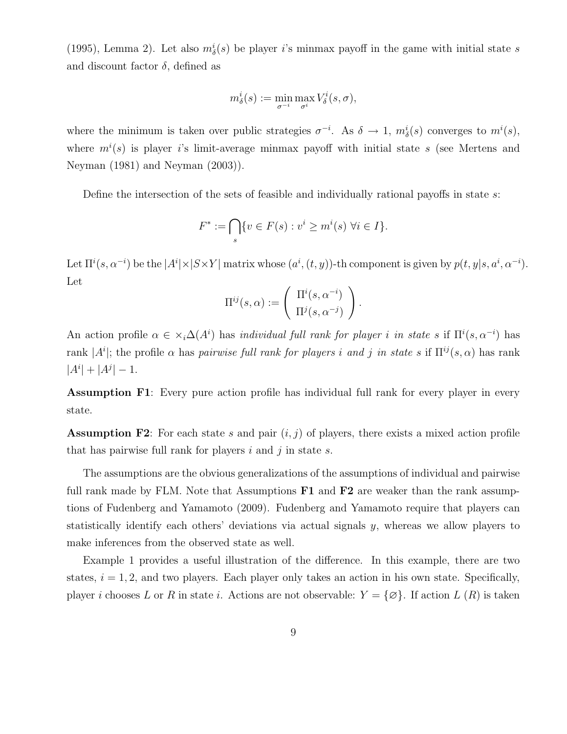(1995), Lemma 2). Let also $m^i_\delta(s)$ be player $i$'s minmax payoff in the game with initial state $s$ and discount factor $\delta$, defined as

$$m^i_\delta(s) := \min_{\sigma^{-i}} \max_{\sigma^i} V^i_\delta(s, \sigma),$$

where the minimum is taken over public strategies $\sigma^{-i}$. As $\delta \to 1$, $m^i_\delta(s)$ converges to $m^i(s)$, where $m^i(s)$ is player $i$'s limit-average minmax payoff with initial state $s$ (see Mertens and Neyman (1981) and Neyman (2003)).

Define the intersection of the sets of feasible and individually rational payoffs in state $s$:

$$F^* := \bigcap_s \{v \in F(s) : v^i \geq m^i(s) \; \forall i \in I\}.$$

Let $\Pi^i(s, \alpha^{-i})$ be the $|A^i| \times |S \times Y|$ matrix whose $(a^i, (t, y))$-th component is given by $p(t, y|s, a^i, \alpha^{-i})$. Let

$$\Pi^{ij}(s, \alpha) := \begin{pmatrix} \Pi^i(s, \alpha^{-i}) \\ \Pi^j(s, \alpha^{-j}) \end{pmatrix}.$$

An action profile $\alpha \in \times_i \Delta(A^i)$ has *individual full rank for player $i$ in state $s$* if $\Pi^i(s, \alpha^{-i})$ has rank $|A^i|$; the profile $\alpha$ has *pairwise full rank for players $i$ and $j$ in state $s$* if $\Pi^{ij}(s, \alpha)$ has rank $|A^i| + |A^j| - 1$.

**Assumption F1**: Every pure action profile has individual full rank for every player in every state.

**Assumption F2**: For each state $s$ and pair $(i, j)$ of players, there exists a mixed action profile that has pairwise full rank for players $i$ and $j$ in state $s$.

The assumptions are the obvious generalizations of the assumptions of individual and pairwise full rank made by FLM. Note that Assumptions **F1** and **F2** are weaker than the rank assumptions of Fudenberg and Yamamoto (2009). Fudenberg and Yamamoto require that players can statistically identify each others' deviations via actual signals $y$, whereas we allow players to make inferences from the observed state as well.

Example 1 provides a useful illustration of the difference. In this example, there are two states, $i = 1, 2$, and two players. Each player only takes an action in his own state. Specifically, player $i$ chooses $L$ or $R$ in state $i$. Actions are not observable: $Y = \{\varnothing\}$. If action $L$ ($R$) is taken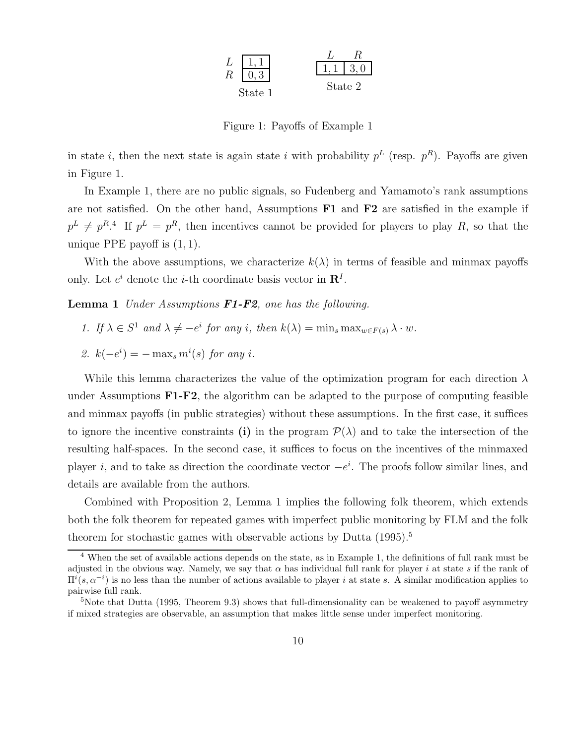|   | State 1 |
|---|---|
| $L$ | 1, 1 |
| $R$ | 0, 3 |

| $L$ | $R$ |
|---|---|
| 1, 1 | 3, 0 |

State 2

Figure 1: Payoffs of Example 1

in state $i$, then the next state is again state $i$ with probability $p^L$ (resp. $p^R$). Payoffs are given in Figure 1.

In Example 1, there are no public signals, so Fudenberg and Yamamoto's rank assumptions are not satisfied. On the other hand, Assumptions **F1** and **F2** are satisfied in the example if $p^L \neq p^R$.[4] If $p^L = p^R$, then incentives cannot be provided for players to play $R$, so that the unique PPE payoff is $(1, 1)$.

With the above assumptions, we characterize $k(\lambda)$ in terms of feasible and minmax payoffs only. Let $e^i$ denote the $i$-th coordinate basis vector in $\mathbf{R}^I$.

**Lemma 1** *Under Assumptions **F1-F2**, one has the following.*

1. *If $\lambda \in S^1$ and $\lambda \neq -e^i$ for any $i$, then $k(\lambda) = \min_s \max_{w \in F(s)} \lambda \cdot w$.*
2. *$k(-e^i) = -\max_s m^i(s)$ for any $i$.*

While this lemma characterizes the value of the optimization program for each direction $\lambda$ under Assumptions **F1-F2**, the algorithm can be adapted to the purpose of computing feasible and minmax payoffs (in public strategies) without these assumptions. In the first case, it suffices to ignore the incentive constraints **(i)** in the program $\mathcal{P}(\lambda)$ and to take the intersection of the resulting half-spaces. In the second case, it suffices to focus on the incentives of the minmaxed player $i$, and to take as direction the coordinate vector $-e^i$. The proofs follow similar lines, and details are available from the authors.

Combined with Proposition 2, Lemma 1 implies the following folk theorem, which extends both the folk theorem for repeated games with imperfect public monitoring by FLM and the folk theorem for stochastic games with observable actions by Dutta (1995).[5]

---

[4] When the set of available actions depends on the state, as in Example 1, the definitions of full rank must be adjusted in the obvious way. Namely, we say that $\alpha$ has individual full rank for player $i$ at state $s$ if the rank of $\Pi^i(s, \alpha^{-i})$ is no less than the number of actions available to player $i$ at state $s$. A similar modification applies to pairwise full rank.

[5] Note that Dutta (1995, Theorem 9.3) shows that full-dimensionality can be weakened to payoff asymmetry if mixed strategies are observable, an assumption that makes little sense under imperfect monitoring.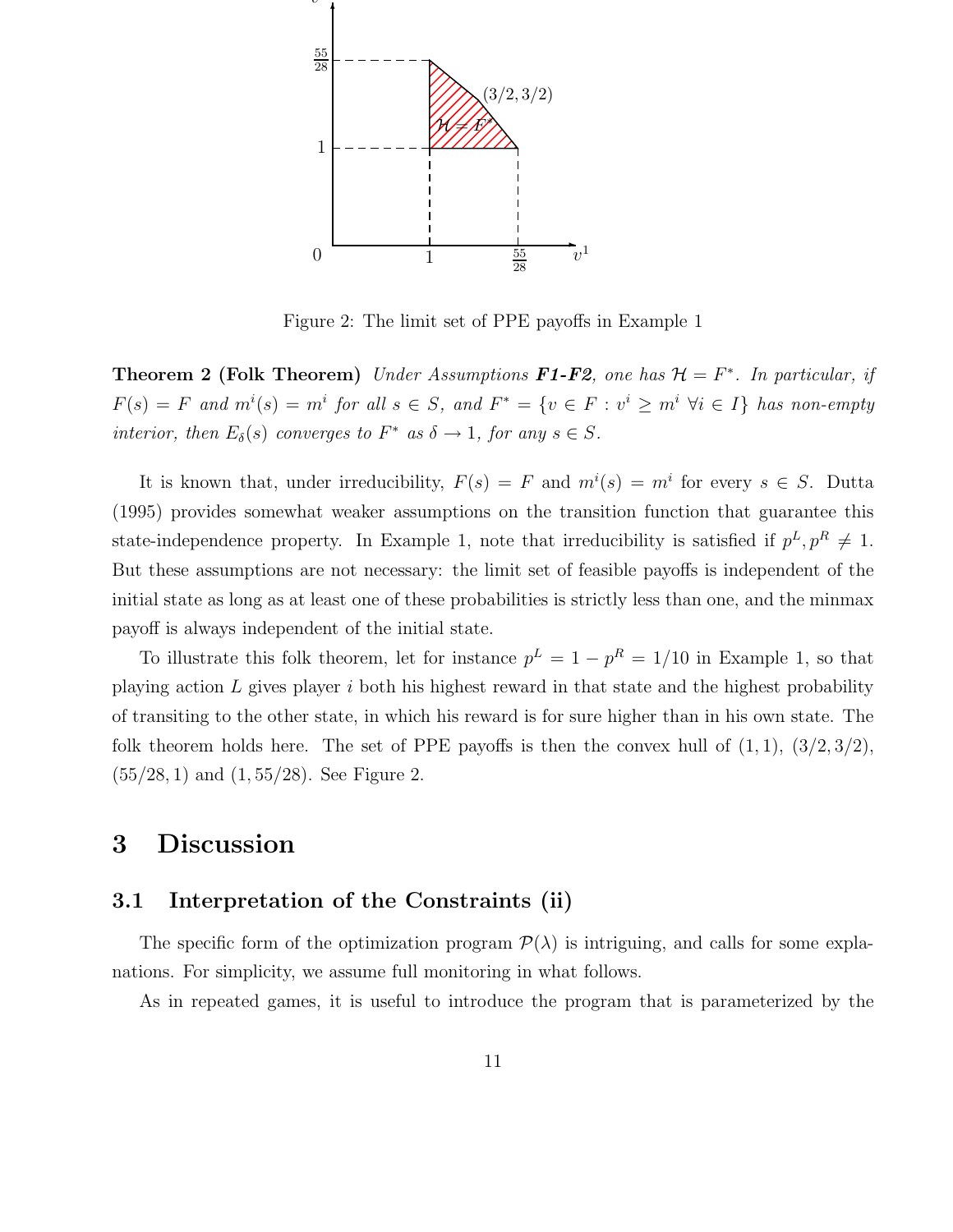Figure 2: The limit set of PPE payoffs in Example 1

**Theorem 2 (Folk Theorem)** *Under Assumptions **F1-F2**, one has $\mathcal{H} = F^*$. In particular, if $F(s) = F$ and $m^i(s) = m^i$ for all $s \in S$, and $F^* = \{v \in F : v^i \geq m^i \ \forall i \in I\}$ has non-empty interior, then $E_\delta(s)$ converges to $F^*$ as $\delta \to 1$, for any $s \in S$.*

It is known that, under irreducibility, $F(s) = F$ and $m^i(s) = m^i$ for every $s \in S$. Dutta (1995) provides somewhat weaker assumptions on the transition function that guarantee this state-independence property. In Example 1, note that irreducibility is satisfied if $p^L, p^R \neq 1$. But these assumptions are not necessary: the limit set of feasible payoffs is independent of the initial state as long as at least one of these probabilities is strictly less than one, and the minmax payoff is always independent of the initial state.

To illustrate this folk theorem, let for instance $p^L = 1 - p^R = 1/10$ in Example 1, so that playing action $L$ gives player $i$ both his highest reward in that state and the highest probability of transiting to the other state, in which his reward is for sure higher than in his own state. The folk theorem holds here. The set of PPE payoffs is then the convex hull of $(1, 1)$, $(3/2, 3/2)$, $(55/28, 1)$ and $(1, 55/28)$. See Figure 2.

# 3 Discussion

## 3.1 Interpretation of the Constraints (ii)

The specific form of the optimization program $\mathcal{P}(\lambda)$ is intriguing, and calls for some explanations. For simplicity, we assume full monitoring in what follows.

As in repeated games, it is useful to introduce the program that is parameterized by the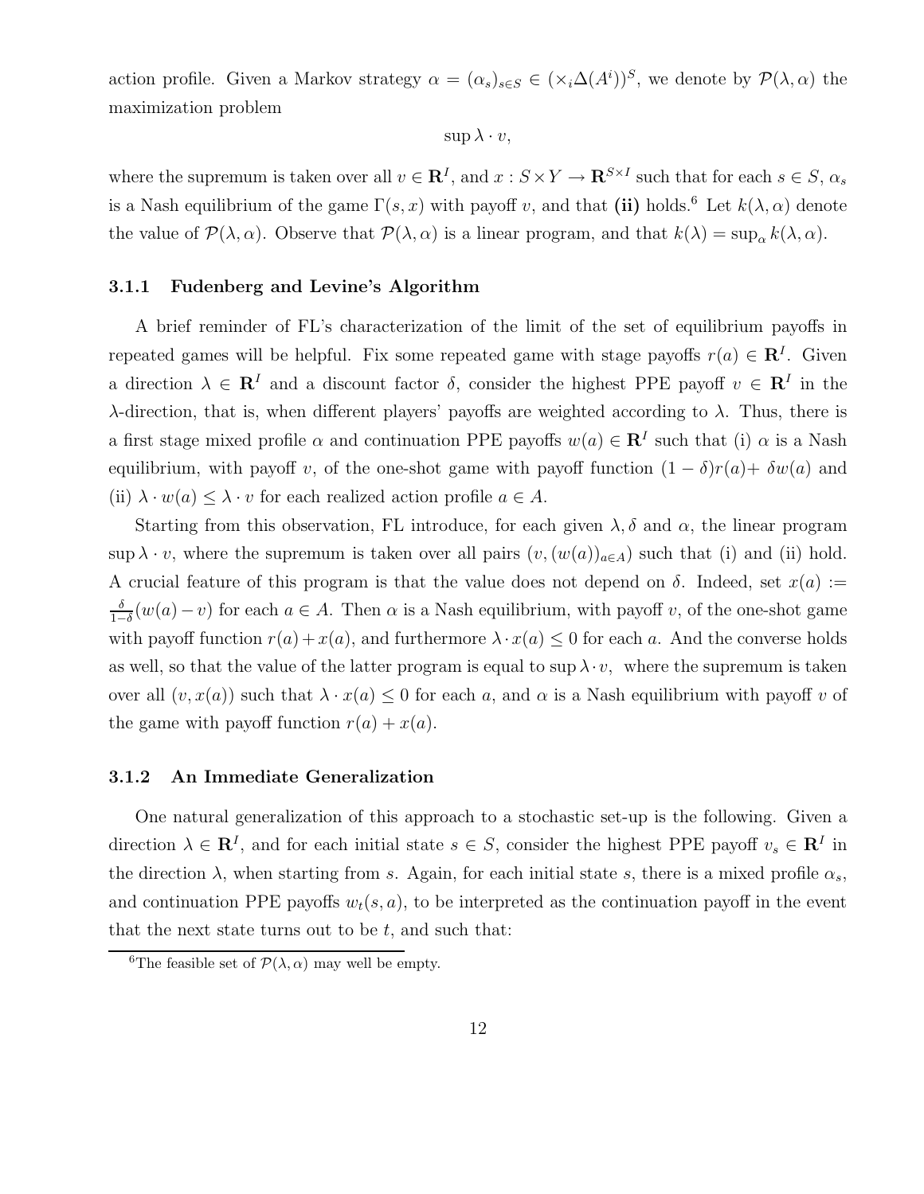action profile. Given a Markov strategy $\alpha = (\alpha_s)_{s \in S} \in (\times_i \Delta(A^i))^S$, we denote by $\mathcal{P}(\lambda, \alpha)$ the maximization problem

$$\sup \lambda \cdot v,$$

where the supremum is taken over all $v \in \mathbf{R}^I$, and $x : S \times Y \to \mathbf{R}^{S \times I}$ such that for each $s \in S$, $\alpha_s$ is a Nash equilibrium of the game $\Gamma(s, x)$ with payoff $v$, and that **(ii)** holds.[6] Let $k(\lambda, \alpha)$ denote the value of $\mathcal{P}(\lambda, \alpha)$. Observe that $\mathcal{P}(\lambda, \alpha)$ is a linear program, and that $k(\lambda) = \sup_\alpha k(\lambda, \alpha)$.

### 3.1.1 Fudenberg and Levine's Algorithm

A brief reminder of FL's characterization of the limit of the set of equilibrium payoffs in repeated games will be helpful. Fix some repeated game with stage payoffs $r(a) \in \mathbf{R}^I$. Given a direction $\lambda \in \mathbf{R}^I$ and a discount factor $\delta$, consider the highest PPE payoff $v \in \mathbf{R}^I$ in the $\lambda$-direction, that is, when different players' payoffs are weighted according to $\lambda$. Thus, there is a first stage mixed profile $\alpha$ and continuation PPE payoffs $w(a) \in \mathbf{R}^I$ such that (i) $\alpha$ is a Nash equilibrium, with payoff $v$, of the one-shot game with payoff function $(1-\delta)r(a) + \delta w(a)$ and (ii) $\lambda \cdot w(a) \leq \lambda \cdot v$ for each realized action profile $a \in A$.

Starting from this observation, FL introduce, for each given $\lambda, \delta$ and $\alpha$, the linear program $\sup \lambda \cdot v$, where the supremum is taken over all pairs $(v, (w(a))_{a \in A})$ such that (i) and (ii) hold. A crucial feature of this program is that the value does not depend on $\delta$. Indeed, set $x(a) := \frac{\delta}{1-\delta}(w(a) - v)$ for each $a \in A$. Then $\alpha$ is a Nash equilibrium, with payoff $v$, of the one-shot game with payoff function $r(a) + x(a)$, and furthermore $\lambda \cdot x(a) \leq 0$ for each $a$. And the converse holds as well, so that the value of the latter program is equal to $\sup \lambda \cdot v$, where the supremum is taken over all $(v, x(a))$ such that $\lambda \cdot x(a) \leq 0$ for each $a$, and $\alpha$ is a Nash equilibrium with payoff $v$ of the game with payoff function $r(a) + x(a)$.

### 3.1.2 An Immediate Generalization

One natural generalization of this approach to a stochastic set-up is the following. Given a direction $\lambda \in \mathbf{R}^I$, and for each initial state $s \in S$, consider the highest PPE payoff $v_s \in \mathbf{R}^I$ in the direction $\lambda$, when starting from $s$. Again, for each initial state $s$, there is a mixed profile $\alpha_s$, and continuation PPE payoffs $w_t(s, a)$, to be interpreted as the continuation payoff in the event that the next state turns out to be $t$, and such that:

[6] The feasible set of $\mathcal{P}(\lambda, \alpha)$ may well be empty.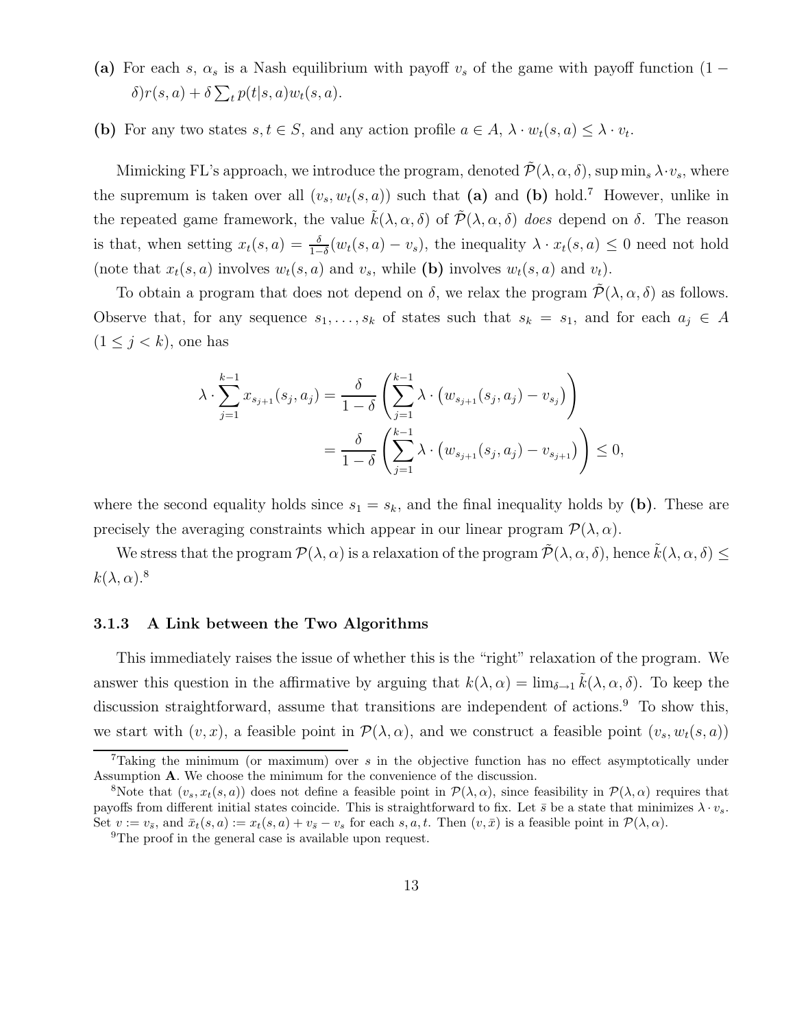**(a)** For each $s$, $\alpha_s$ is a Nash equilibrium with payoff $v_s$ of the game with payoff function $(1-\delta)r(s,a) + \delta \sum_t p(t|s,a) w_t(s,a)$.

**(b)** For any two states $s, t \in S$, and any action profile $a \in A$, $\lambda \cdot w_t(s,a) \leq \lambda \cdot v_t$.

Mimicking FL's approach, we introduce the program, denoted $\tilde{\mathcal{P}}(\lambda, \alpha, \delta)$, $\sup \min_s \lambda \cdot v_s$, where the supremum is taken over all $(v_s, w_t(s,a))$ such that **(a)** and **(b)** hold.[7] However, unlike in the repeated game framework, the value $\tilde{k}(\lambda, \alpha, \delta)$ of $\tilde{\mathcal{P}}(\lambda, \alpha, \delta)$ *does* depend on $\delta$. The reason is that, when setting $x_t(s,a) = \frac{\delta}{1-\delta}(w_t(s,a) - v_s)$, the inequality $\lambda \cdot x_t(s,a) \leq 0$ need not hold (note that $x_t(s,a)$ involves $w_t(s,a)$ and $v_s$, while **(b)** involves $w_t(s,a)$ and $v_t$).

To obtain a program that does not depend on $\delta$, we relax the program $\tilde{\mathcal{P}}(\lambda, \alpha, \delta)$ as follows. Observe that, for any sequence $s_1, \ldots, s_k$ of states such that $s_k = s_1$, and for each $a_j \in A$ $(1 \leq j < k)$, one has

$$
\begin{aligned}
\lambda \cdot \sum_{j=1}^{k-1} x_{s_{j+1}}(s_j, a_j) &= \frac{\delta}{1-\delta} \left( \sum_{j=1}^{k-1} \lambda \cdot \left( w_{s_{j+1}}(s_j, a_j) - v_{s_j} \right) \right) \\
&= \frac{\delta}{1-\delta} \left( \sum_{j=1}^{k-1} \lambda \cdot \left( w_{s_{j+1}}(s_j, a_j) - v_{s_{j+1}} \right) \right) \leq 0,
\end{aligned}
$$

where the second equality holds since $s_1 = s_k$, and the final inequality holds by **(b)**. These are precisely the averaging constraints which appear in our linear program $\mathcal{P}(\lambda, \alpha)$.

We stress that the program $\mathcal{P}(\lambda, \alpha)$ is a relaxation of the program $\tilde{\mathcal{P}}(\lambda, \alpha, \delta)$, hence $\tilde{k}(\lambda, \alpha, \delta) \leq k(\lambda, \alpha)$.[8]

### 3.1.3 A Link between the Two Algorithms

This immediately raises the issue of whether this is the "right" relaxation of the program. We answer this question in the affirmative by arguing that $k(\lambda, \alpha) = \lim_{\delta \to 1} \tilde{k}(\lambda, \alpha, \delta)$. To keep the discussion straightforward, assume that transitions are independent of actions.[9] To show this, we start with $(v, x)$, a feasible point in $\mathcal{P}(\lambda, \alpha)$, and we construct a feasible point $(v_s, w_t(s,a))$

---

[7] Taking the minimum (or maximum) over $s$ in the objective function has no effect asymptotically under Assumption **A**. We choose the minimum for the convenience of the discussion.

[8] Note that $(v_s, x_t(s,a))$ does not define a feasible point in $\mathcal{P}(\lambda, \alpha)$, since feasibility in $\mathcal{P}(\lambda, \alpha)$ requires that payoffs from different initial states coincide. This is straightforward to fix. Let $\bar{s}$ be a state that minimizes $\lambda \cdot v_s$. Set $v := v_{\bar{s}}$, and $\bar{x}_t(s,a) := x_t(s,a) + v_{\bar{s}} - v_s$ for each $s, a, t$. Then $(v, \bar{x})$ is a feasible point in $\mathcal{P}(\lambda, \alpha)$.

[9] The proof in the general case is available upon request.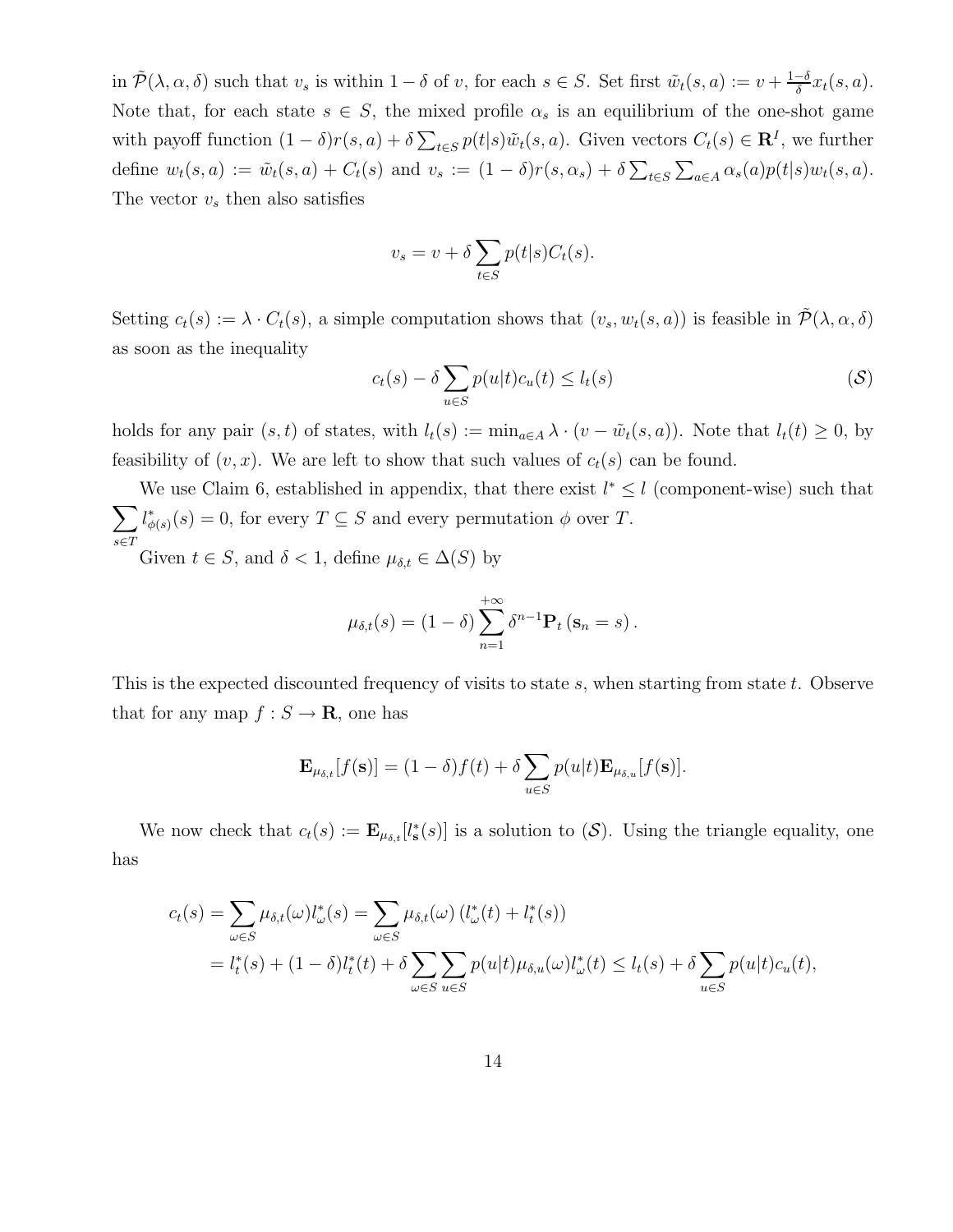in $\tilde{\mathcal{P}}(\lambda, \alpha, \delta)$ such that $v_s$ is within $1-\delta$ of $v$, for each $s \in S$. Set first $\tilde{w}_t(s,a) := v + \frac{1-\delta}{\delta} x_t(s,a)$. Note that, for each state $s \in S$, the mixed profile $\alpha_s$ is an equilibrium of the one-shot game with payoff function $(1-\delta) r(s,a) + \delta \sum_{t \in S} p(t|s) \tilde{w}_t(s,a)$. Given vectors $C_t(s) \in \mathbf{R}^I$, we further define $w_t(s,a) := \tilde{w}_t(s,a) + C_t(s)$ and $v_s := (1-\delta) r(s, \alpha_s) + \delta \sum_{t \in S} \sum_{a \in A} \alpha_s(a) p(t|s) w_t(s,a)$. The vector $v_s$ then also satisfies

$$v_s = v + \delta \sum_{t \in S} p(t|s) C_t(s).$$

Setting $c_t(s) := \lambda \cdot C_t(s)$, a simple computation shows that $(v_s, w_t(s,a))$ is feasible in $\tilde{\mathcal{P}}(\lambda, \alpha, \delta)$ as soon as the inequality

$$c_t(s) - \delta \sum_{u \in S} p(u|t) c_u(t) \leq l_t(s) \tag{$\mathcal{S}$}$$

holds for any pair $(s,t)$ of states, with $l_t(s) := \min_{a \in A} \lambda \cdot (v - \tilde{w}_t(s,a))$. Note that $l_t(t) \geq 0$, by feasibility of $(v,x)$. We are left to show that such values of $c_t(s)$ can be found.

We use Claim 6, established in appendix, that there exist $l^* \leq l$ (component-wise) such that $\sum_{s \in T} l^*_{\phi(s)}(s) = 0$, for every $T \subseteq S$ and every permutation $\phi$ over $T$.

Given $t \in S$, and $\delta < 1$, define $\mu_{\delta,t} \in \Delta(S)$ by

$$\mu_{\delta,t}(s) = (1-\delta) \sum_{n=1}^{+\infty} \delta^{n-1} \mathbf{P}_t(\mathbf{s}_n = s).$$

This is the expected discounted frequency of visits to state $s$, when starting from state $t$. Observe that for any map $f : S \to \mathbf{R}$, one has

$$\mathbf{E}_{\mu_{\delta,t}}[f(\mathbf{s})] = (1-\delta) f(t) + \delta \sum_{u \in S} p(u|t) \mathbf{E}_{\mu_{\delta,u}}[f(\mathbf{s})].$$

We now check that $c_t(s) := \mathbf{E}_{\mu_{\delta,t}}[l^*_{\mathbf{s}}(s)]$ is a solution to $(\mathcal{S})$. Using the triangle equality, one has

$$\begin{aligned} c_t(s) &= \sum_{\omega \in S} \mu_{\delta,t}(\omega) l^*_\omega(s) = \sum_{\omega \in S} \mu_{\delta,t}(\omega) \left( l^*_\omega(t) + l^*_t(s) \right) \\ &= l^*_t(s) + (1-\delta) l^*_t(t) + \delta \sum_{\omega \in S} \sum_{u \in S} p(u|t) \mu_{\delta,u}(\omega) l^*_\omega(t) \leq l_t(s) + \delta \sum_{u \in S} p(u|t) c_u(t), \end{aligned}$$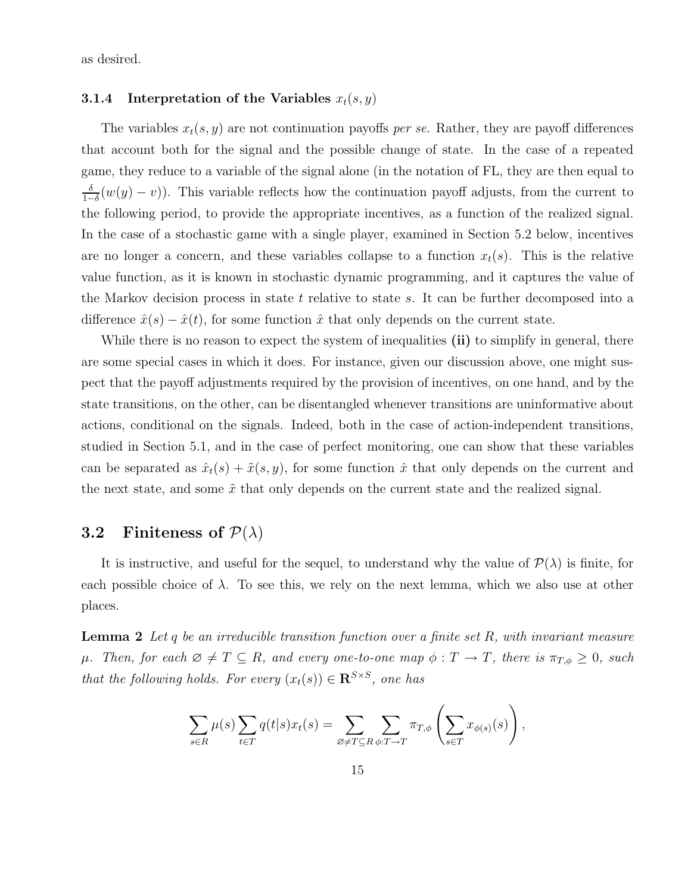as desired.

### 3.1.4 Interpretation of the Variables $x_t(s,y)$

The variables $x_t(s,y)$ are not continuation payoffs *per se*. Rather, they are payoff differences that account both for the signal and the possible change of state. In the case of a repeated game, they reduce to a variable of the signal alone (in the notation of FL, they are then equal to $\frac{\delta}{1-\delta}(w(y)-v)$). This variable reflects how the continuation payoff adjusts, from the current to the following period, to provide the appropriate incentives, as a function of the realized signal. In the case of a stochastic game with a single player, examined in Section 5.2 below, incentives are no longer a concern, and these variables collapse to a function $x_t(s)$. This is the relative value function, as it is known in stochastic dynamic programming, and it captures the value of the Markov decision process in state $t$ relative to state $s$. It can be further decomposed into a difference $\hat{x}(s) - \hat{x}(t)$, for some function $\hat{x}$ that only depends on the current state.

While there is no reason to expect the system of inequalities **(ii)** to simplify in general, there are some special cases in which it does. For instance, given our discussion above, one might suspect that the payoff adjustments required by the provision of incentives, on one hand, and by the state transitions, on the other, can be disentangled whenever transitions are uninformative about actions, conditional on the signals. Indeed, both in the case of action-independent transitions, studied in Section 5.1, and in the case of perfect monitoring, one can show that these variables can be separated as $\hat{x}_t(s) + \tilde{x}(s,y)$, for some function $\hat{x}$ that only depends on the current and the next state, and some $\tilde{x}$ that only depends on the current state and the realized signal.

## 3.2 Finiteness of $\mathcal{P}(\lambda)$

It is instructive, and useful for the sequel, to understand why the value of $\mathcal{P}(\lambda)$ is finite, for each possible choice of $\lambda$. To see this, we rely on the next lemma, which we also use at other places.

**Lemma 2** *Let $q$ be an irreducible transition function over a finite set $R$, with invariant measure $\mu$. Then, for each $\varnothing \neq T \subseteq R$, and every one-to-one map $\phi : T \to T$, there is $\pi_{T,\phi} \geq 0$, such that the following holds. For every $(x_t(s)) \in \mathbf{R}^{S\times S}$, one has*

$$\sum_{s\in R} \mu(s) \sum_{t\in T} q(t|s) x_t(s) = \sum_{\varnothing \neq T \subseteq R} \sum_{\phi : T\to T} \pi_{T,\phi} \left( \sum_{s\in T} x_{\phi(s)}(s) \right),$$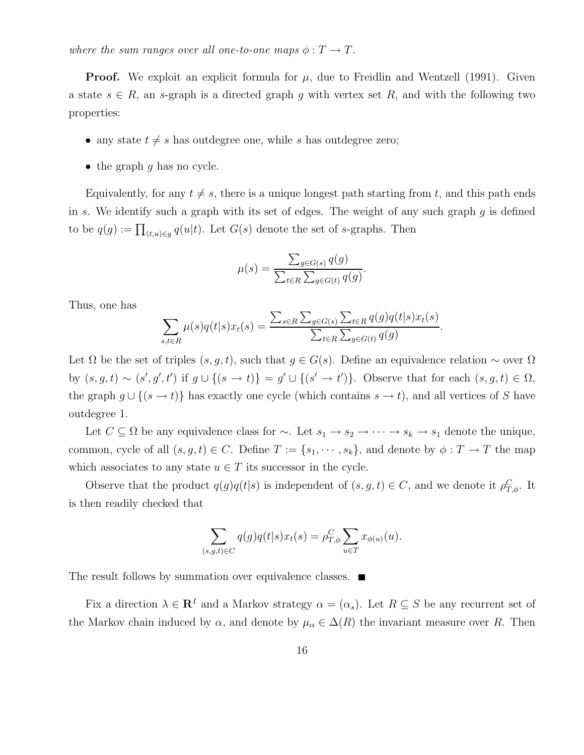*where the sum ranges over all one-to-one maps $\phi : T \to T$.*

**Proof.** We exploit an explicit formula for $\mu$, due to Freidlin and Wentzell (1991). Given a state $s \in R$, an $s$-graph is a directed graph $g$ with vertex set $R$, and with the following two properties:

- any state $t \neq s$ has outdegree one, while $s$ has outdegree zero;
- the graph $g$ has no cycle.

Equivalently, for any $t \neq s$, there is a unique longest path starting from $t$, and this path ends in $s$. We identify such a graph with its set of edges. The weight of any such graph $g$ is defined to be $q(g) := \prod_{(t,u)\in g} q(u|t)$. Let $G(s)$ denote the set of $s$-graphs. Then

$$\mu(s) = \frac{\sum_{g\in G(s)} q(g)}{\sum_{t\in R}\sum_{g\in G(t)} q(g)}.$$

Thus, one has

$$\sum_{s,t\in R} \mu(s) q(t|s) x_t(s) = \frac{\sum_{s\in R}\sum_{g\in G(s)}\sum_{t\in R} q(g)q(t|s)x_t(s)}{\sum_{t\in R}\sum_{g\in G(t)} q(g)}.$$

Let $\Omega$ be the set of triples $(s, g, t)$, such that $g \in G(s)$. Define an equivalence relation $\sim$ over $\Omega$ by $(s, g, t) \sim (s', g', t')$ if $g \cup \{(s \to t)\} = g' \cup \{(s' \to t')\}$. Observe that for each $(s, g, t) \in \Omega$, the graph $g \cup \{(s \to t)\}$ has exactly one cycle (which contains $s \to t$), and all vertices of $S$ have outdegree 1.

Let $C \subseteq \Omega$ be any equivalence class for $\sim$. Let $s_1 \to s_2 \to \cdots \to s_k \to s_1$ denote the unique, common, cycle of all $(s, g, t) \in C$. Define $T := \{s_1, \cdots, s_k\}$, and denote by $\phi : T \to T$ the map which associates to any state $u \in T$ its successor in the cycle.

Observe that the product $q(g)q(t|s)$ is independent of $(s, g, t) \in C$, and we denote it $\rho^C_{T,\phi}$. It is then readily checked that

$$\sum_{(s,g,t)\in C} q(g)q(t|s)x_t(s) = \rho^C_{T,\phi} \sum_{u\in T} x_{\phi(u)}(u).$$

The result follows by summation over equivalence classes. ■

Fix a direction $\lambda \in \mathbf{R}^I$ and a Markov strategy $\alpha = (\alpha_s)$. Let $R \subseteq S$ be any recurrent set of the Markov chain induced by $\alpha$, and denote by $\mu_\alpha \in \Delta(R)$ the invariant measure over $R$. Then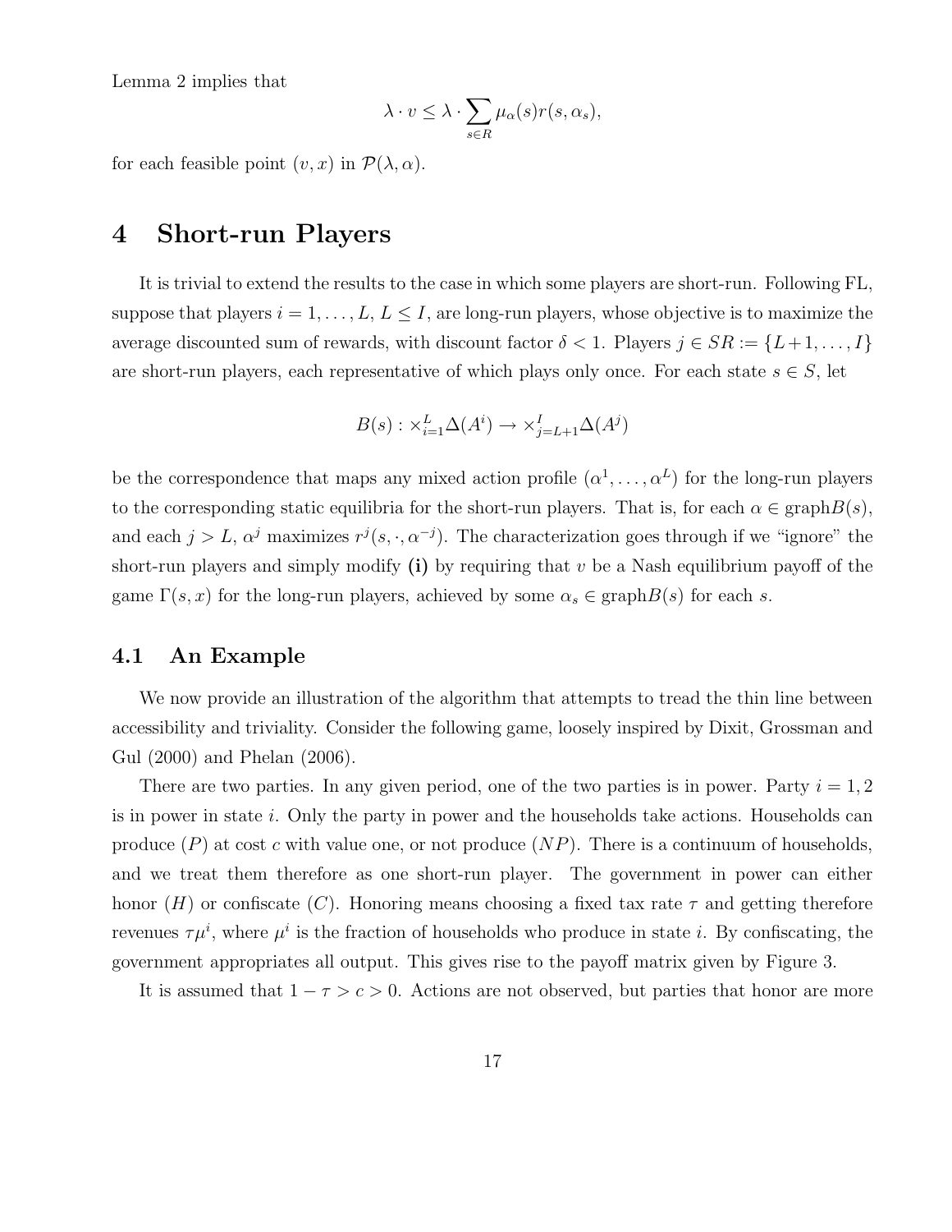Lemma 2 implies that

$$\lambda \cdot v \leq \lambda \cdot \sum_{s \in R} \mu_\alpha(s) r(s, \alpha_s),$$

for each feasible point $(v, x)$ in $\mathcal{P}(\lambda, \alpha)$.

# 4 Short-run Players

It is trivial to extend the results to the case in which some players are short-run. Following FL, suppose that players $i = 1, \ldots, L$, $L \leq I$, are long-run players, whose objective is to maximize the average discounted sum of rewards, with discount factor $\delta < 1$. Players $j \in SR := \{L+1, \ldots, I\}$ are short-run players, each representative of which plays only once. For each state $s \in S$, let

$$B(s) : \times_{i=1}^{L} \Delta(A^i) \to \times_{j=L+1}^{I} \Delta(A^j)$$

be the correspondence that maps any mixed action profile $(\alpha^1, \ldots, \alpha^L)$ for the long-run players to the corresponding static equilibria for the short-run players. That is, for each $\alpha \in \text{graph}B(s)$, and each $j > L$, $\alpha^j$ maximizes $r^j(s, \cdot, \alpha^{-j})$. The characterization goes through if we "ignore" the short-run players and simply modify **(i)** by requiring that $v$ be a Nash equilibrium payoff of the game $\Gamma(s, x)$ for the long-run players, achieved by some $\alpha_s \in \text{graph}B(s)$ for each $s$.

## 4.1 An Example

We now provide an illustration of the algorithm that attempts to tread the thin line between accessibility and triviality. Consider the following game, loosely inspired by Dixit, Grossman and Gul (2000) and Phelan (2006).

There are two parties. In any given period, one of the two parties is in power. Party $i = 1, 2$ is in power in state $i$. Only the party in power and the households take actions. Households can produce ($P$) at cost $c$ with value one, or not produce ($NP$). There is a continuum of households, and we treat them therefore as one short-run player. The government in power can either honor ($H$) or confiscate ($C$). Honoring means choosing a fixed tax rate $\tau$ and getting therefore revenues $\tau \mu^i$, where $\mu^i$ is the fraction of households who produce in state $i$. By confiscating, the government appropriates all output. This gives rise to the payoff matrix given by Figure 3.

It is assumed that $1 - \tau > c > 0$. Actions are not observed, but parties that honor are more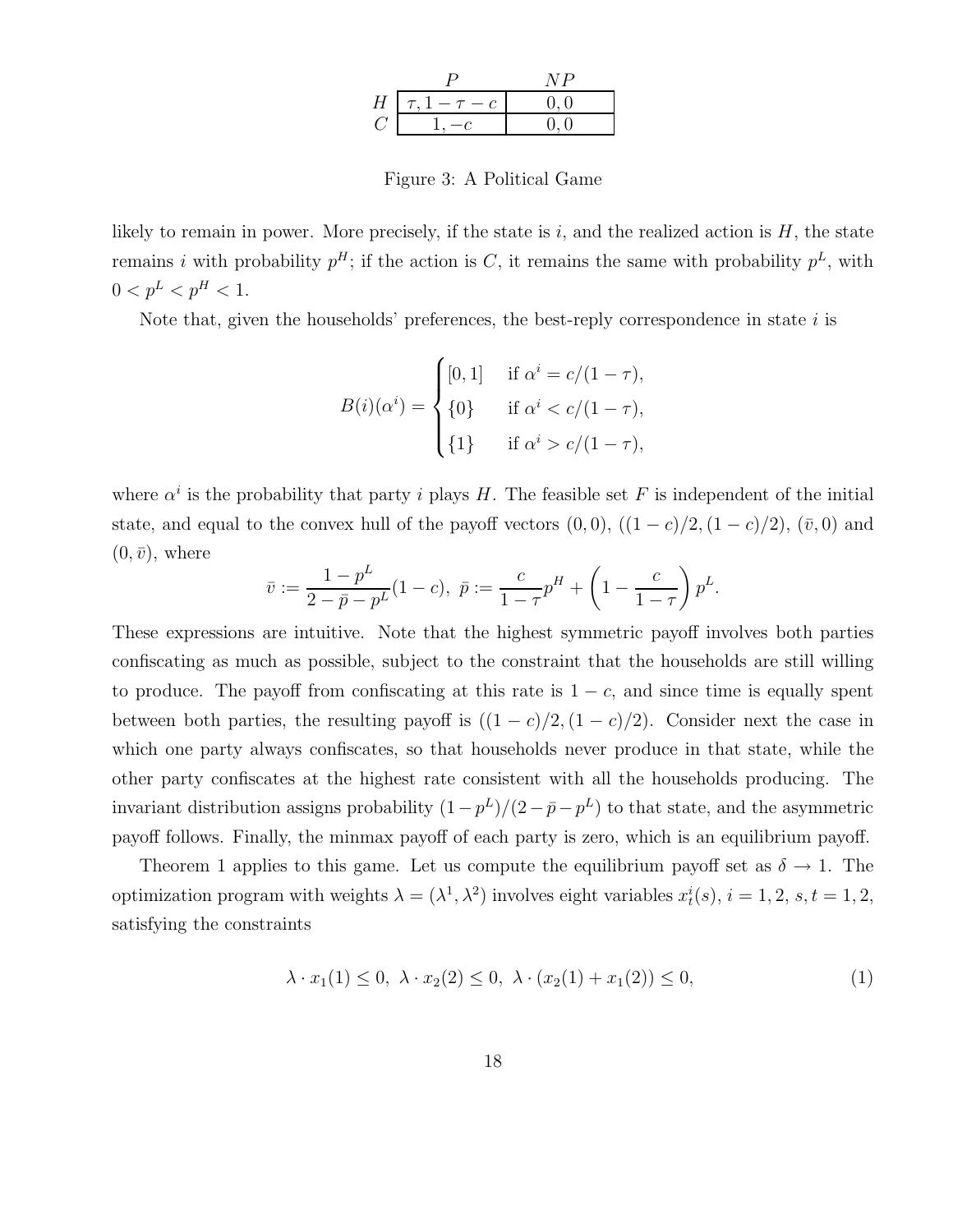|  | $P$ | $NP$ |
|---|---|---|
| $H$ | $\tau, 1-\tau-c$ | $0, 0$ |
| $C$ | $1, -c$ | $0, 0$ |

Figure 3: A Political Game

likely to remain in power. More precisely, if the state is $i$, and the realized action is $H$, the state remains $i$ with probability $p^H$; if the action is $C$, it remains the same with probability $p^L$, with $0 < p^L < p^H < 1$.

Note that, given the households' preferences, the best-reply correspondence in state $i$ is

$$B(i)(\alpha^i) = \begin{cases} [0,1] & \text{if } \alpha^i = c/(1-\tau), \\ \{0\} & \text{if } \alpha^i < c/(1-\tau), \\ \{1\} & \text{if } \alpha^i > c/(1-\tau), \end{cases}$$

where $\alpha^i$ is the probability that party $i$ plays $H$. The feasible set $F$ is independent of the initial state, and equal to the convex hull of the payoff vectors $(0,0)$, $((1-c)/2, (1-c)/2)$, $(\bar{v}, 0)$ and $(0, \bar{v})$, where

$$\bar{v} := \frac{1-p^L}{2-\bar{p}-p^L}(1-c), \; \bar{p} := \frac{c}{1-\tau}p^H + \left(1 - \frac{c}{1-\tau}\right)p^L.$$

These expressions are intuitive. Note that the highest symmetric payoff involves both parties confiscating as much as possible, subject to the constraint that the households are still willing to produce. The payoff from confiscating at this rate is $1-c$, and since time is equally spent between both parties, the resulting payoff is $((1-c)/2, (1-c)/2)$. Consider next the case in which one party always confiscates, so that households never produce in that state, while the other party confiscates at the highest rate consistent with all the households producing. The invariant distribution assigns probability $(1-p^L)/(2-\bar{p}-p^L)$ to that state, and the asymmetric payoff follows. Finally, the minmax payoff of each party is zero, which is an equilibrium payoff.

Theorem 1 applies to this game. Let us compute the equilibrium payoff set as $\delta \to 1$. The optimization program with weights $\lambda = (\lambda^1, \lambda^2)$ involves eight variables $x_t^i(s)$, $i = 1, 2$, $s, t = 1, 2$, satisfying the constraints

$$\lambda \cdot x_1(1) \leq 0, \; \lambda \cdot x_2(2) \leq 0, \; \lambda \cdot (x_2(1) + x_1(2)) \leq 0, \tag{1}$$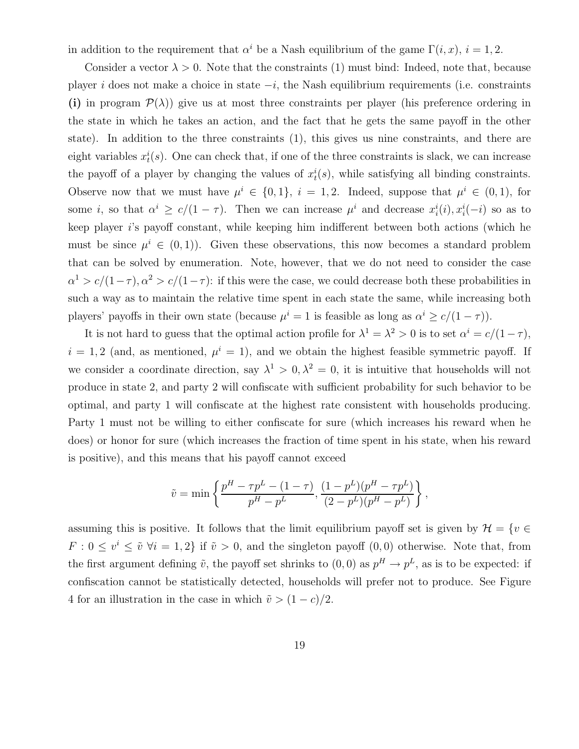in addition to the requirement that $\alpha^i$ be a Nash equilibrium of the game $\Gamma(i, x)$, $i = 1, 2$.

Consider a vector $\lambda > 0$. Note that the constraints (1) must bind: Indeed, note that, because player $i$ does not make a choice in state $-i$, the Nash equilibrium requirements (i.e. constraints **(i)** in program $\mathcal{P}(\lambda)$) give us at most three constraints per player (his preference ordering in the state in which he takes an action, and the fact that he gets the same payoff in the other state). In addition to the three constraints (1), this gives us nine constraints, and there are eight variables $x^i_t(s)$. One can check that, if one of the three constraints is slack, we can increase the payoff of a player by changing the values of $x^i_t(s)$, while satisfying all binding constraints. Observe now that we must have $\mu^i \in \{0, 1\}$, $i = 1, 2$. Indeed, suppose that $\mu^i \in (0, 1)$, for some $i$, so that $\alpha^i \geq c/(1-\tau)$. Then we can increase $\mu^i$ and decrease $x^i_i(i), x^i_i(-i)$ so as to keep player $i$'s payoff constant, while keeping him indifferent between both actions (which he must be since $\mu^i \in (0, 1)$). Given these observations, this now becomes a standard problem that can be solved by enumeration. Note, however, that we do not need to consider the case $\alpha^1 > c/(1-\tau), \alpha^2 > c/(1-\tau)$: if this were the case, we could decrease both these probabilities in such a way as to maintain the relative time spent in each state the same, while increasing both players' payoffs in their own state (because $\mu^i = 1$ is feasible as long as $\alpha^i \geq c/(1-\tau)$).

It is not hard to guess that the optimal action profile for $\lambda^1 = \lambda^2 > 0$ is to set $\alpha^i = c/(1-\tau)$, $i = 1, 2$ (and, as mentioned, $\mu^i = 1$), and we obtain the highest feasible symmetric payoff. If we consider a coordinate direction, say $\lambda^1 > 0, \lambda^2 = 0$, it is intuitive that households will not produce in state 2, and party 2 will confiscate with sufficient probability for such behavior to be optimal, and party 1 will confiscate at the highest rate consistent with households producing. Party 1 must not be willing to either confiscate for sure (which increases his reward when he does) or honor for sure (which increases the fraction of time spent in his state, when his reward is positive), and this means that his payoff cannot exceed

$$\tilde{v} = \min\left\{\frac{p^H - \tau p^L - (1-\tau)}{p^H - p^L}, \frac{(1-p^L)(p^H - \tau p^L)}{(2-p^L)(p^H - p^L)}\right\},$$

assuming this is positive. It follows that the limit equilibrium payoff set is given by $\mathcal{H} = \{v \in F : 0 \leq v^i \leq \tilde{v}\ \forall i = 1, 2\}$ if $\tilde{v} > 0$, and the singleton payoff $(0, 0)$ otherwise. Note that, from the first argument defining $\tilde{v}$, the payoff set shrinks to $(0, 0)$ as $p^H \to p^L$, as is to be expected: if confiscation cannot be statistically detected, households will prefer not to produce. See Figure 4 for an illustration in the case in which $\tilde{v} > (1-c)/2$.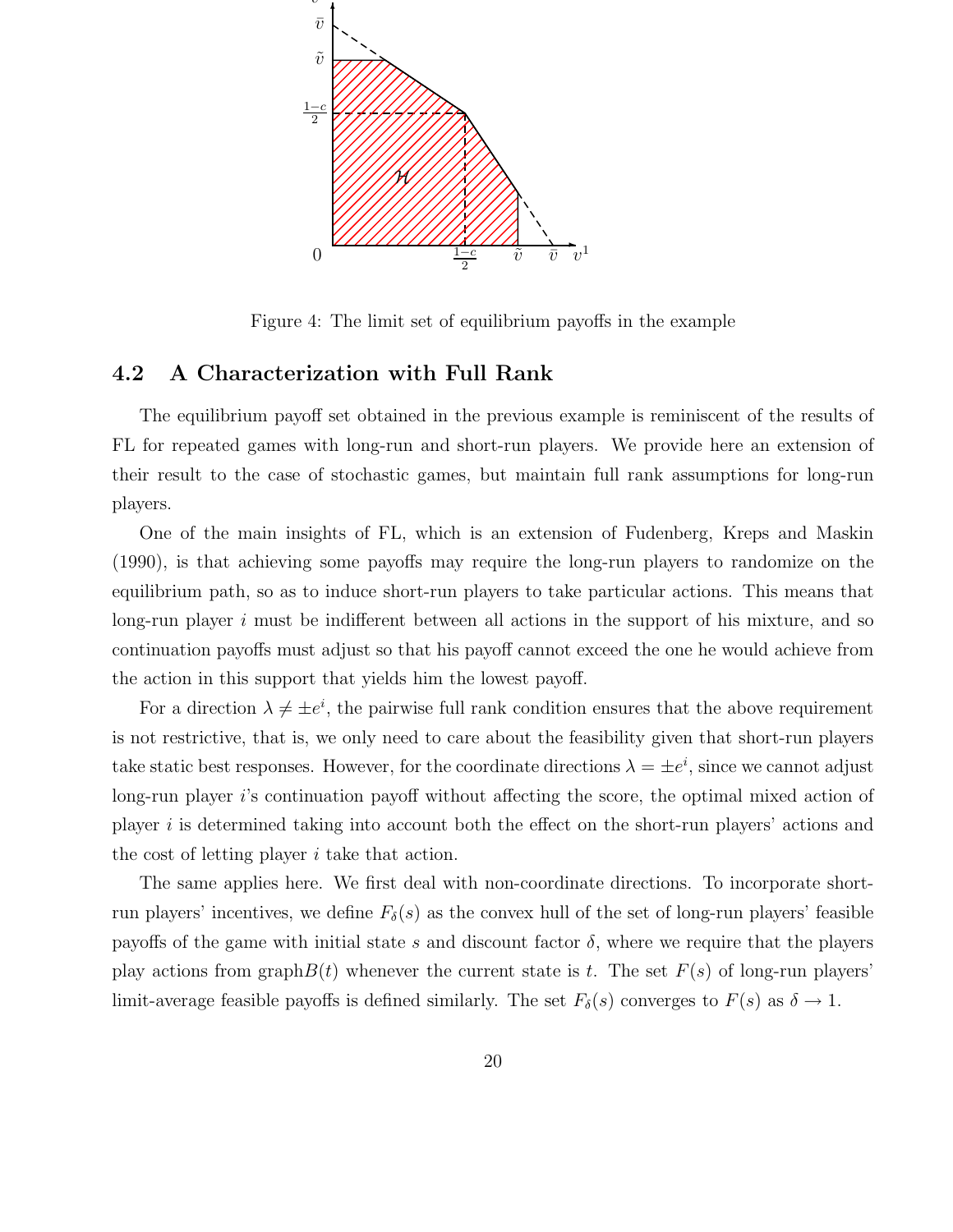Figure 4: The limit set of equilibrium payoffs in the example

### 4.2 A Characterization with Full Rank

The equilibrium payoff set obtained in the previous example is reminiscent of the results of FL for repeated games with long-run and short-run players. We provide here an extension of their result to the case of stochastic games, but maintain full rank assumptions for long-run players.

One of the main insights of FL, which is an extension of Fudenberg, Kreps and Maskin (1990), is that achieving some payoffs may require the long-run players to randomize on the equilibrium path, so as to induce short-run players to take particular actions. This means that long-run player $i$ must be indifferent between all actions in the support of his mixture, and so continuation payoffs must adjust so that his payoff cannot exceed the one he would achieve from the action in this support that yields him the lowest payoff.

For a direction $\lambda \neq \pm e^i$, the pairwise full rank condition ensures that the above requirement is not restrictive, that is, we only need to care about the feasibility given that short-run players take static best responses. However, for the coordinate directions $\lambda = \pm e^i$, since we cannot adjust long-run player $i$'s continuation payoff without affecting the score, the optimal mixed action of player $i$ is determined taking into account both the effect on the short-run players' actions and the cost of letting player $i$ take that action.

The same applies here. We first deal with non-coordinate directions. To incorporate short-run players' incentives, we define $F_\delta(s)$ as the convex hull of the set of long-run players' feasible payoffs of the game with initial state $s$ and discount factor $\delta$, where we require that the players play actions from graph$B(t)$ whenever the current state is $t$. The set $F(s)$ of long-run players' limit-average feasible payoffs is defined similarly. The set $F_\delta(s)$ converges to $F(s)$ as $\delta \to 1$.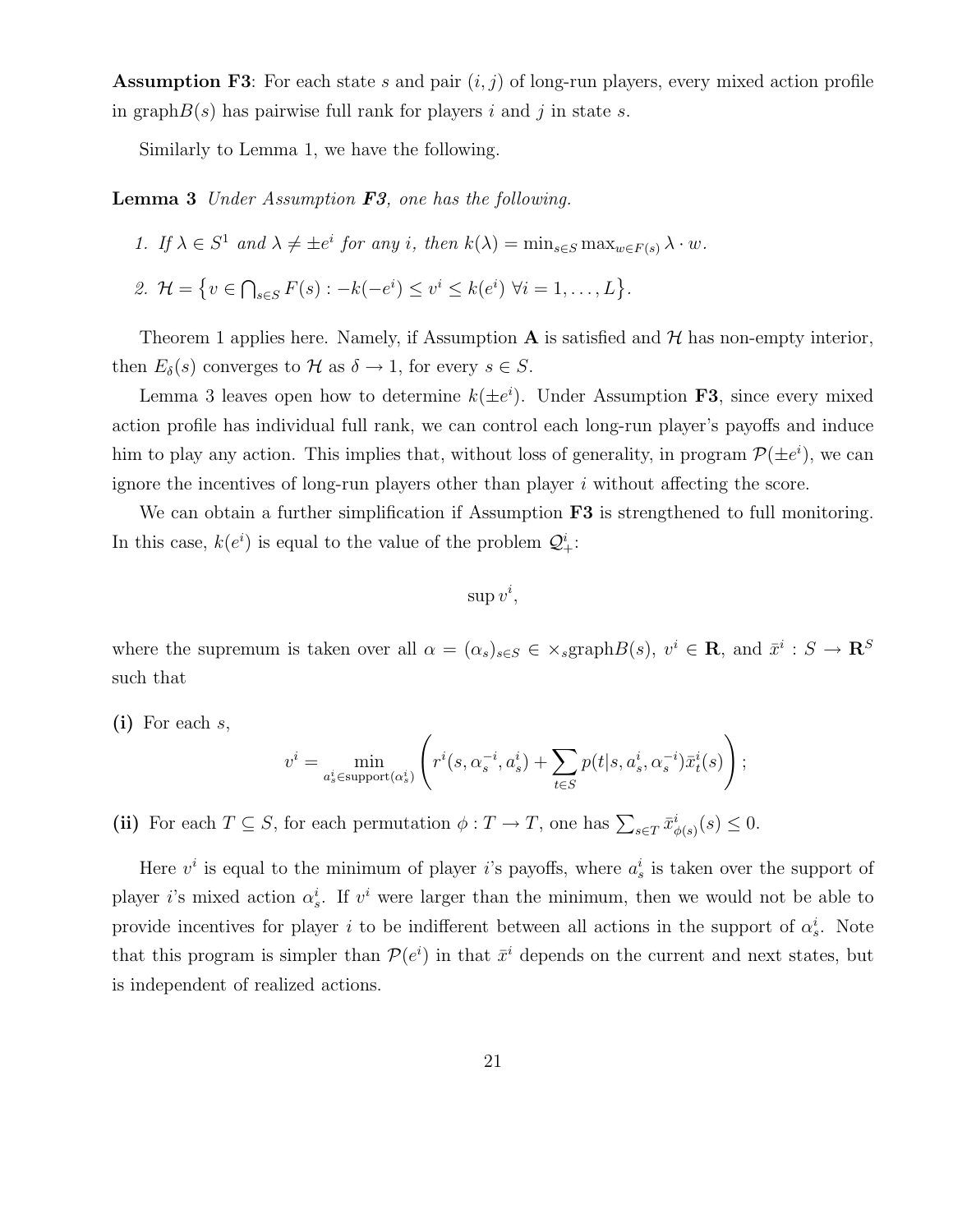**Assumption F3**: For each state $s$ and pair $(i, j)$ of long-run players, every mixed action profile in graph$B(s)$ has pairwise full rank for players $i$ and $j$ in state $s$.

Similarly to Lemma 1, we have the following.

**Lemma 3** *Under Assumption **F3**, one has the following.*

1. *If $\lambda \in S^1$ and $\lambda \neq \pm e^i$ for any $i$, then $k(\lambda) = \min_{s \in S} \max_{w \in F(s)} \lambda \cdot w$.*
2. *$\mathcal{H} = \left\{ v \in \bigcap_{s \in S} F(s) : -k(-e^i) \leq v^i \leq k(e^i) \ \forall i = 1, \ldots, L \right\}$.*

Theorem 1 applies here. Namely, if Assumption **A** is satisfied and $\mathcal{H}$ has non-empty interior, then $E_\delta(s)$ converges to $\mathcal{H}$ as $\delta \to 1$, for every $s \in S$.

Lemma 3 leaves open how to determine $k(\pm e^i)$. Under Assumption **F3**, since every mixed action profile has individual full rank, we can control each long-run player's payoffs and induce him to play any action. This implies that, without loss of generality, in program $\mathcal{P}(\pm e^i)$, we can ignore the incentives of long-run players other than player $i$ without affecting the score.

We can obtain a further simplification if Assumption **F3** is strengthened to full monitoring. In this case, $k(e^i)$ is equal to the value of the problem $\mathcal{Q}^i_+$:

$$\sup v^i,$$

where the supremum is taken over all $\alpha = (\alpha_s)_{s \in S} \in \times_s \text{graph} B(s)$, $v^i \in \mathbf{R}$, and $\bar{x}^i : S \to \mathbf{R}^S$ such that

**(i)** For each $s$,

$$v^i = \min_{a^i_s \in \text{support}(\alpha^i_s)} \left( r^i(s, \alpha^{-i}_s, a^i_s) + \sum_{t \in S} p(t|s, a^i_s, \alpha^{-i}_s) \bar{x}^i_t(s) \right);$$

**(ii)** For each $T \subseteq S$, for each permutation $\phi : T \to T$, one has $\sum_{s \in T} \bar{x}^i_{\phi(s)}(s) \leq 0$.

Here $v^i$ is equal to the minimum of player $i$'s payoffs, where $a^i_s$ is taken over the support of player $i$'s mixed action $\alpha^i_s$. If $v^i$ were larger than the minimum, then we would not be able to provide incentives for player $i$ to be indifferent between all actions in the support of $\alpha^i_s$. Note that this program is simpler than $\mathcal{P}(e^i)$ in that $\bar{x}^i$ depends on the current and next states, but is independent of realized actions.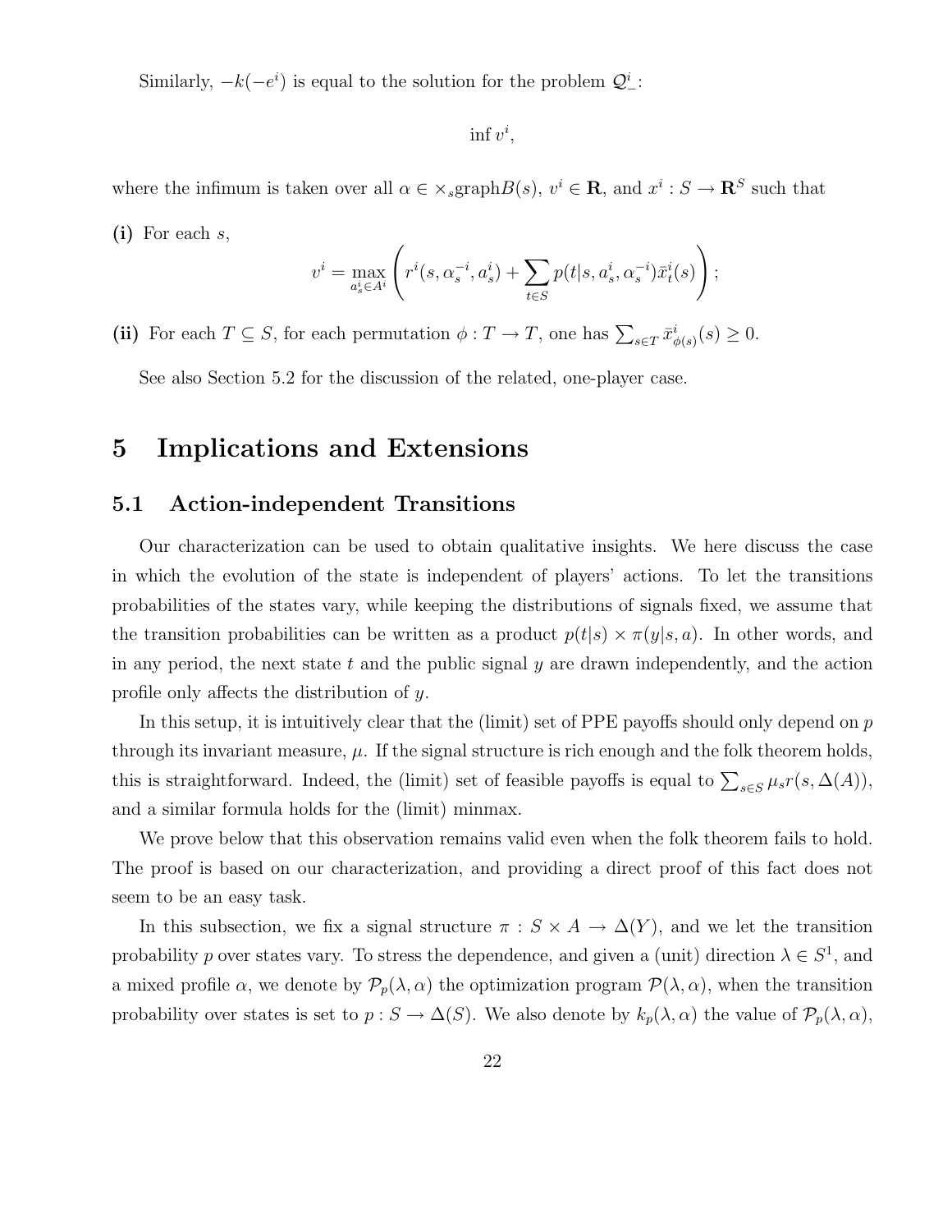Similarly, $-k(-e^i)$ is equal to the solution for the problem $\mathcal{Q}^i_-$:

$$\inf v^i,$$

where the infimum is taken over all $\alpha \in \times_s \text{graph} B(s)$, $v^i \in \mathbf{R}$, and $x^i : S \to \mathbf{R}^S$ such that

**(i)** For each $s$,

$$v^i = \max_{a^i_s \in A^i} \left( r^i(s, \alpha^{-i}_s, a^i_s) + \sum_{t \in S} p(t|s, a^i_s, \alpha^{-i}_s) \bar{x}^i_t(s) \right);$$

**(ii)** For each $T \subseteq S$, for each permutation $\phi : T \to T$, one has $\sum_{s \in T} \bar{x}^i_{\phi(s)}(s) \geq 0$.

See also Section 5.2 for the discussion of the related, one-player case.

# 5 Implications and Extensions

## 5.1 Action-independent Transitions

Our characterization can be used to obtain qualitative insights. We here discuss the case in which the evolution of the state is independent of players' actions. To let the transitions probabilities of the states vary, while keeping the distributions of signals fixed, we assume that the transition probabilities can be written as a product $p(t|s) \times \pi(y|s, a)$. In other words, and in any period, the next state $t$ and the public signal $y$ are drawn independently, and the action profile only affects the distribution of $y$.

In this setup, it is intuitively clear that the (limit) set of PPE payoffs should only depend on $p$ through its invariant measure, $\mu$. If the signal structure is rich enough and the folk theorem holds, this is straightforward. Indeed, the (limit) set of feasible payoffs is equal to $\sum_{s \in S} \mu_s r(s, \Delta(A))$, and a similar formula holds for the (limit) minmax.

We prove below that this observation remains valid even when the folk theorem fails to hold. The proof is based on our characterization, and providing a direct proof of this fact does not seem to be an easy task.

In this subsection, we fix a signal structure $\pi : S \times A \to \Delta(Y)$, and we let the transition probability $p$ over states vary. To stress the dependence, and given a (unit) direction $\lambda \in S^1$, and a mixed profile $\alpha$, we denote by $\mathcal{P}_p(\lambda, \alpha)$ the optimization program $\mathcal{P}(\lambda, \alpha)$, when the transition probability over states is set to $p : S \to \Delta(S)$. We also denote by $k_p(\lambda, \alpha)$ the value of $\mathcal{P}_p(\lambda, \alpha)$,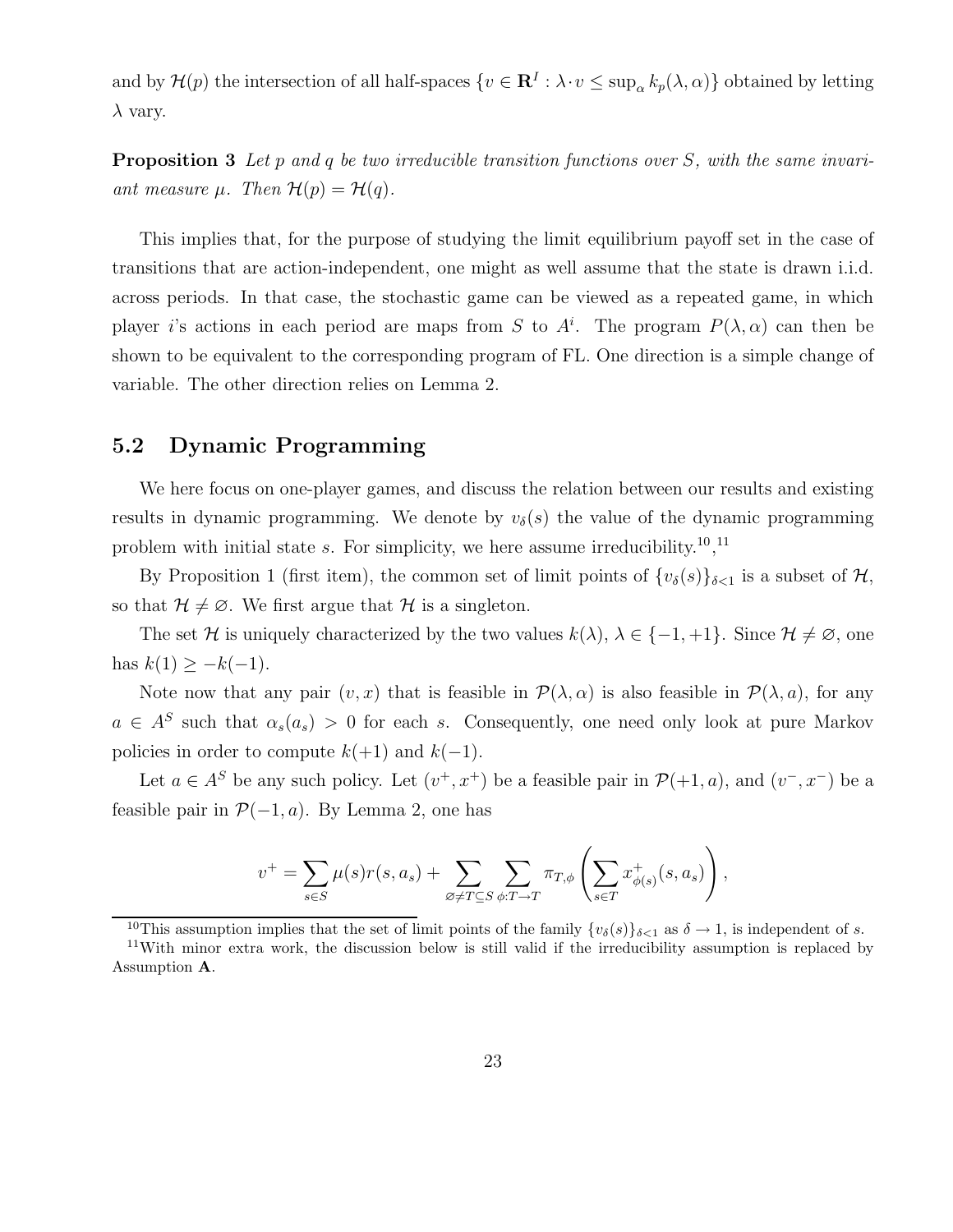and by $\mathcal{H}(p)$ the intersection of all half-spaces $\{v \in \mathbf{R}^I : \lambda \cdot v \leq \sup_\alpha k_p(\lambda, \alpha)\}$ obtained by letting $\lambda$ vary.

**Proposition 3** *Let $p$ and $q$ be two irreducible transition functions over $S$, with the same invariant measure $\mu$. Then $\mathcal{H}(p) = \mathcal{H}(q)$.*

This implies that, for the purpose of studying the limit equilibrium payoff set in the case of transitions that are action-independent, one might as well assume that the state is drawn i.i.d. across periods. In that case, the stochastic game can be viewed as a repeated game, in which player $i$'s actions in each period are maps from $S$ to $A^i$. The program $P(\lambda, \alpha)$ can then be shown to be equivalent to the corresponding program of FL. One direction is a simple change of variable. The other direction relies on Lemma 2.

## 5.2 Dynamic Programming

We here focus on one-player games, and discuss the relation between our results and existing results in dynamic programming. We denote by $v_\delta(s)$ the value of the dynamic programming problem with initial state $s$. For simplicity, we here assume irreducibility.[10],[11]

By Proposition 1 (first item), the common set of limit points of $\{v_\delta(s)\}_{\delta<1}$ is a subset of $\mathcal{H}$, so that $\mathcal{H} \neq \varnothing$. We first argue that $\mathcal{H}$ is a singleton.

The set $\mathcal{H}$ is uniquely characterized by the two values $k(\lambda)$, $\lambda \in \{-1, +1\}$. Since $\mathcal{H} \neq \varnothing$, one has $k(1) \geq -k(-1)$.

Note now that any pair $(v, x)$ that is feasible in $\mathcal{P}(\lambda, \alpha)$ is also feasible in $\mathcal{P}(\lambda, a)$, for any $a \in A^S$ such that $\alpha_s(a_s) > 0$ for each $s$. Consequently, one need only look at pure Markov policies in order to compute $k(+1)$ and $k(-1)$.

Let $a \in A^S$ be any such policy. Let $(v^+, x^+)$ be a feasible pair in $\mathcal{P}(+1, a)$, and $(v^-, x^-)$ be a feasible pair in $\mathcal{P}(-1, a)$. By Lemma 2, one has

$$v^+ = \sum_{s \in S} \mu(s) r(s, a_s) + \sum_{\varnothing \neq T \subseteq S} \sum_{\phi : T \to T} \pi_{T,\phi} \left( \sum_{s \in T} x^+_{\phi(s)}(s, a_s) \right),$$

[10] This assumption implies that the set of limit points of the family $\{v_\delta(s)\}_{\delta<1}$ as $\delta \to 1$, is independent of $s$.

[11] With minor extra work, the discussion below is still valid if the irreducibility assumption is replaced by Assumption **A**.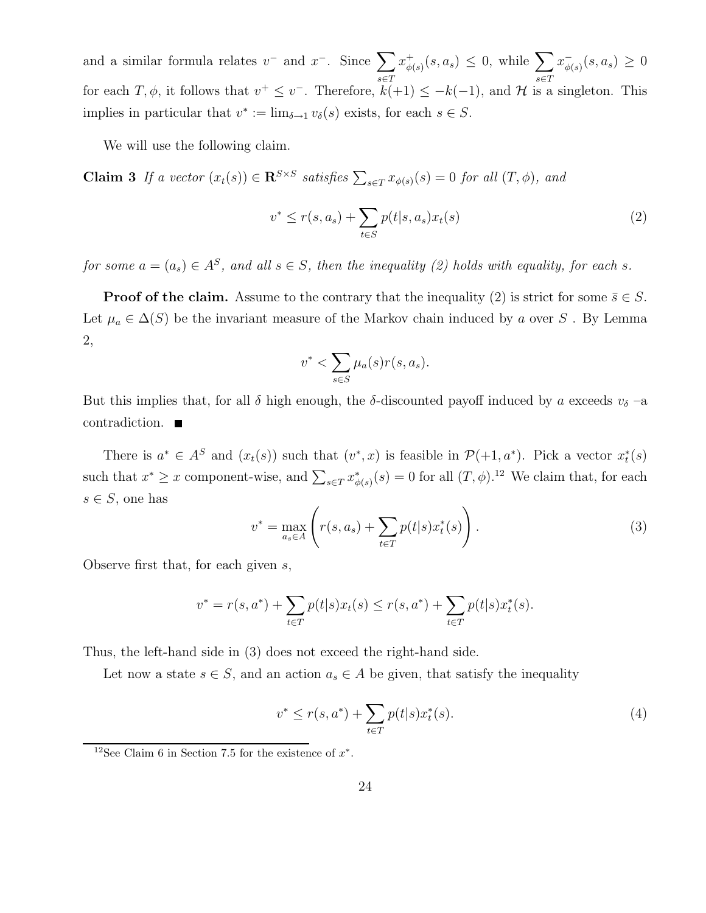and a similar formula relates $v^-$ and $x^-$. Since $\sum_{s\in T} x^+_{\phi(s)}(s, a_s) \leq 0$, while $\sum_{s\in T} x^-_{\phi(s)}(s, a_s) \geq 0$ for each $T, \phi$, it follows that $v^+ \leq v^-$. Therefore, $k(+1) \leq -k(-1)$, and $\mathcal{H}$ is a singleton. This implies in particular that $v^* := \lim_{\delta\to 1} v_\delta(s)$ exists, for each $s \in S$.

We will use the following claim.

**Claim 3** *If a vector* $(x_t(s)) \in \mathbf{R}^{S\times S}$ *satisfies* $\sum_{s\in T} x_{\phi(s)}(s) = 0$ *for all* $(T, \phi)$*, and*

$$v^* \leq r(s, a_s) + \sum_{t\in S} p(t|s, a_s) x_t(s) \tag{2}$$

*for some* $a = (a_s) \in A^S$*, and all* $s \in S$*, then the inequality (2) holds with equality, for each* $s$*.*

**Proof of the claim.** Assume to the contrary that the inequality (2) is strict for some $\bar{s} \in S$. Let $\mu_a \in \Delta(S)$ be the invariant measure of the Markov chain induced by $a$ over $S$ . By Lemma 2,

$$v^* < \sum_{s\in S} \mu_a(s) r(s, a_s).$$

But this implies that, for all $\delta$ high enough, the $\delta$-discounted payoff induced by $a$ exceeds $v_\delta$ –a contradiction. ∎

There is $a^* \in A^S$ and $(x_t(s))$ such that $(v^*, x)$ is feasible in $\mathcal{P}(+1, a^*)$. Pick a vector $x^*_t(s)$ such that $x^* \geq x$ component-wise, and $\sum_{s\in T} x^*_{\phi(s)}(s) = 0$ for all $(T, \phi)$.[12] We claim that, for each $s \in S$, one has

$$v^* = \max_{a_s\in A} \left( r(s, a_s) + \sum_{t\in T} p(t|s) x^*_t(s) \right). \tag{3}$$

Observe first that, for each given $s$,

$$v^* = r(s, a^*) + \sum_{t\in T} p(t|s) x_t(s) \leq r(s, a^*) + \sum_{t\in T} p(t|s) x^*_t(s).$$

Thus, the left-hand side in (3) does not exceed the right-hand side.

Let now a state $s \in S$, and an action $a_s \in A$ be given, that satisfy the inequality

$$v^* \leq r(s, a^*) + \sum_{t\in T} p(t|s) x^*_t(s). \tag{4}$$

[12] See Claim 6 in Section 7.5 for the existence of $x^*$.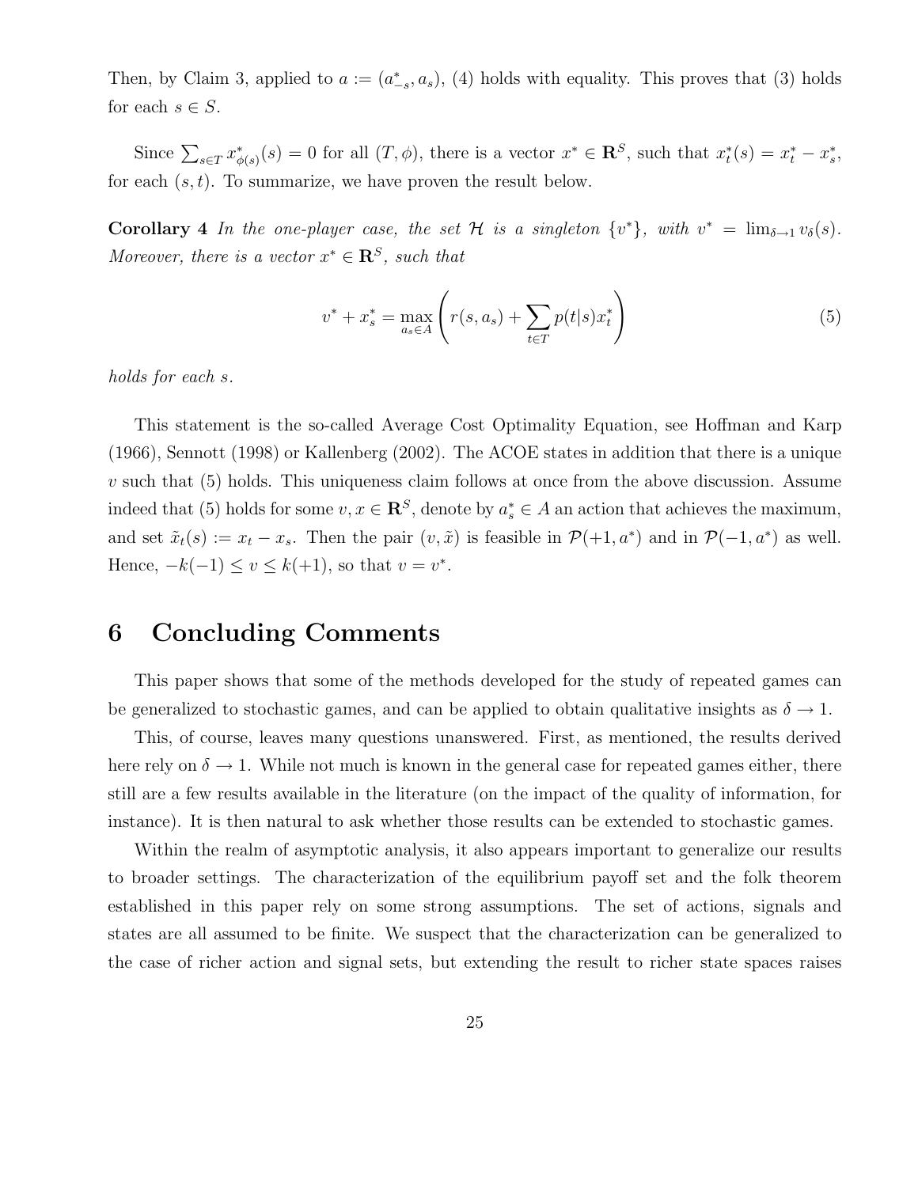Then, by Claim 3, applied to $a := (a^*_{-s}, a_s)$, (4) holds with equality. This proves that (3) holds for each $s \in S$.

Since $\sum_{s \in T} x^*_{\phi(s)}(s) = 0$ for all $(T, \phi)$, there is a vector $x^* \in \mathbf{R}^S$, such that $x^*_t(s) = x^*_t - x^*_s$, for each $(s, t)$. To summarize, we have proven the result below.

**Corollary 4** *In the one-player case, the set $\mathcal{H}$ is a singleton $\{v^*\}$, with $v^* = \lim_{\delta \to 1} v_\delta(s)$. Moreover, there is a vector $x^* \in \mathbf{R}^S$, such that*

$$v^* + x^*_s = \max_{a_s \in A} \left( r(s, a_s) + \sum_{t \in T} p(t|s) x^*_t \right) \tag{5}$$

*holds for each $s$.*

This statement is the so-called Average Cost Optimality Equation, see Hoffman and Karp (1966), Sennott (1998) or Kallenberg (2002). The ACOE states in addition that there is a unique $v$ such that (5) holds. This uniqueness claim follows at once from the above discussion. Assume indeed that (5) holds for some $v, x \in \mathbf{R}^S$, denote by $a^*_s \in A$ an action that achieves the maximum, and set $\tilde{x}_t(s) := x_t - x_s$. Then the pair $(v, \tilde{x})$ is feasible in $\mathcal{P}(+1, a^*)$ and in $\mathcal{P}(-1, a^*)$ as well. Hence, $-k(-1) \leq v \leq k(+1)$, so that $v = v^*$.

# 6 Concluding Comments

This paper shows that some of the methods developed for the study of repeated games can be generalized to stochastic games, and can be applied to obtain qualitative insights as $\delta \to 1$.

This, of course, leaves many questions unanswered. First, as mentioned, the results derived here rely on $\delta \to 1$. While not much is known in the general case for repeated games either, there still are a few results available in the literature (on the impact of the quality of information, for instance). It is then natural to ask whether those results can be extended to stochastic games.

Within the realm of asymptotic analysis, it also appears important to generalize our results to broader settings. The characterization of the equilibrium payoff set and the folk theorem established in this paper rely on some strong assumptions. The set of actions, signals and states are all assumed to be finite. We suspect that the characterization can be generalized to the case of richer action and signal sets, but extending the result to richer state spaces raises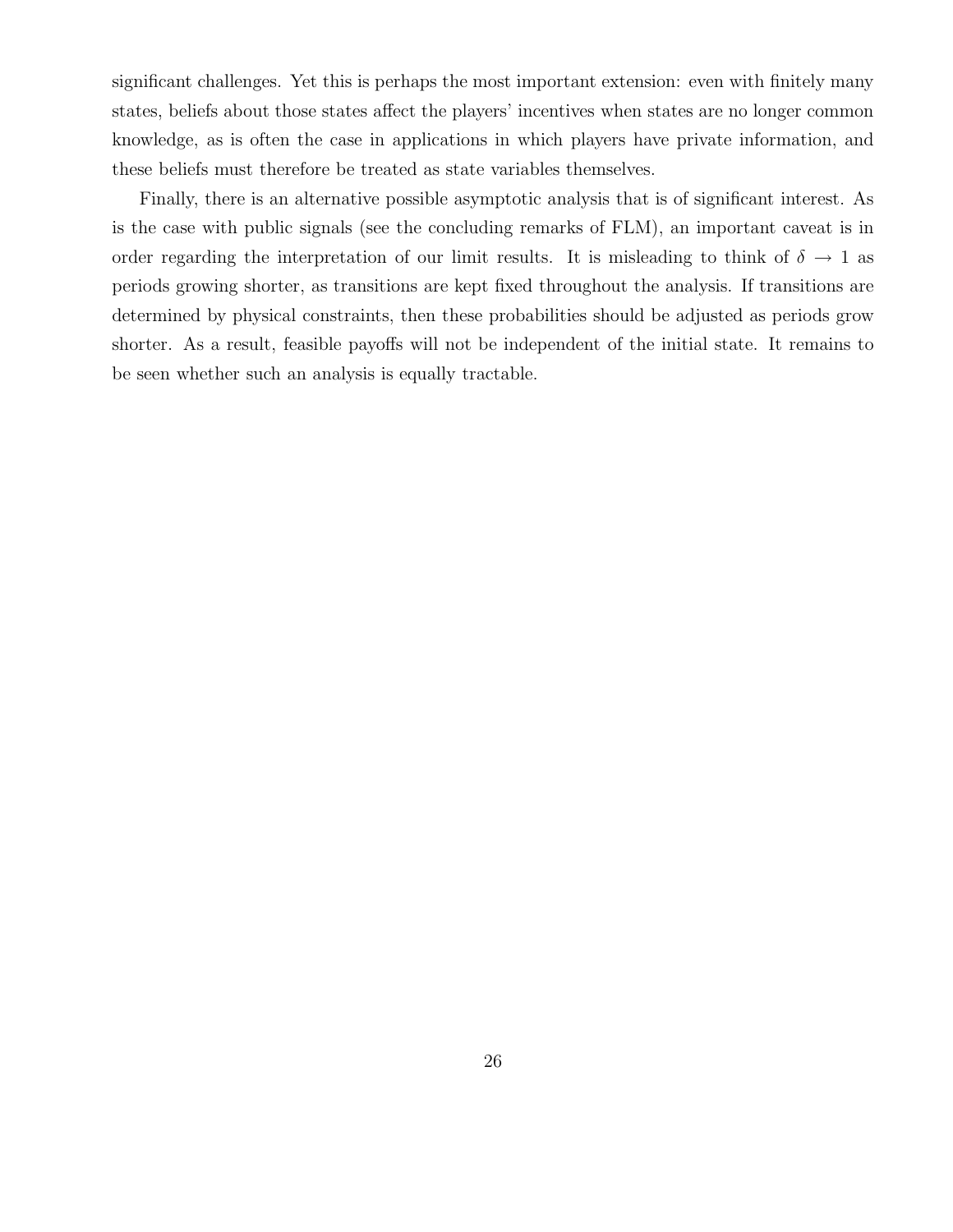significant challenges. Yet this is perhaps the most important extension: even with finitely many states, beliefs about those states affect the players' incentives when states are no longer common knowledge, as is often the case in applications in which players have private information, and these beliefs must therefore be treated as state variables themselves.

Finally, there is an alternative possible asymptotic analysis that is of significant interest. As is the case with public signals (see the concluding remarks of FLM), an important caveat is in order regarding the interpretation of our limit results. It is misleading to think of $\delta \to 1$ as periods growing shorter, as transitions are kept fixed throughout the analysis. If transitions are determined by physical constraints, then these probabilities should be adjusted as periods grow shorter. As a result, feasible payoffs will not be independent of the initial state. It remains to be seen whether such an analysis is equally tractable.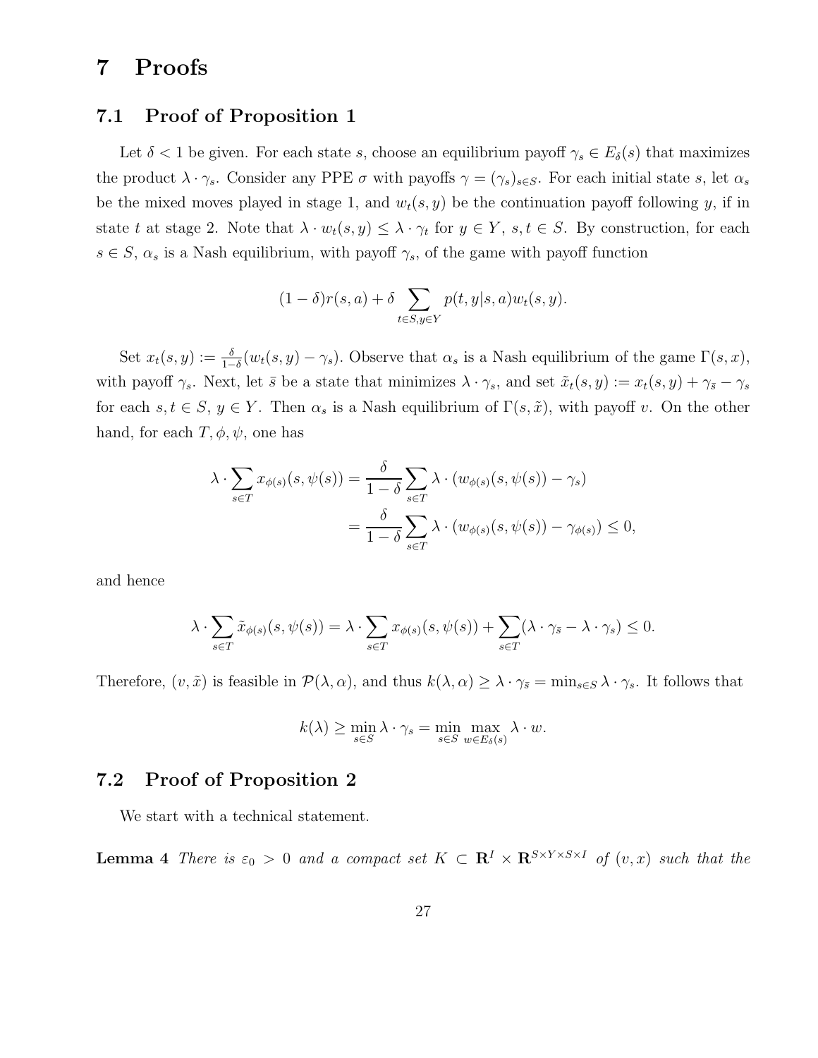# 7 Proofs

## 7.1 Proof of Proposition 1

Let $\delta < 1$ be given. For each state $s$, choose an equilibrium payoff $\gamma_s \in E_\delta(s)$ that maximizes the product $\lambda \cdot \gamma_s$. Consider any PPE $\sigma$ with payoffs $\gamma = (\gamma_s)_{s \in S}$. For each initial state $s$, let $\alpha_s$ be the mixed moves played in stage 1, and $w_t(s, y)$ be the continuation payoff following $y$, if in state $t$ at stage 2. Note that $\lambda \cdot w_t(s, y) \leq \lambda \cdot \gamma_t$ for $y \in Y$, $s, t \in S$. By construction, for each $s \in S$, $\alpha_s$ is a Nash equilibrium, with payoff $\gamma_s$, of the game with payoff function

$$(1 - \delta) r(s, a) + \delta \sum_{t \in S, y \in Y} p(t, y | s, a) w_t(s, y).$$

Set $x_t(s, y) := \frac{\delta}{1-\delta}(w_t(s, y) - \gamma_s)$. Observe that $\alpha_s$ is a Nash equilibrium of the game $\Gamma(s, x)$, with payoff $\gamma_s$. Next, let $\bar{s}$ be a state that minimizes $\lambda \cdot \gamma_s$, and set $\tilde{x}_t(s, y) := x_t(s, y) + \gamma_{\bar{s}} - \gamma_s$ for each $s, t \in S$, $y \in Y$. Then $\alpha_s$ is a Nash equilibrium of $\Gamma(s, \tilde{x})$, with payoff $v$. On the other hand, for each $T, \phi, \psi$, one has

$$\begin{aligned}
\lambda \cdot \sum_{s \in T} x_{\phi(s)}(s, \psi(s)) &= \frac{\delta}{1-\delta} \sum_{s \in T} \lambda \cdot (w_{\phi(s)}(s, \psi(s)) - \gamma_s) \\
&= \frac{\delta}{1-\delta} \sum_{s \in T} \lambda \cdot (w_{\phi(s)}(s, \psi(s)) - \gamma_{\phi(s)}) \leq 0,
\end{aligned}$$

and hence

$$\lambda \cdot \sum_{s \in T} \tilde{x}_{\phi(s)}(s, \psi(s)) = \lambda \cdot \sum_{s \in T} x_{\phi(s)}(s, \psi(s)) + \sum_{s \in T} (\lambda \cdot \gamma_{\bar{s}} - \lambda \cdot \gamma_s) \leq 0.$$

Therefore, $(v, \tilde{x})$ is feasible in $\mathcal{P}(\lambda, \alpha)$, and thus $k(\lambda, \alpha) \geq \lambda \cdot \gamma_{\bar{s}} = \min_{s \in S} \lambda \cdot \gamma_s$. It follows that

$$k(\lambda) \geq \min_{s \in S} \lambda \cdot \gamma_s = \min_{s \in S} \max_{w \in E_\delta(s)} \lambda \cdot w.$$

## 7.2 Proof of Proposition 2

We start with a technical statement.

**Lemma 4** *There is $\varepsilon_0 > 0$ and a compact set $K \subset \mathbf{R}^I \times \mathbf{R}^{S \times Y \times S \times I}$ of $(v, x)$ such that the*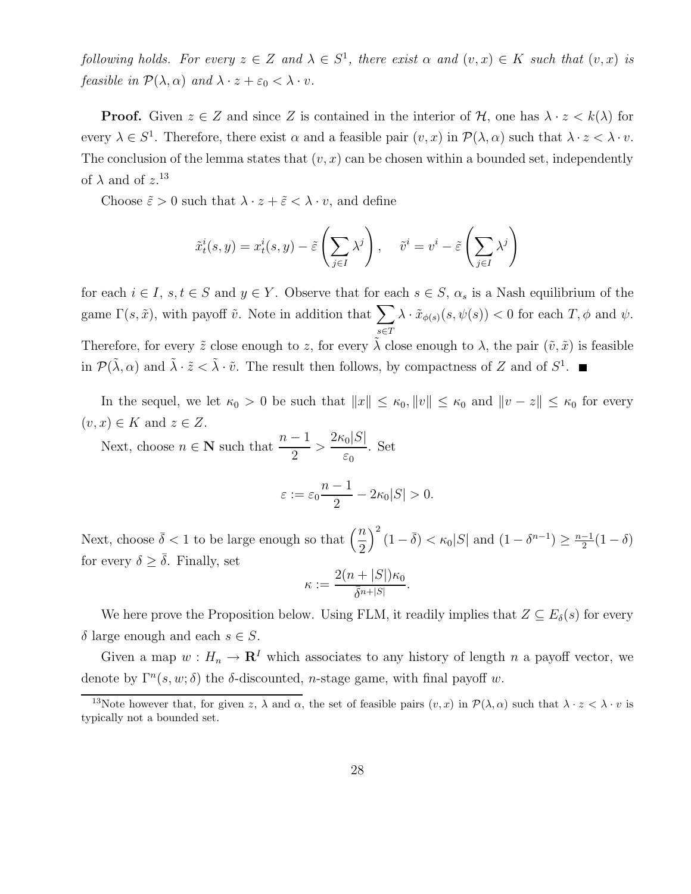*following holds. For every $z \in Z$ and $\lambda \in S^1$, there exist $\alpha$ and $(v,x) \in K$ such that $(v,x)$ is feasible in $\mathcal{P}(\lambda,\alpha)$ and $\lambda \cdot z + \varepsilon_0 < \lambda \cdot v$.*

**Proof.** Given $z \in Z$ and since $Z$ is contained in the interior of $\mathcal{H}$, one has $\lambda \cdot z < k(\lambda)$ for every $\lambda \in S^1$. Therefore, there exist $\alpha$ and a feasible pair $(v,x)$ in $\mathcal{P}(\lambda,\alpha)$ such that $\lambda \cdot z < \lambda \cdot v$. The conclusion of the lemma states that $(v,x)$ can be chosen within a bounded set, independently of $\lambda$ and of $z$.[13]

Choose $\tilde{\varepsilon} > 0$ such that $\lambda \cdot z + \tilde{\varepsilon} < \lambda \cdot v$, and define

$$\tilde{x}_t^i(s,y) = x_t^i(s,y) - \tilde{\varepsilon}\left(\sum_{j\in I} \lambda^j\right), \quad \tilde{v}^i = v^i - \tilde{\varepsilon}\left(\sum_{j\in I}\lambda^j\right)$$

for each $i \in I$, $s,t \in S$ and $y \in Y$. Observe that for each $s \in S$, $\alpha_s$ is a Nash equilibrium of the game $\Gamma(s,\tilde{x})$, with payoff $\tilde{v}$. Note in addition that $\sum_{s\in T} \lambda \cdot \tilde{x}_{\phi(s)}(s,\psi(s)) < 0$ for each $T,\phi$ and $\psi$. Therefore, for every $\tilde{z}$ close enough to $z$, for every $\tilde{\lambda}$ close enough to $\lambda$, the pair $(\tilde{v},\tilde{x})$ is feasible in $\mathcal{P}(\tilde{\lambda},\alpha)$ and $\tilde{\lambda}\cdot\tilde{z} < \tilde{\lambda}\cdot\tilde{v}$. The result then follows, by compactness of $Z$ and of $S^1$. ■

In the sequel, we let $\kappa_0 > 0$ be such that $\|x\| \leq \kappa_0$, $\|v\| \leq \kappa_0$ and $\|v - z\| \leq \kappa_0$ for every $(v,x) \in K$ and $z \in Z$.

Next, choose $n \in \mathbf{N}$ such that $\dfrac{n-1}{2} > \dfrac{2\kappa_0|S|}{\varepsilon_0}$. Set

$$\varepsilon := \varepsilon_0 \frac{n-1}{2} - 2\kappa_0|S| > 0.$$

Next, choose $\bar{\delta} < 1$ to be large enough so that $\left(\dfrac{n}{2}\right)^2(1-\bar{\delta}) < \kappa_0|S|$ and $(1-\delta^{n-1}) \geq \frac{n-1}{2}(1-\delta)$ for every $\delta \geq \bar{\delta}$. Finally, set

$$\kappa := \frac{2(n+|S|)\kappa_0}{\bar{\delta}^{n+|S|}}.$$

We here prove the Proposition below. Using FLM, it readily implies that $Z \subseteq E_\delta(s)$ for every $\delta$ large enough and each $s \in S$.

Given a map $w : H_n \to \mathbf{R}^I$ which associates to any history of length $n$ a payoff vector, we denote by $\Gamma^n(s,w;\delta)$ the $\delta$-discounted, $n$-stage game, with final payoff $w$.

[13] Note however that, for given $z$, $\lambda$ and $\alpha$, the set of feasible pairs $(v,x)$ in $\mathcal{P}(\lambda,\alpha)$ such that $\lambda \cdot z < \lambda \cdot v$ is typically not a bounded set.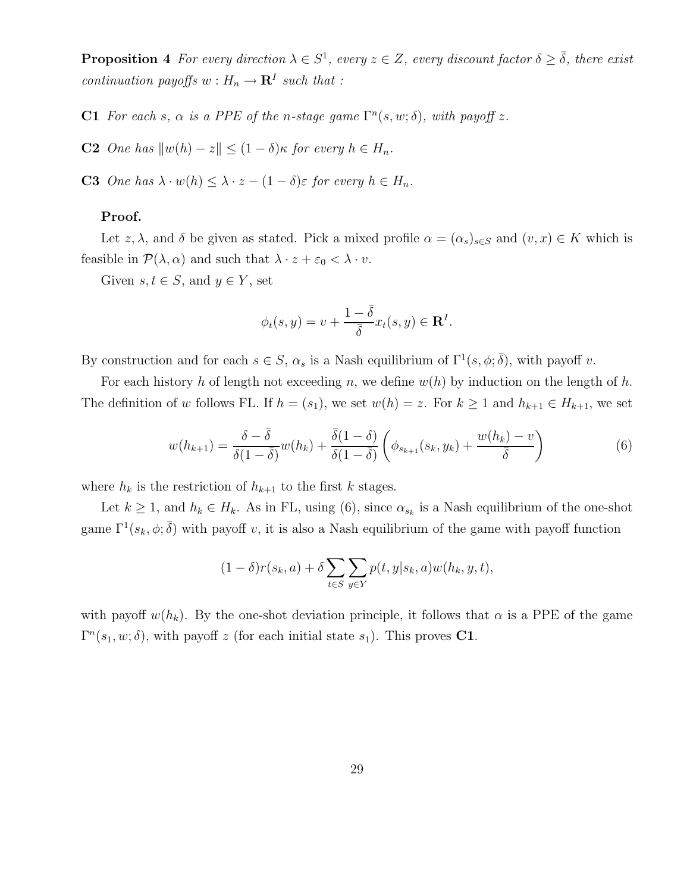**Proposition 4** *For every direction $\lambda \in S^1$, every $z \in Z$, every discount factor $\delta \geq \bar{\delta}$, there exist continuation payoffs $w : H_n \to \mathbf{R}^I$ such that :*

**C1** *For each $s$, $\alpha$ is a PPE of the $n$-stage game $\Gamma^n(s, w; \delta)$, with payoff $z$.*

**C2** *One has $\|w(h) - z\| \leq (1 - \delta)\kappa$ for every $h \in H_n$.*

**C3** *One has $\lambda \cdot w(h) \leq \lambda \cdot z - (1 - \delta)\varepsilon$ for every $h \in H_n$.*

**Proof.**

Let $z, \lambda$, and $\delta$ be given as stated. Pick a mixed profile $\alpha = (\alpha_s)_{s \in S}$ and $(v, x) \in K$ which is feasible in $\mathcal{P}(\lambda, \alpha)$ and such that $\lambda \cdot z + \varepsilon_0 < \lambda \cdot v$.

Given $s, t \in S$, and $y \in Y$, set

$$\phi_t(s, y) = v + \frac{1 - \bar{\delta}}{\bar{\delta}} x_t(s, y) \in \mathbf{R}^I.$$

By construction and for each $s \in S$, $\alpha_s$ is a Nash equilibrium of $\Gamma^1(s, \phi; \bar{\delta})$, with payoff $v$.

For each history $h$ of length not exceeding $n$, we define $w(h)$ by induction on the length of $h$. The definition of $w$ follows FL. If $h = (s_1)$, we set $w(h) = z$. For $k \geq 1$ and $h_{k+1} \in H_{k+1}$, we set

$$w(h_{k+1}) = \frac{\delta - \bar{\delta}}{\delta(1 - \bar{\delta})} w(h_k) + \frac{\bar{\delta}(1 - \delta)}{\delta(1 - \bar{\delta})} \left( \phi_{s_{k+1}}(s_k, y_k) + \frac{w(h_k) - v}{\bar{\delta}} \right) \tag{6}$$

where $h_k$ is the restriction of $h_{k+1}$ to the first $k$ stages.

Let $k \geq 1$, and $h_k \in H_k$. As in FL, using (6), since $\alpha_{s_k}$ is a Nash equilibrium of the one-shot game $\Gamma^1(s_k, \phi; \bar{\delta})$ with payoff $v$, it is also a Nash equilibrium of the game with payoff function

$$(1 - \delta) r(s_k, a) + \delta \sum_{t \in S} \sum_{y \in Y} p(t, y | s_k, a) w(h_k, y, t),$$

with payoff $w(h_k)$. By the one-shot deviation principle, it follows that $\alpha$ is a PPE of the game $\Gamma^n(s_1, w; \delta)$, with payoff $z$ (for each initial state $s_1$). This proves **C1**.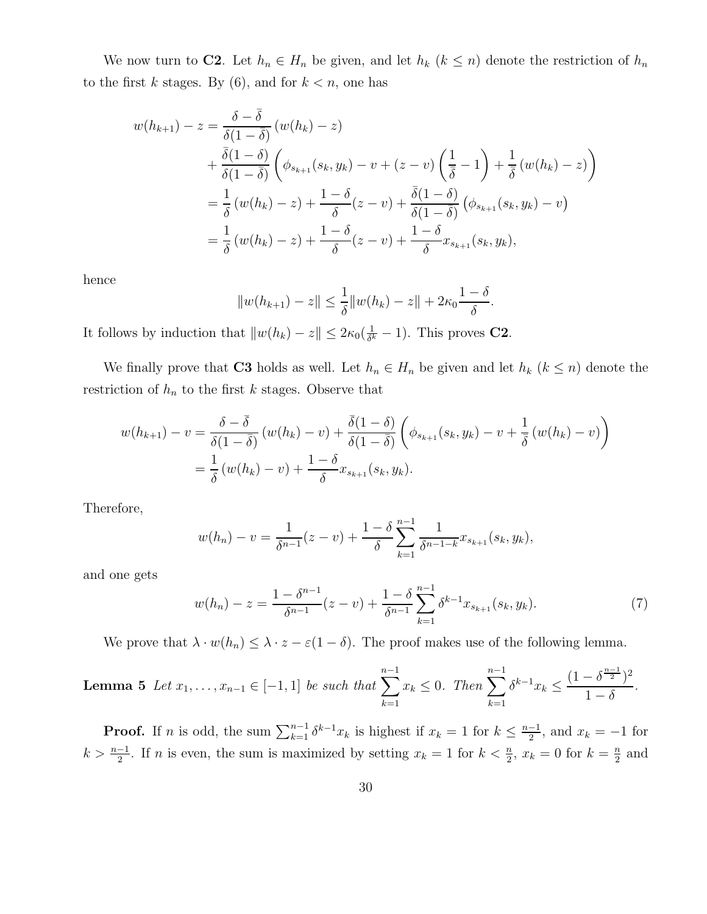We now turn to **C2**. Let $h_n \in H_n$ be given, and let $h_k$ ($k \leq n$) denote the restriction of $h_n$ to the first $k$ stages. By (6), and for $k < n$, one has

$$
\begin{aligned}
w(h_{k+1}) - z &= \frac{\delta - \bar{\delta}}{\delta(1-\bar{\delta})}\left(w(h_k) - z\right) \\
&\quad + \frac{\bar{\delta}(1-\delta)}{\delta(1-\bar{\delta})}\left(\phi_{s_{k+1}}(s_k, y_k) - v + (z - v)\left(\frac{1}{\bar{\delta}} - 1\right) + \frac{1}{\bar{\delta}}\left(w(h_k) - z\right)\right) \\
&= \frac{1}{\delta}\left(w(h_k) - z\right) + \frac{1-\delta}{\delta}(z - v) + \frac{\bar{\delta}(1-\delta)}{\delta(1-\bar{\delta})}\left(\phi_{s_{k+1}}(s_k, y_k) - v\right) \\
&= \frac{1}{\delta}\left(w(h_k) - z\right) + \frac{1-\delta}{\delta}(z - v) + \frac{1-\delta}{\delta}x_{s_{k+1}}(s_k, y_k),
\end{aligned}
$$

hence

$$
\|w(h_{k+1}) - z\| \leq \frac{1}{\delta}\|w(h_k) - z\| + 2\kappa_0\frac{1-\delta}{\delta}.
$$

It follows by induction that $\|w(h_k) - z\| \leq 2\kappa_0(\frac{1}{\delta^k} - 1)$. This proves **C2**.

We finally prove that **C3** holds as well. Let $h_n \in H_n$ be given and let $h_k$ ($k \leq n$) denote the restriction of $h_n$ to the first $k$ stages. Observe that

$$
\begin{aligned}
w(h_{k+1}) - v &= \frac{\delta - \bar{\delta}}{\delta(1-\bar{\delta})}\left(w(h_k) - v\right) + \frac{\bar{\delta}(1-\delta)}{\delta(1-\bar{\delta})}\left(\phi_{s_{k+1}}(s_k, y_k) - v + \frac{1}{\bar{\delta}}\left(w(h_k) - v\right)\right) \\
&= \frac{1}{\delta}\left(w(h_k) - v\right) + \frac{1-\delta}{\delta}x_{s_{k+1}}(s_k, y_k).
\end{aligned}
$$

Therefore,

$$
w(h_n) - v = \frac{1}{\delta^{n-1}}(z - v) + \frac{1-\delta}{\delta}\sum_{k=1}^{n-1}\frac{1}{\delta^{n-1-k}}x_{s_{k+1}}(s_k, y_k),
$$

and one gets

$$
w(h_n) - z = \frac{1-\delta^{n-1}}{\delta^{n-1}}(z - v) + \frac{1-\delta}{\delta^{n-1}}\sum_{k=1}^{n-1}\delta^{k-1}x_{s_{k+1}}(s_k, y_k). \tag{7}
$$

We prove that $\lambda \cdot w(h_n) \leq \lambda \cdot z - \varepsilon(1-\delta)$. The proof makes use of the following lemma.

**Lemma 5** *Let $x_1, \ldots, x_{n-1} \in [-1, 1]$ be such that $\sum_{k=1}^{n-1} x_k \leq 0$. Then $\sum_{k=1}^{n-1}\delta^{k-1}x_k \leq \frac{(1-\delta^{\frac{n-1}{2}})^2}{1-\delta}$.*

**Proof.** If $n$ is odd, the sum $\sum_{k=1}^{n-1}\delta^{k-1}x_k$ is highest if $x_k = 1$ for $k \leq \frac{n-1}{2}$, and $x_k = -1$ for $k > \frac{n-1}{2}$. If $n$ is even, the sum is maximized by setting $x_k = 1$ for $k < \frac{n}{2}$, $x_k = 0$ for $k = \frac{n}{2}$ and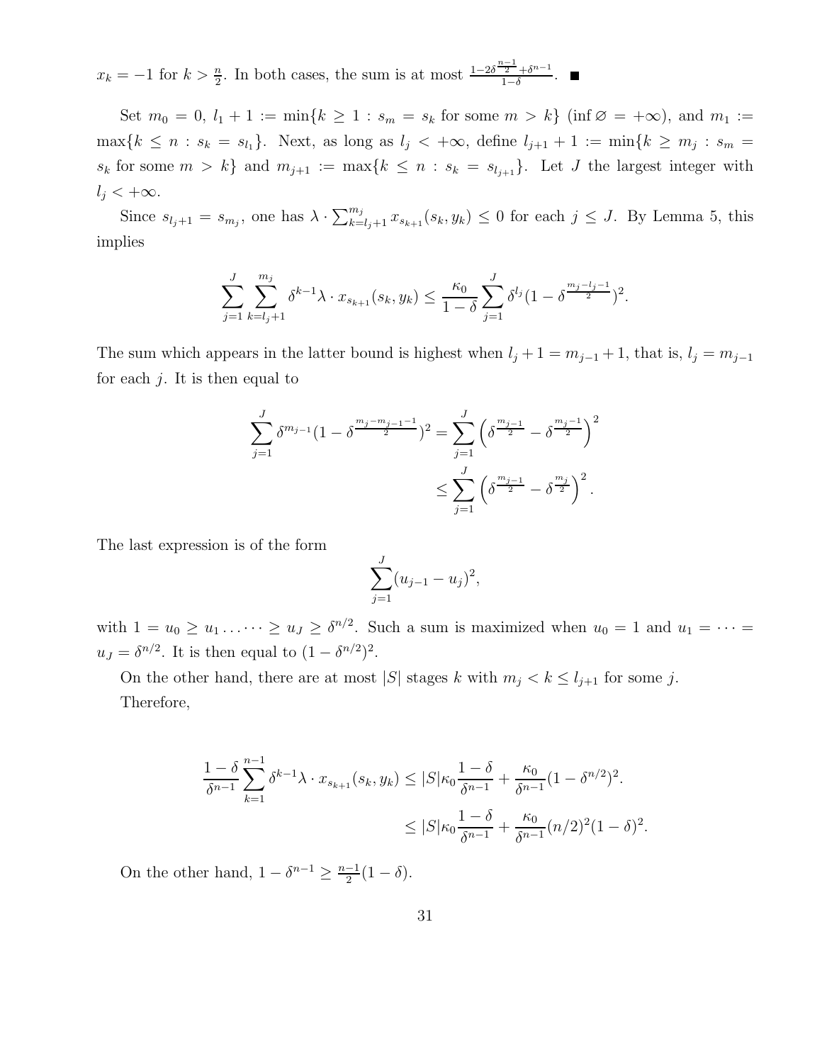$x_k = -1$ for $k > \frac{n}{2}$. In both cases, the sum is at most $\frac{1-2\delta^{\frac{n-1}{2}}+\delta^{n-1}}{1-\delta}$. ■

Set $m_0 = 0$, $l_1 + 1 := \min\{k \geq 1 : s_m = s_k \text{ for some } m > k\}$ ($\inf \varnothing = +\infty$), and $m_1 := \max\{k \leq n : s_k = s_{l_1}\}$. Next, as long as $l_j < +\infty$, define $l_{j+1} + 1 := \min\{k \geq m_j : s_m = s_k \text{ for some } m > k\}$ and $m_{j+1} := \max\{k \leq n : s_k = s_{l_{j+1}}\}$. Let $J$ the largest integer with $l_j < +\infty$.

Since $s_{l_j+1} = s_{m_j}$, one has $\lambda \cdot \sum_{k=l_j+1}^{m_j} x_{s_{k+1}}(s_k, y_k) \leq 0$ for each $j \leq J$. By Lemma 5, this implies

$$\sum_{j=1}^{J} \sum_{k=l_j+1}^{m_j} \delta^{k-1} \lambda \cdot x_{s_{k+1}}(s_k, y_k) \leq \frac{\kappa_0}{1-\delta} \sum_{j=1}^{J} \delta^{l_j} (1 - \delta^{\frac{m_j - l_j - 1}{2}})^2.$$

The sum which appears in the latter bound is highest when $l_j + 1 = m_{j-1} + 1$, that is, $l_j = m_{j-1}$ for each $j$. It is then equal to

$$\begin{aligned}
\sum_{j=1}^{J} \delta^{m_{j-1}} (1 - \delta^{\frac{m_j - m_{j-1} - 1}{2}})^2 &= \sum_{j=1}^{J} \left( \delta^{\frac{m_{j-1}}{2}} - \delta^{\frac{m_j - 1}{2}} \right)^2 \\
&\leq \sum_{j=1}^{J} \left( \delta^{\frac{m_{j-1}}{2}} - \delta^{\frac{m_j}{2}} \right)^2.
\end{aligned}$$

The last expression is of the form

$$\sum_{j=1}^{J} (u_{j-1} - u_j)^2,$$

with $1 = u_0 \geq u_1 \ldots \cdots \geq u_J \geq \delta^{n/2}$. Such a sum is maximized when $u_0 = 1$ and $u_1 = \cdots = u_J = \delta^{n/2}$. It is then equal to $(1 - \delta^{n/2})^2$.

On the other hand, there are at most $|S|$ stages $k$ with $m_j < k \leq l_{j+1}$ for some $j$.

Therefore,

$$\begin{aligned}
\frac{1-\delta}{\delta^{n-1}} \sum_{k=1}^{n-1} \delta^{k-1} \lambda \cdot x_{s_{k+1}}(s_k, y_k) &\leq |S| \kappa_0 \frac{1-\delta}{\delta^{n-1}} + \frac{\kappa_0}{\delta^{n-1}} (1 - \delta^{n/2})^2. \\
&\leq |S| \kappa_0 \frac{1-\delta}{\delta^{n-1}} + \frac{\kappa_0}{\delta^{n-1}} (n/2)^2 (1-\delta)^2.
\end{aligned}$$

On the other hand, $1 - \delta^{n-1} \geq \frac{n-1}{2}(1-\delta)$.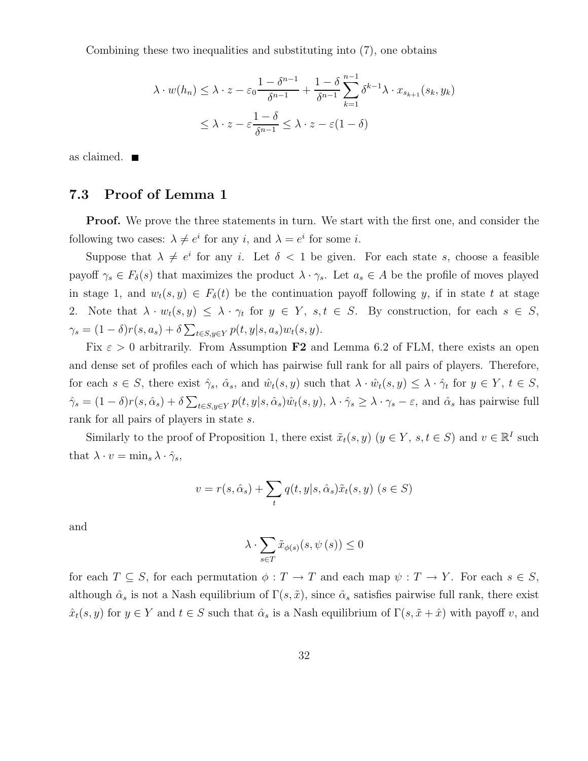Combining these two inequalities and substituting into (7), one obtains

$$
\begin{aligned}
\lambda \cdot w(h_n) &\leq \lambda \cdot z - \varepsilon_0 \frac{1-\delta^{n-1}}{\delta^{n-1}} + \frac{1-\delta}{\delta^{n-1}} \sum_{k=1}^{n-1} \delta^{k-1} \lambda \cdot x_{s_{k+1}}(s_k, y_k) \\
&\leq \lambda \cdot z - \varepsilon \frac{1-\delta}{\delta^{n-1}} \leq \lambda \cdot z - \varepsilon(1-\delta)
\end{aligned}
$$

as claimed. ∎

## 7.3 Proof of Lemma 1

**Proof.** We prove the three statements in turn. We start with the first one, and consider the following two cases: $\lambda \neq e^i$ for any $i$, and $\lambda = e^i$ for some $i$.

Suppose that $\lambda \neq e^i$ for any $i$. Let $\delta < 1$ be given. For each state $s$, choose a feasible payoff $\gamma_s \in F_\delta(s)$ that maximizes the product $\lambda \cdot \gamma_s$. Let $a_s \in A$ be the profile of moves played in stage 1, and $w_t(s,y) \in F_\delta(t)$ be the continuation payoff following $y$, if in state $t$ at stage 2. Note that $\lambda \cdot w_t(s,y) \leq \lambda \cdot \gamma_t$ for $y \in Y$, $s,t \in S$. By construction, for each $s \in S$, $\gamma_s = (1-\delta) r(s,a_s) + \delta \sum_{t \in S, y \in Y} p(t,y|s,a_s) w_t(s,y)$.

Fix $\varepsilon > 0$ arbitrarily. From Assumption **F2** and Lemma 6.2 of FLM, there exists an open and dense set of profiles each of which has pairwise full rank for all pairs of players. Therefore, for each $s \in S$, there exist $\hat{\gamma}_s$, $\hat{\alpha}_s$, and $\hat{w}_t(s,y)$ such that $\lambda \cdot \hat{w}_t(s,y) \leq \lambda \cdot \hat{\gamma}_t$ for $y \in Y$, $t \in S$, $\hat{\gamma}_s = (1-\delta) r(s,\hat{\alpha}_s) + \delta \sum_{t \in S, y \in Y} p(t,y|s,\hat{\alpha}_s) \hat{w}_t(s,y)$, $\lambda \cdot \hat{\gamma}_s \geq \lambda \cdot \gamma_s - \varepsilon$, and $\hat{\alpha}_s$ has pairwise full rank for all pairs of players in state $s$.

Similarly to the proof of Proposition 1, there exist $\tilde{x}_t(s,y)$ ($y \in Y$, $s,t \in S$) and $v \in \mathbb{R}^I$ such that $\lambda \cdot v = \min_s \lambda \cdot \hat{\gamma}_s$,

$$
v = r(s,\hat{\alpha}_s) + \sum_t q(t,y|s,\hat{\alpha}_s) \tilde{x}_t(s,y) \ (s \in S)
$$

and

$$
\lambda \cdot \sum_{s \in T} \tilde{x}_{\phi(s)}(s,\psi(s)) \leq 0
$$

for each $T \subseteq S$, for each permutation $\phi : T \to T$ and each map $\psi : T \to Y$. For each $s \in S$, although $\hat{\alpha}_s$ is not a Nash equilibrium of $\Gamma(s,\tilde{x})$, since $\hat{\alpha}_s$ satisfies pairwise full rank, there exist $\hat{x}_t(s,y)$ for $y \in Y$ and $t \in S$ such that $\hat{\alpha}_s$ is a Nash equilibrium of $\Gamma(s,\tilde{x}+\hat{x})$ with payoff $v$, and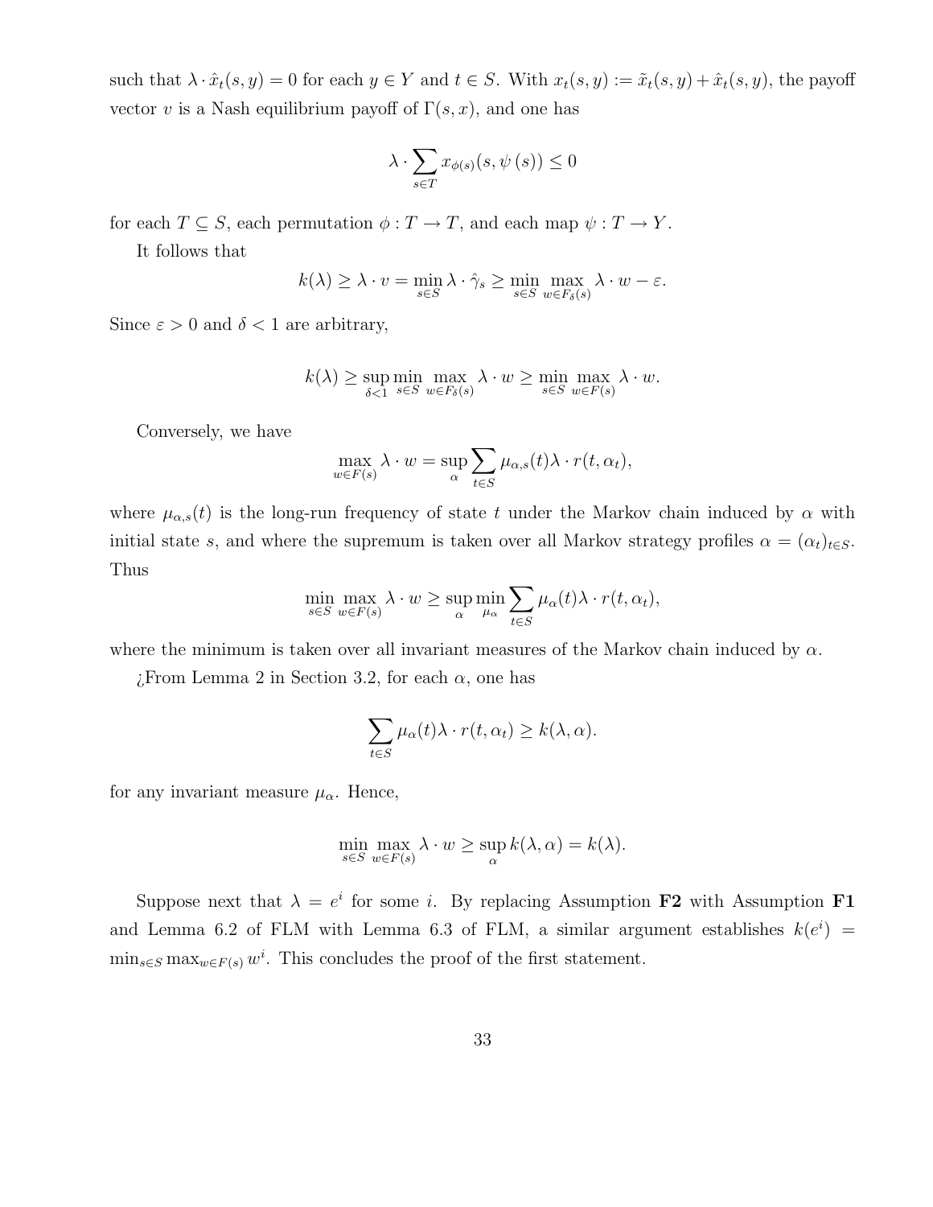such that $\lambda \cdot \hat{x}_t(s,y) = 0$ for each $y \in Y$ and $t \in S$. With $x_t(s,y) := \tilde{x}_t(s,y) + \hat{x}_t(s,y)$, the payoff vector $v$ is a Nash equilibrium payoff of $\Gamma(s,x)$, and one has

$$\lambda \cdot \sum_{s \in T} x_{\phi(s)}(s, \psi(s)) \leq 0$$

for each $T \subseteq S$, each permutation $\phi : T \to T$, and each map $\psi : T \to Y$.

It follows that

$$k(\lambda) \geq \lambda \cdot v = \min_{s \in S} \lambda \cdot \hat{\gamma}_s \geq \min_{s \in S} \max_{w \in F_\delta(s)} \lambda \cdot w - \varepsilon.$$

Since $\varepsilon > 0$ and $\delta < 1$ are arbitrary,

$$k(\lambda) \geq \sup_{\delta < 1} \min_{s \in S} \max_{w \in F_\delta(s)} \lambda \cdot w \geq \min_{s \in S} \max_{w \in F(s)} \lambda \cdot w.$$

Conversely, we have

$$\max_{w \in F(s)} \lambda \cdot w = \sup_{\alpha} \sum_{t \in S} \mu_{\alpha,s}(t) \lambda \cdot r(t, \alpha_t),$$

where $\mu_{\alpha,s}(t)$ is the long-run frequency of state $t$ under the Markov chain induced by $\alpha$ with initial state $s$, and where the supremum is taken over all Markov strategy profiles $\alpha = (\alpha_t)_{t \in S}$. Thus

$$\min_{s \in S} \max_{w \in F(s)} \lambda \cdot w \geq \sup_{\alpha} \min_{\mu_\alpha} \sum_{t \in S} \mu_\alpha(t) \lambda \cdot r(t, \alpha_t),$$

where the minimum is taken over all invariant measures of the Markov chain induced by $\alpha$.

¿From Lemma 2 in Section 3.2, for each $\alpha$, one has

$$\sum_{t \in S} \mu_\alpha(t) \lambda \cdot r(t, \alpha_t) \geq k(\lambda, \alpha).$$

for any invariant measure $\mu_\alpha$. Hence,

$$\min_{s \in S} \max_{w \in F(s)} \lambda \cdot w \geq \sup_{\alpha} k(\lambda, \alpha) = k(\lambda).$$

Suppose next that $\lambda = e^i$ for some $i$. By replacing Assumption **F2** with Assumption **F1** and Lemma 6.2 of FLM with Lemma 6.3 of FLM, a similar argument establishes $k(e^i) = \min_{s \in S} \max_{w \in F(s)} w^i$. This concludes the proof of the first statement.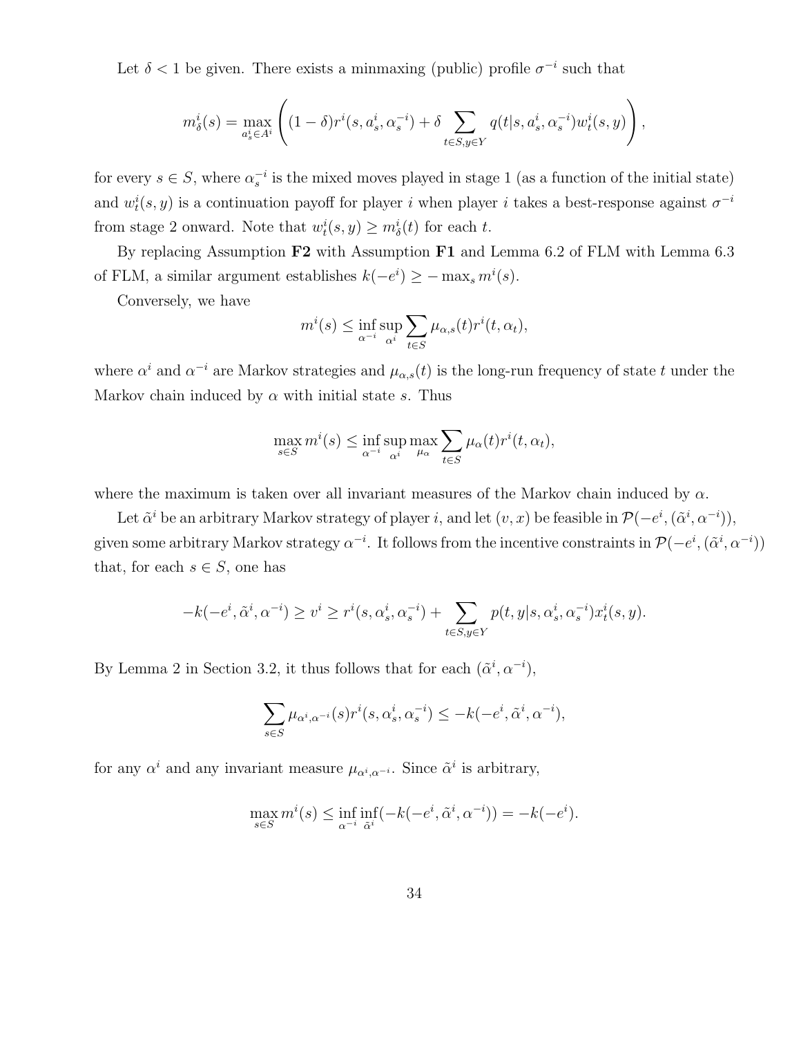Let $\delta < 1$ be given. There exists a minmaxing (public) profile $\sigma^{-i}$ such that

$$m^i_\delta(s) = \max_{a^i_s \in A^i} \left( (1-\delta) r^i(s, a^i_s, \alpha^{-i}_s) + \delta \sum_{t \in S, y \in Y} q(t|s, a^i_s, \alpha^{-i}_s) w^i_t(s, y) \right),$$

for every $s \in S$, where $\alpha^{-i}_s$ is the mixed moves played in stage 1 (as a function of the initial state) and $w^i_t(s, y)$ is a continuation payoff for player $i$ when player $i$ takes a best-response against $\sigma^{-i}$ from stage 2 onward. Note that $w^i_t(s, y) \geq m^i_\delta(t)$ for each $t$.

By replacing Assumption **F2** with Assumption **F1** and Lemma 6.2 of FLM with Lemma 6.3 of FLM, a similar argument establishes $k(-e^i) \geq -\max_s m^i(s)$.

Conversely, we have

$$m^i(s) \leq \inf_{\alpha^{-i}} \sup_{\alpha^i} \sum_{t \in S} \mu_{\alpha,s}(t) r^i(t, \alpha_t),$$

where $\alpha^i$ and $\alpha^{-i}$ are Markov strategies and $\mu_{\alpha,s}(t)$ is the long-run frequency of state $t$ under the Markov chain induced by $\alpha$ with initial state $s$. Thus

$$\max_{s \in S} m^i(s) \leq \inf_{\alpha^{-i}} \sup_{\alpha^i} \max_{\mu_\alpha} \sum_{t \in S} \mu_\alpha(t) r^i(t, \alpha_t),$$

where the maximum is taken over all invariant measures of the Markov chain induced by $\alpha$.

Let $\tilde{\alpha}^i$ be an arbitrary Markov strategy of player $i$, and let $(v, x)$ be feasible in $\mathcal{P}(-e^i, (\tilde{\alpha}^i, \alpha^{-i}))$, given some arbitrary Markov strategy $\alpha^{-i}$. It follows from the incentive constraints in $\mathcal{P}(-e^i, (\tilde{\alpha}^i, \alpha^{-i}))$ that, for each $s \in S$, one has

$$-k(-e^i, \tilde{\alpha}^i, \alpha^{-i}) \geq v^i \geq r^i(s, \alpha^i_s, \alpha^{-i}_s) + \sum_{t \in S, y \in Y} p(t, y|s, \alpha^i_s, \alpha^{-i}_s) x^i_t(s, y).$$

By Lemma 2 in Section 3.2, it thus follows that for each $(\tilde{\alpha}^i, \alpha^{-i})$,

$$\sum_{s \in S} \mu_{\alpha^i, \alpha^{-i}}(s) r^i(s, \alpha^i_s, \alpha^{-i}_s) \leq -k(-e^i, \tilde{\alpha}^i, \alpha^{-i}),$$

for any $\alpha^i$ and any invariant measure $\mu_{\alpha^i, \alpha^{-i}}$. Since $\tilde{\alpha}^i$ is arbitrary,

$$\max_{s \in S} m^i(s) \leq \inf_{\alpha^{-i}} \inf_{\tilde{\alpha}^i} (-k(-e^i, \tilde{\alpha}^i, \alpha^{-i})) = -k(-e^i).$$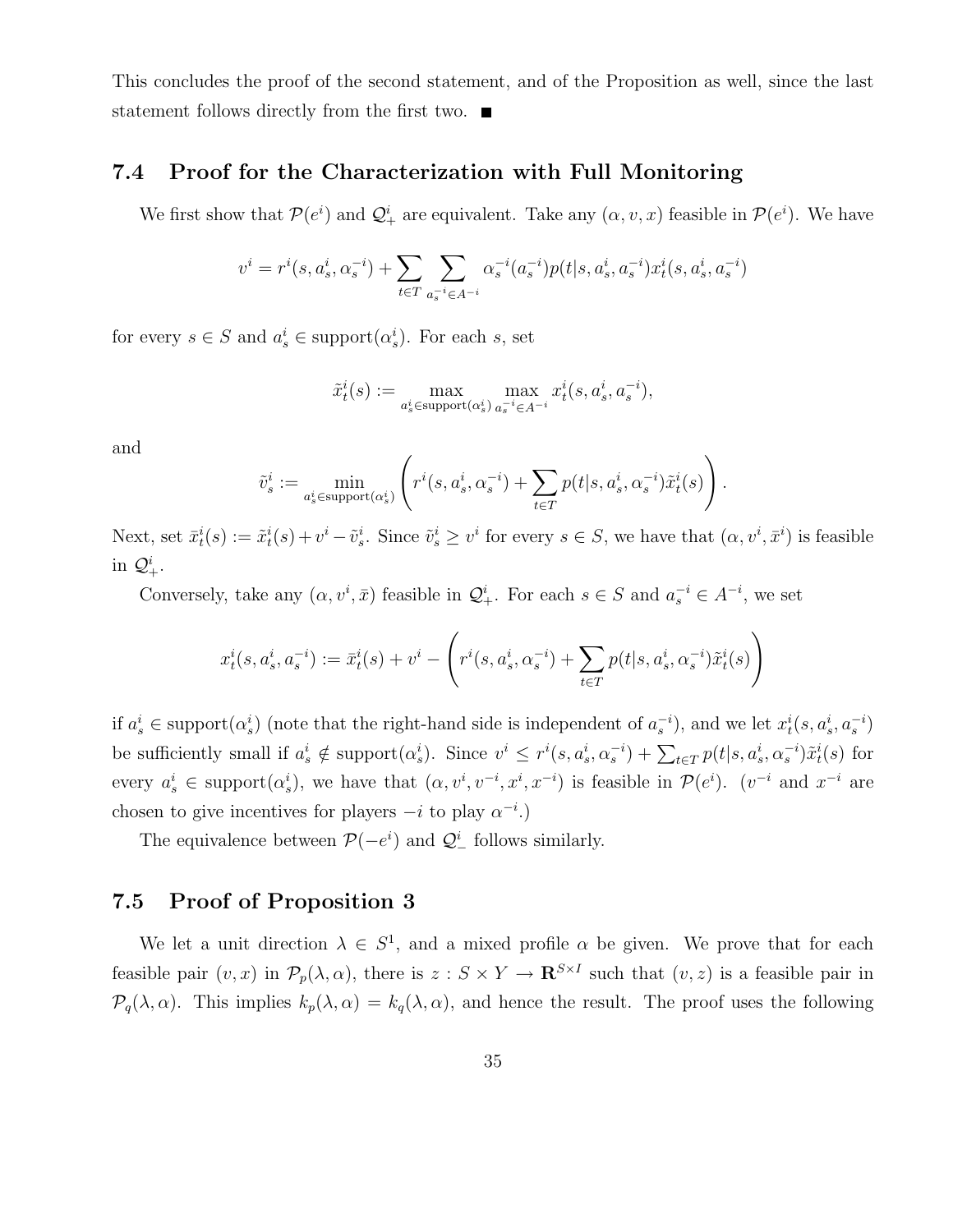This concludes the proof of the second statement, and of the Proposition as well, since the last statement follows directly from the first two. ■

### 7.4 Proof for the Characterization with Full Monitoring

We first show that $\mathcal{P}(e^i)$ and $\mathcal{Q}^i_+$ are equivalent. Take any $(\alpha, v, x)$ feasible in $\mathcal{P}(e^i)$. We have

$$v^i = r^i(s, a^i_s, \alpha^{-i}_s) + \sum_{t \in T} \sum_{a^{-i}_s \in A^{-i}} \alpha^{-i}_s(a^{-i}_s) p(t|s, a^i_s, a^{-i}_s) x^i_t(s, a^i_s, a^{-i}_s)$$

for every $s \in S$ and $a^i_s \in \text{support}(\alpha^i_s)$. For each $s$, set

$$\tilde{x}^i_t(s) := \max_{a^i_s \in \text{support}(\alpha^i_s)} \max_{a^{-i}_s \in A^{-i}} x^i_t(s, a^i_s, a^{-i}_s),$$

and

$$\tilde{v}^i_s := \min_{a^i_s \in \text{support}(\alpha^i_s)} \left( r^i(s, a^i_s, \alpha^{-i}_s) + \sum_{t \in T} p(t|s, a^i_s, \alpha^{-i}_s) \tilde{x}^i_t(s) \right).$$

Next, set $\bar{x}^i_t(s) := \tilde{x}^i_t(s) + v^i - \tilde{v}^i_s$. Since $\tilde{v}^i_s \geq v^i$ for every $s \in S$, we have that $(\alpha, v^i, \bar{x}^i)$ is feasible in $\mathcal{Q}^i_+$.

Conversely, take any $(\alpha, v^i, \bar{x})$ feasible in $\mathcal{Q}^i_+$. For each $s \in S$ and $a^{-i}_s \in A^{-i}$, we set

$$x^i_t(s, a^i_s, a^{-i}_s) := \bar{x}^i_t(s) + v^i - \left( r^i(s, a^i_s, \alpha^{-i}_s) + \sum_{t \in T} p(t|s, a^i_s, \alpha^{-i}_s) \tilde{x}^i_t(s) \right)$$

if $a^i_s \in \text{support}(\alpha^i_s)$ (note that the right-hand side is independent of $a^{-i}_s$), and we let $x^i_t(s, a^i_s, a^{-i}_s)$ be sufficiently small if $a^i_s \notin \text{support}(\alpha^i_s)$. Since $v^i \leq r^i(s, a^i_s, \alpha^{-i}_s) + \sum_{t \in T} p(t|s, a^i_s, \alpha^{-i}_s) \tilde{x}^i_t(s)$ for every $a^i_s \in \text{support}(\alpha^i_s)$, we have that $(\alpha, v^i, v^{-i}, x^i, x^{-i})$ is feasible in $\mathcal{P}(e^i)$. ($v^{-i}$ and $x^{-i}$ are chosen to give incentives for players $-i$ to play $\alpha^{-i}$.)

The equivalence between $\mathcal{P}(-e^i)$ and $\mathcal{Q}^i_-$ follows similarly.

### 7.5 Proof of Proposition 3

We let a unit direction $\lambda \in S^1$, and a mixed profile $\alpha$ be given. We prove that for each feasible pair $(v, x)$ in $\mathcal{P}_p(\lambda, \alpha)$, there is $z : S \times Y \to \mathbf{R}^{S \times I}$ such that $(v, z)$ is a feasible pair in $\mathcal{P}_q(\lambda, \alpha)$. This implies $k_p(\lambda, \alpha) = k_q(\lambda, \alpha)$, and hence the result. The proof uses the following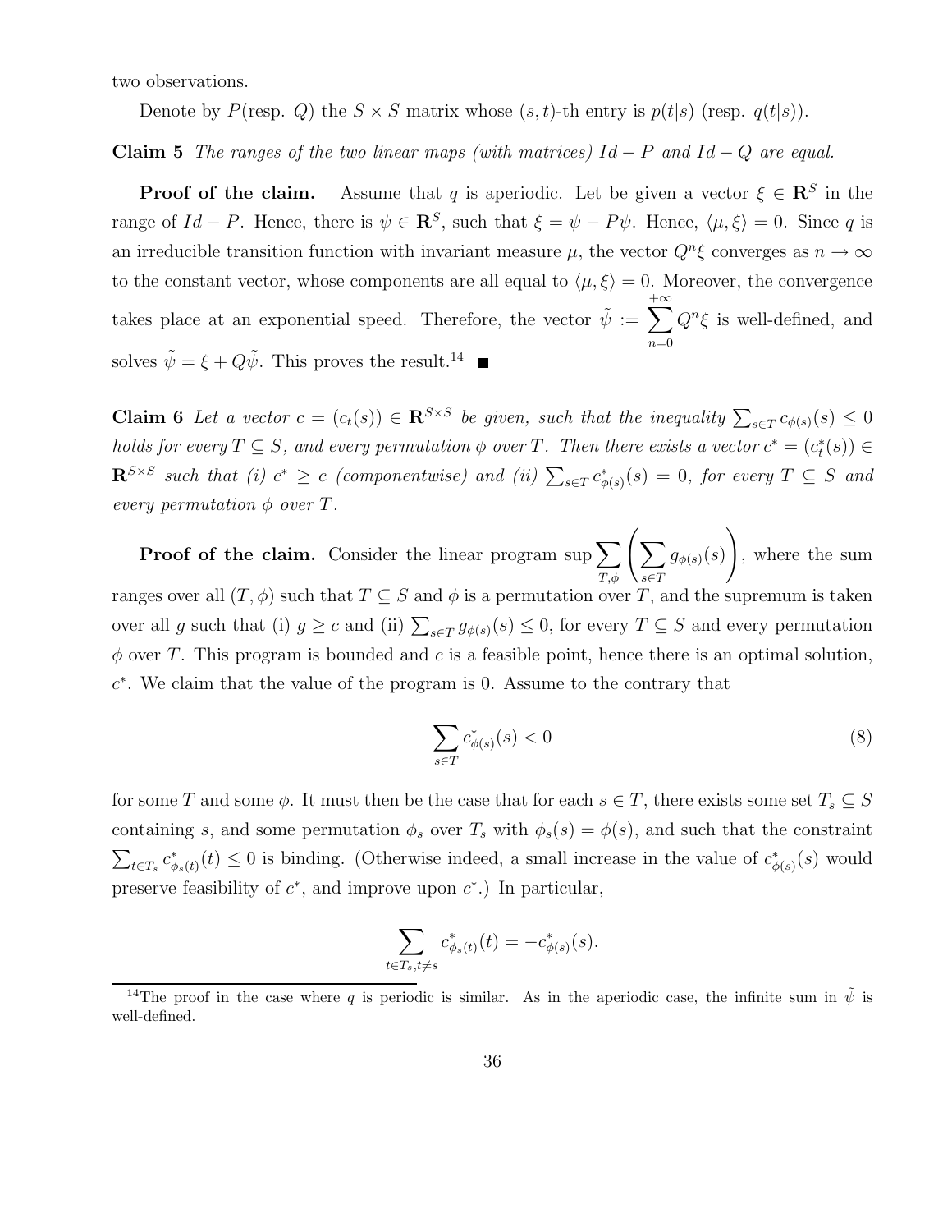two observations.

Denote by $P$(resp. $Q$) the $S \times S$ matrix whose $(s,t)$-th entry is $p(t|s)$ (resp. $q(t|s)$).

**Claim 5** *The ranges of the two linear maps (with matrices) $Id - P$ and $Id - Q$ are equal.*

**Proof of the claim.** Assume that $q$ is aperiodic. Let be given a vector $\xi \in \mathbf{R}^S$ in the range of $Id - P$. Hence, there is $\psi \in \mathbf{R}^S$, such that $\xi = \psi - P\psi$. Hence, $\langle \mu, \xi \rangle = 0$. Since $q$ is an irreducible transition function with invariant measure $\mu$, the vector $Q^n \xi$ converges as $n \to \infty$ to the constant vector, whose components are all equal to $\langle \mu, \xi \rangle = 0$. Moreover, the convergence takes place at an exponential speed. Therefore, the vector $\tilde{\psi} := \sum_{n=0}^{+\infty} Q^n \xi$ is well-defined, and solves $\tilde{\psi} = \xi + Q\tilde{\psi}$. This proves the result.[14] ■

**Claim 6** *Let a vector $c = (c_t(s)) \in \mathbf{R}^{S \times S}$ be given, such that the inequality $\sum_{s \in T} c_{\phi(s)}(s) \leq 0$ holds for every $T \subseteq S$, and every permutation $\phi$ over $T$. Then there exists a vector $c^* = (c^*_t(s)) \in \mathbf{R}^{S \times S}$ such that (i) $c^* \geq c$ (componentwise) and (ii) $\sum_{s \in T} c^*_{\phi(s)}(s) = 0$, for every $T \subseteq S$ and every permutation $\phi$ over $T$.*

**Proof of the claim.** Consider the linear program $\sup \sum_{T,\phi} \left( \sum_{s \in T} g_{\phi(s)}(s) \right)$, where the sum ranges over all $(T, \phi)$ such that $T \subseteq S$ and $\phi$ is a permutation over $T$, and the supremum is taken over all $g$ such that (i) $g \geq c$ and (ii) $\sum_{s \in T} g_{\phi(s)}(s) \leq 0$, for every $T \subseteq S$ and every permutation $\phi$ over $T$. This program is bounded and $c$ is a feasible point, hence there is an optimal solution, $c^*$. We claim that the value of the program is 0. Assume to the contrary that

$$\sum_{s \in T} c^*_{\phi(s)}(s) < 0 \tag{8}$$

for some $T$ and some $\phi$. It must then be the case that for each $s \in T$, there exists some set $T_s \subseteq S$ containing $s$, and some permutation $\phi_s$ over $T_s$ with $\phi_s(s) = \phi(s)$, and such that the constraint $\sum_{t \in T_s} c^*_{\phi_s(t)}(t) \leq 0$ is binding. (Otherwise indeed, a small increase in the value of $c^*_{\phi(s)}(s)$ would preserve feasibility of $c^*$, and improve upon $c^*$.) In particular,

$$\sum_{t \in T_s, t \neq s} c^*_{\phi_s(t)}(t) = -c^*_{\phi(s)}(s).$$

[14] The proof in the case where $q$ is periodic is similar. As in the aperiodic case, the infinite sum in $\tilde{\psi}$ is well-defined.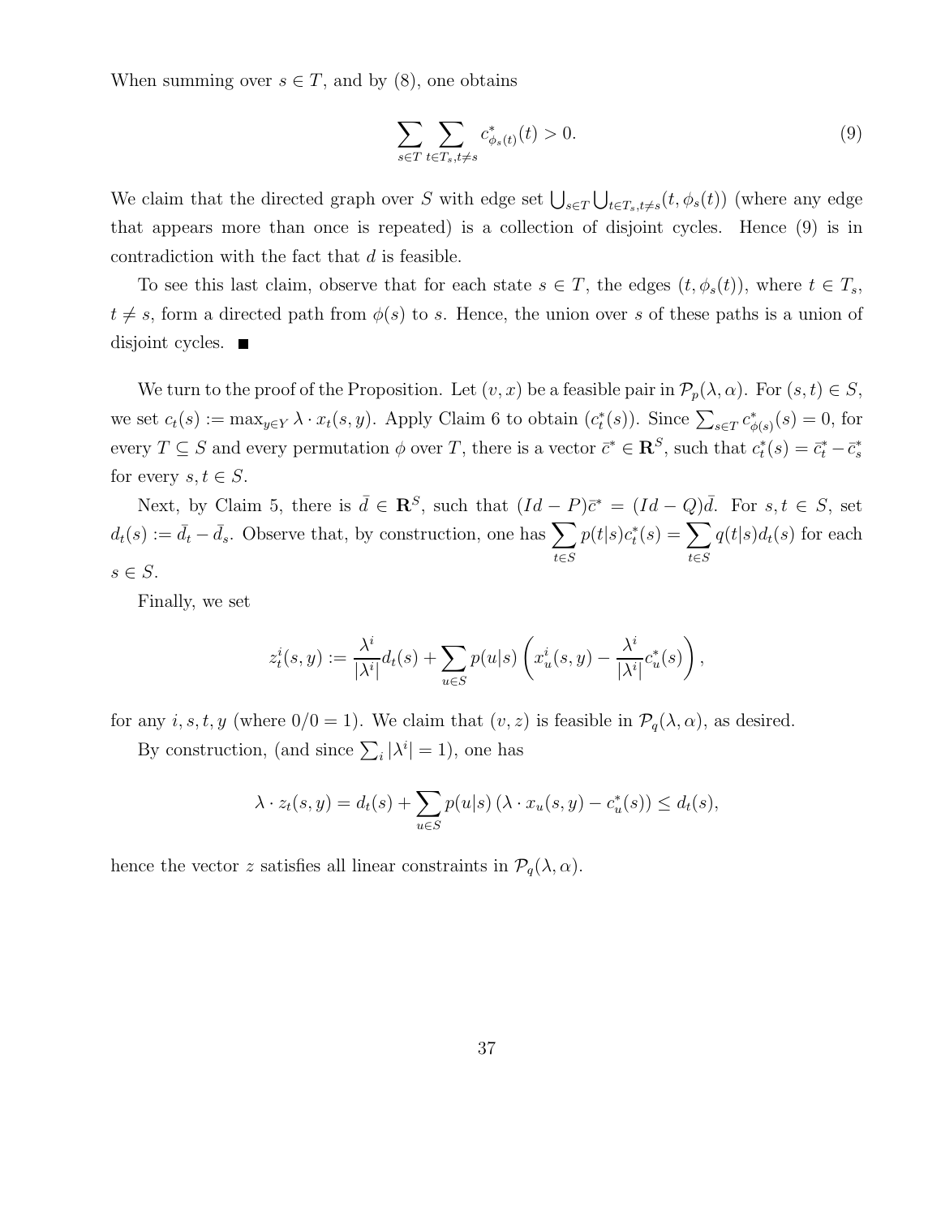When summing over $s \in T$, and by (8), one obtains

$$\sum_{s \in T} \sum_{t \in T_s, t \neq s} c^*_{\phi_s(t)}(t) > 0. \tag{9}$$

We claim that the directed graph over $S$ with edge set $\bigcup_{s \in T} \bigcup_{t \in T_s, t \neq s} (t, \phi_s(t))$ (where any edge that appears more than once is repeated) is a collection of disjoint cycles. Hence (9) is in contradiction with the fact that $d$ is feasible.

To see this last claim, observe that for each state $s \in T$, the edges $(t, \phi_s(t))$, where $t \in T_s$, $t \neq s$, form a directed path from $\phi(s)$ to $s$. Hence, the union over $s$ of these paths is a union of disjoint cycles. ■

We turn to the proof of the Proposition. Let $(v, x)$ be a feasible pair in $\mathcal{P}_p(\lambda, \alpha)$. For $(s, t) \in S$, we set $c_t(s) := \max_{y \in Y} \lambda \cdot x_t(s, y)$. Apply Claim 6 to obtain $(c^*_t(s))$. Since $\sum_{s \in T} c^*_{\phi(s)}(s) = 0$, for every $T \subseteq S$ and every permutation $\phi$ over $T$, there is a vector $\bar{c}^* \in \mathbf{R}^S$, such that $c^*_t(s) = \bar{c}^*_t - \bar{c}^*_s$ for every $s, t \in S$.

Next, by Claim 5, there is $\bar{d} \in \mathbf{R}^S$, such that $(Id - P)\bar{c}^* = (Id - Q)\bar{d}$. For $s, t \in S$, set $d_t(s) := \bar{d}_t - \bar{d}_s$. Observe that, by construction, one has $\sum_{t \in S} p(t|s) c^*_t(s) = \sum_{t \in S} q(t|s) d_t(s)$ for each $s \in S$.

Finally, we set

$$z^i_t(s, y) := \frac{\lambda^i}{|\lambda^i|} d_t(s) + \sum_{u \in S} p(u|s) \left( x^i_u(s, y) - \frac{\lambda^i}{|\lambda^i|} c^*_u(s) \right),$$

for any $i, s, t, y$ (where $0/0 = 1$). We claim that $(v, z)$ is feasible in $\mathcal{P}_q(\lambda, \alpha)$, as desired.

By construction, (and since $\sum_i |\lambda^i| = 1$), one has

$$\lambda \cdot z_t(s, y) = d_t(s) + \sum_{u \in S} p(u|s) \left( \lambda \cdot x_u(s, y) - c^*_u(s) \right) \leq d_t(s),$$

hence the vector $z$ satisfies all linear constraints in $\mathcal{P}_q(\lambda, \alpha)$.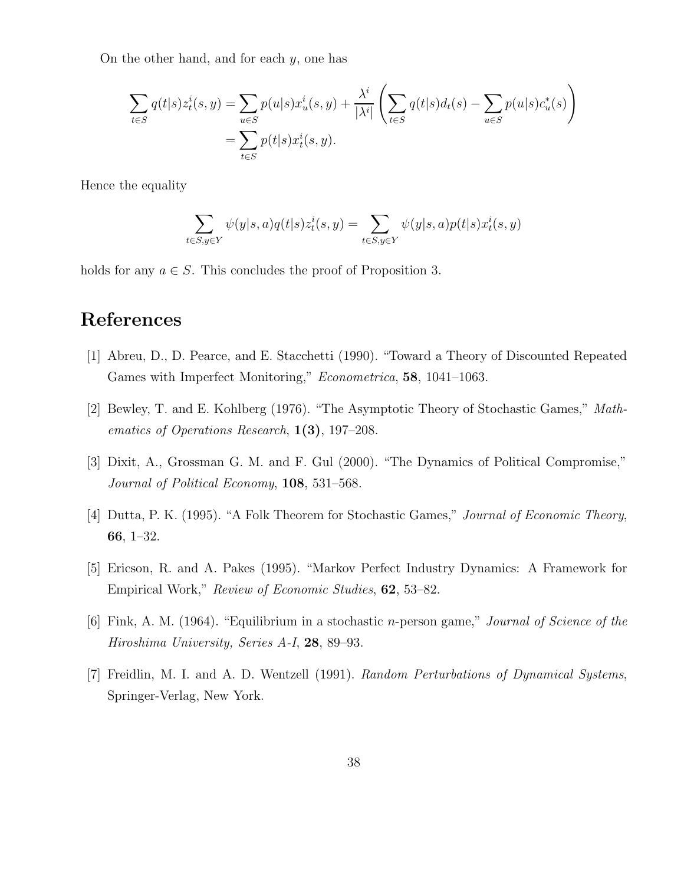On the other hand, and for each $y$, one has

$$
\begin{aligned}
\sum_{t \in S} q(t|s) z_t^i(s,y) &= \sum_{u \in S} p(u|s) x_u^i(s,y) + \frac{\lambda^i}{|\lambda^i|} \left( \sum_{t \in S} q(t|s) d_t(s) - \sum_{u \in S} p(u|s) c_u^*(s) \right) \\
&= \sum_{t \in S} p(t|s) x_t^i(s,y).
\end{aligned}
$$

Hence the equality

$$
\sum_{t \in S, y \in Y} \psi(y|s,a) q(t|s) z_t^i(s,y) = \sum_{t \in S, y \in Y} \psi(y|s,a) p(t|s) x_t^i(s,y)
$$

holds for any $a \in S$. This concludes the proof of Proposition 3.

# References

[1] Abreu, D., D. Pearce, and E. Stacchetti (1990). "Toward a Theory of Discounted Repeated Games with Imperfect Monitoring," *Econometrica*, **58**, 1041–1063.

[2] Bewley, T. and E. Kohlberg (1976). "The Asymptotic Theory of Stochastic Games," *Mathematics of Operations Research*, **1(3)**, 197–208.

[3] Dixit, A., Grossman G. M. and F. Gul (2000). "The Dynamics of Political Compromise," *Journal of Political Economy*, **108**, 531–568.

[4] Dutta, P. K. (1995). "A Folk Theorem for Stochastic Games," *Journal of Economic Theory*, **66**, 1–32.

[5] Ericson, R. and A. Pakes (1995). "Markov Perfect Industry Dynamics: A Framework for Empirical Work," *Review of Economic Studies*, **62**, 53–82.

[6] Fink, A. M. (1964). "Equilibrium in a stochastic $n$-person game," *Journal of Science of the Hiroshima University, Series A-I*, **28**, 89–93.

[7] Freidlin, M. I. and A. D. Wentzell (1991). *Random Perturbations of Dynamical Systems*, Springer-Verlag, New York.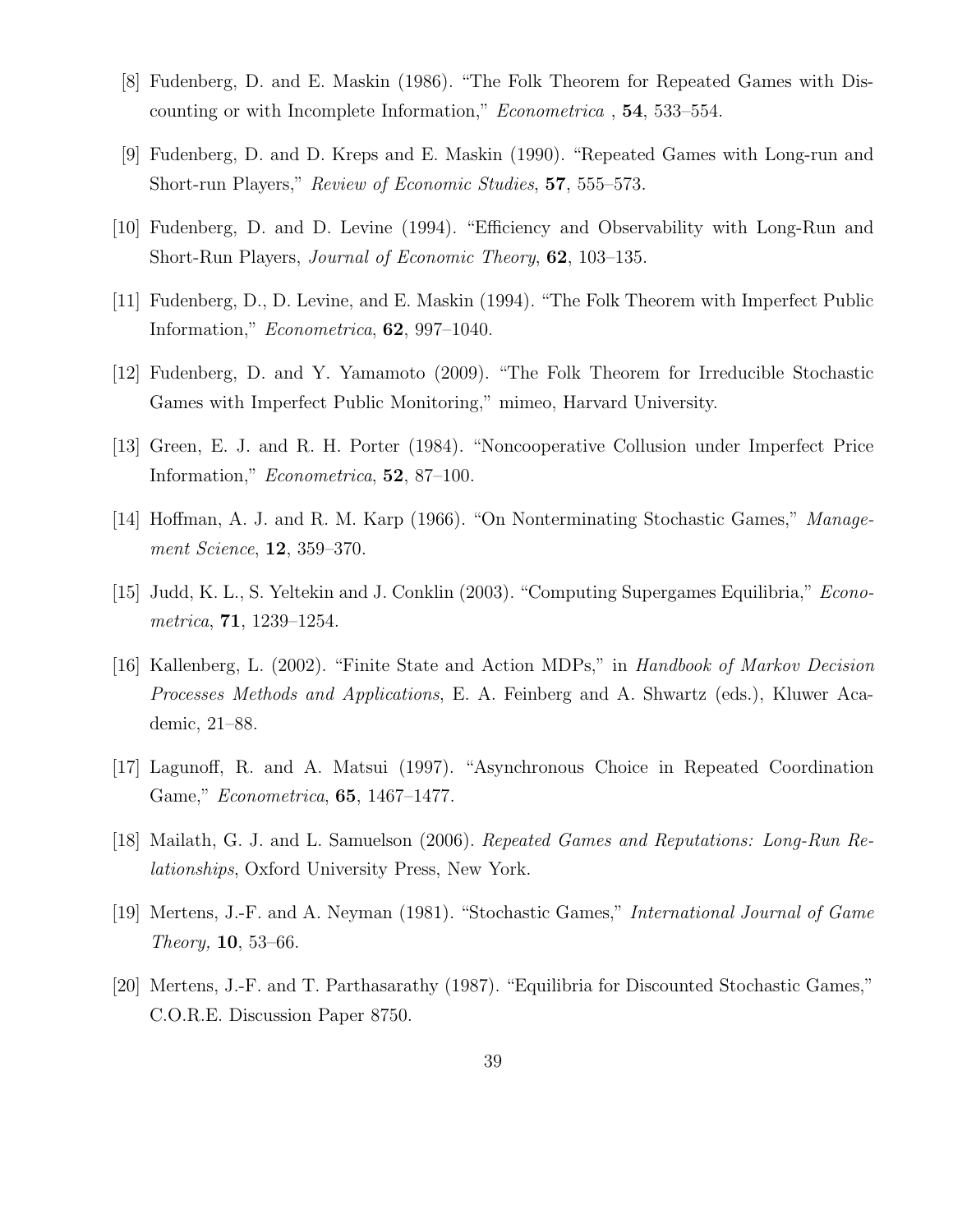[8] Fudenberg, D. and E. Maskin (1986). "The Folk Theorem for Repeated Games with Discounting or with Incomplete Information," *Econometrica* , **54**, 533–554.

[9] Fudenberg, D. and D. Kreps and E. Maskin (1990). "Repeated Games with Long-run and Short-run Players," *Review of Economic Studies*, **57**, 555–573.

[10] Fudenberg, D. and D. Levine (1994). "Efficiency and Observability with Long-Run and Short-Run Players, *Journal of Economic Theory*, **62**, 103–135.

[11] Fudenberg, D., D. Levine, and E. Maskin (1994). "The Folk Theorem with Imperfect Public Information," *Econometrica*, **62**, 997–1040.

[12] Fudenberg, D. and Y. Yamamoto (2009). "The Folk Theorem for Irreducible Stochastic Games with Imperfect Public Monitoring," mimeo, Harvard University.

[13] Green, E. J. and R. H. Porter (1984). "Noncooperative Collusion under Imperfect Price Information," *Econometrica*, **52**, 87–100.

[14] Hoffman, A. J. and R. M. Karp (1966). "On Nonterminating Stochastic Games," *Management Science*, **12**, 359–370.

[15] Judd, K. L., S. Yeltekin and J. Conklin (2003). "Computing Supergames Equilibria," *Econometrica*, **71**, 1239–1254.

[16] Kallenberg, L. (2002). "Finite State and Action MDPs," in *Handbook of Markov Decision Processes Methods and Applications*, E. A. Feinberg and A. Shwartz (eds.), Kluwer Academic, 21–88.

[17] Lagunoff, R. and A. Matsui (1997). "Asynchronous Choice in Repeated Coordination Game," *Econometrica*, **65**, 1467–1477.

[18] Mailath, G. J. and L. Samuelson (2006). *Repeated Games and Reputations: Long-Run Relationships*, Oxford University Press, New York.

[19] Mertens, J.-F. and A. Neyman (1981). "Stochastic Games," *International Journal of Game Theory,* **10**, 53–66.

[20] Mertens, J.-F. and T. Parthasarathy (1987). "Equilibria for Discounted Stochastic Games," C.O.R.E. Discussion Paper 8750.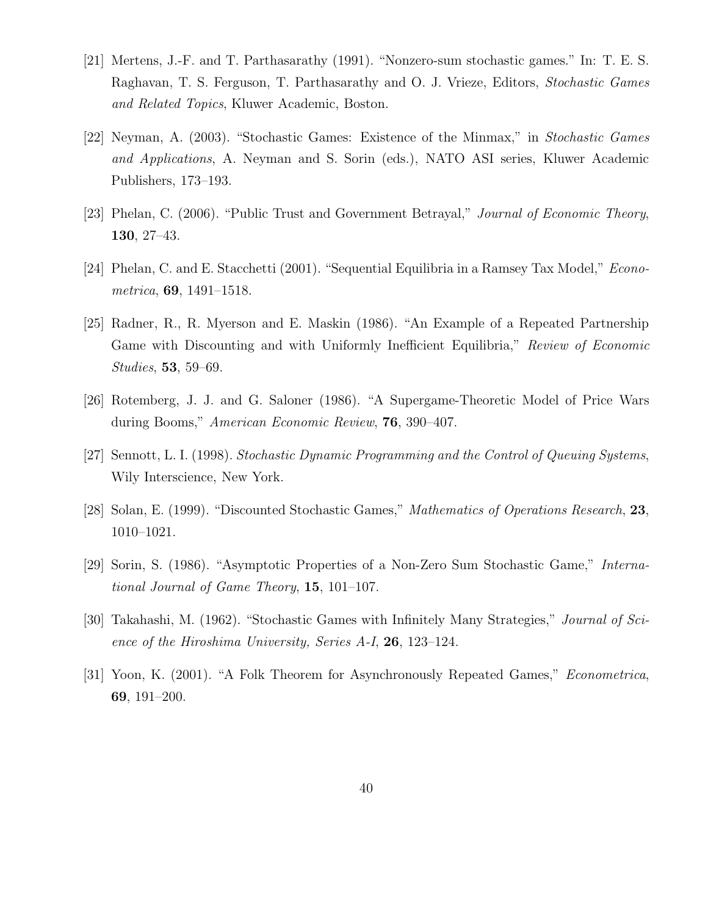[21] Mertens, J.-F. and T. Parthasarathy (1991). "Nonzero-sum stochastic games." In: T. E. S. Raghavan, T. S. Ferguson, T. Parthasarathy and O. J. Vrieze, Editors, *Stochastic Games and Related Topics*, Kluwer Academic, Boston.

[22] Neyman, A. (2003). "Stochastic Games: Existence of the Minmax," in *Stochastic Games and Applications*, A. Neyman and S. Sorin (eds.), NATO ASI series, Kluwer Academic Publishers, 173–193.

[23] Phelan, C. (2006). "Public Trust and Government Betrayal," *Journal of Economic Theory*, **130**, 27–43.

[24] Phelan, C. and E. Stacchetti (2001). "Sequential Equilibria in a Ramsey Tax Model," *Econometrica*, **69**, 1491–1518.

[25] Radner, R., R. Myerson and E. Maskin (1986). "An Example of a Repeated Partnership Game with Discounting and with Uniformly Inefficient Equilibria," *Review of Economic Studies*, **53**, 59–69.

[26] Rotemberg, J. J. and G. Saloner (1986). "A Supergame-Theoretic Model of Price Wars during Booms," *American Economic Review*, **76**, 390–407.

[27] Sennott, L. I. (1998). *Stochastic Dynamic Programming and the Control of Queuing Systems*, Wily Interscience, New York.

[28] Solan, E. (1999). "Discounted Stochastic Games," *Mathematics of Operations Research*, **23**, 1010–1021.

[29] Sorin, S. (1986). "Asymptotic Properties of a Non-Zero Sum Stochastic Game," *International Journal of Game Theory*, **15**, 101–107.

[30] Takahashi, M. (1962). "Stochastic Games with Infinitely Many Strategies," *Journal of Science of the Hiroshima University, Series A-I*, **26**, 123–124.

[31] Yoon, K. (2001). "A Folk Theorem for Asynchronously Repeated Games," *Econometrica*, **69**, 191–200.